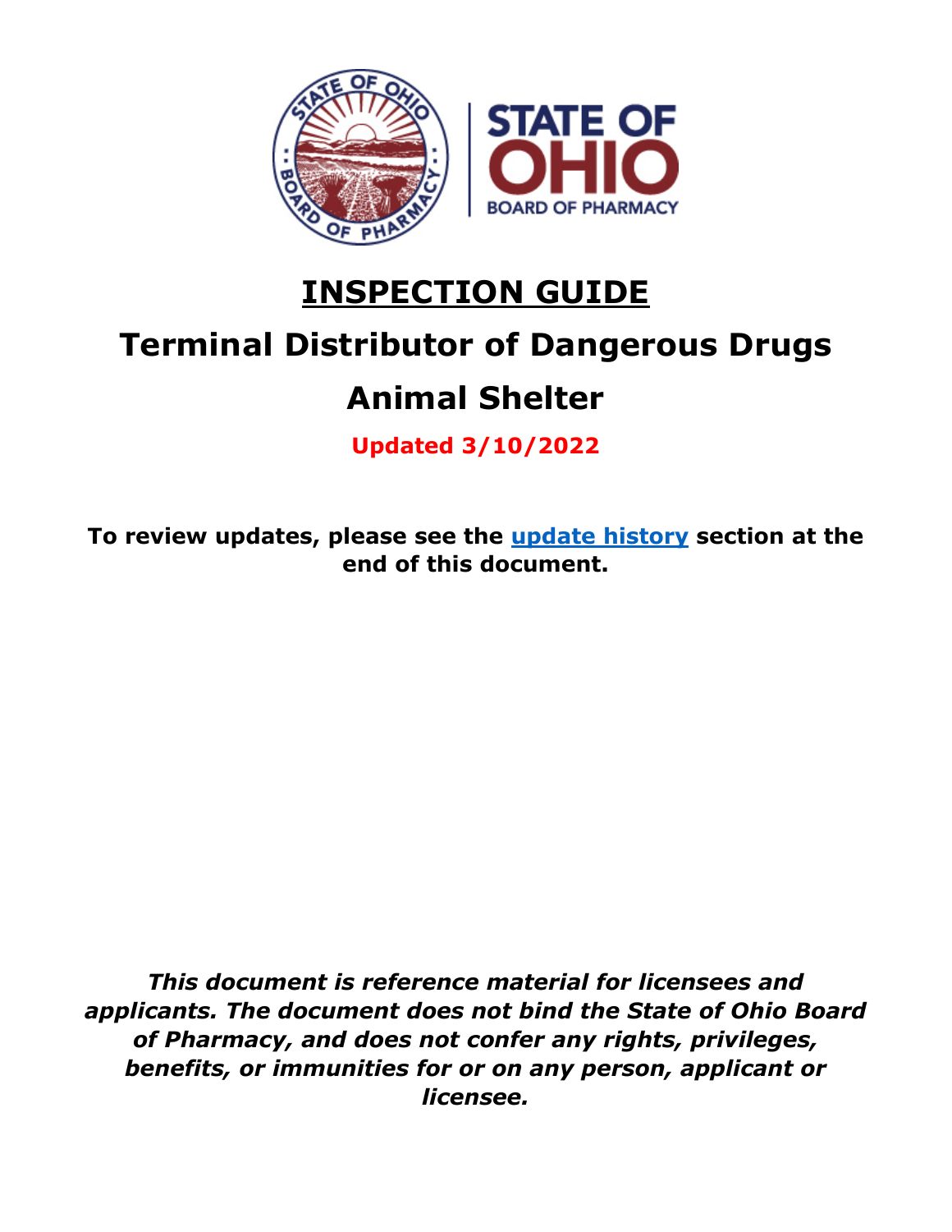# INSPECTION GUIDE

## Terminal Distributor of Dangerous Drugs

## Animal Shelter

**Updated 3/10/2022**

**To review updates, please see the update history section at the end of this document.**

***This document is reference material for licensees and applicants. The document does not bind the State of Ohio Board of Pharmacy, and does not confer any rights, privileges, benefits, or immunities for or on any person, applicant or licensee.***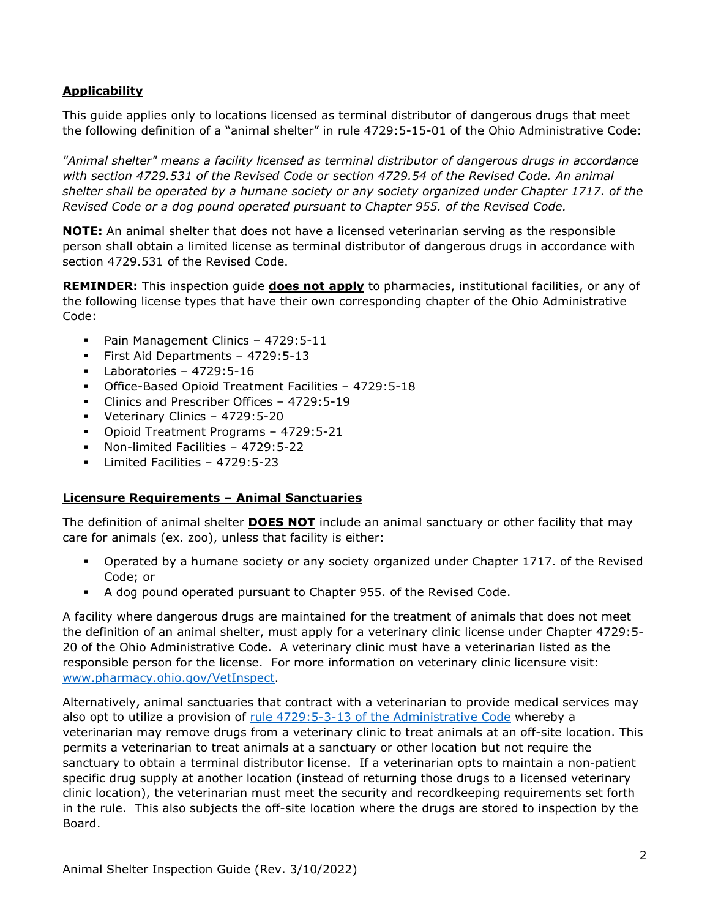## Applicability

This guide applies only to locations licensed as terminal distributor of dangerous drugs that meet the following definition of a "animal shelter" in rule 4729:5-15-01 of the Ohio Administrative Code:

*"Animal shelter" means a facility licensed as terminal distributor of dangerous drugs in accordance with section 4729.531 of the Revised Code or section 4729.54 of the Revised Code. An animal shelter shall be operated by a humane society or any society organized under Chapter 1717. of the Revised Code or a dog pound operated pursuant to Chapter 955. of the Revised Code.*

**NOTE:** An animal shelter that does not have a licensed veterinarian serving as the responsible person shall obtain a limited license as terminal distributor of dangerous drugs in accordance with section 4729.531 of the Revised Code.

**REMINDER:** This inspection guide **does not apply** to pharmacies, institutional facilities, or any of the following license types that have their own corresponding chapter of the Ohio Administrative Code:

- Pain Management Clinics – 4729:5-11
- First Aid Departments – 4729:5-13
- Laboratories – 4729:5-16
- Office-Based Opioid Treatment Facilities – 4729:5-18
- Clinics and Prescriber Offices – 4729:5-19
- Veterinary Clinics – 4729:5-20
- Opioid Treatment Programs – 4729:5-21
- Non-limited Facilities – 4729:5-22
- Limited Facilities – 4729:5-23

## Licensure Requirements – Animal Sanctuaries

The definition of animal shelter **DOES NOT** include an animal sanctuary or other facility that may care for animals (ex. zoo), unless that facility is either:

- Operated by a humane society or any society organized under Chapter 1717. of the Revised Code; or
- A dog pound operated pursuant to Chapter 955. of the Revised Code.

A facility where dangerous drugs are maintained for the treatment of animals that does not meet the definition of an animal shelter, must apply for a veterinary clinic license under Chapter 4729:5-20 of the Ohio Administrative Code. A veterinary clinic must have a veterinarian listed as the responsible person for the license. For more information on veterinary clinic licensure visit: www.pharmacy.ohio.gov/VetInspect.

Alternatively, animal sanctuaries that contract with a veterinarian to provide medical services may also opt to utilize a provision of rule 4729:5-3-13 of the Administrative Code whereby a veterinarian may remove drugs from a veterinary clinic to treat animals at an off-site location. This permits a veterinarian to treat animals at a sanctuary or other location but not require the sanctuary to obtain a terminal distributor license. If a veterinarian opts to maintain a non-patient specific drug supply at another location (instead of returning those drugs to a licensed veterinary clinic location), the veterinarian must meet the security and recordkeeping requirements set forth in the rule. This also subjects the off-site location where the drugs are stored to inspection by the Board.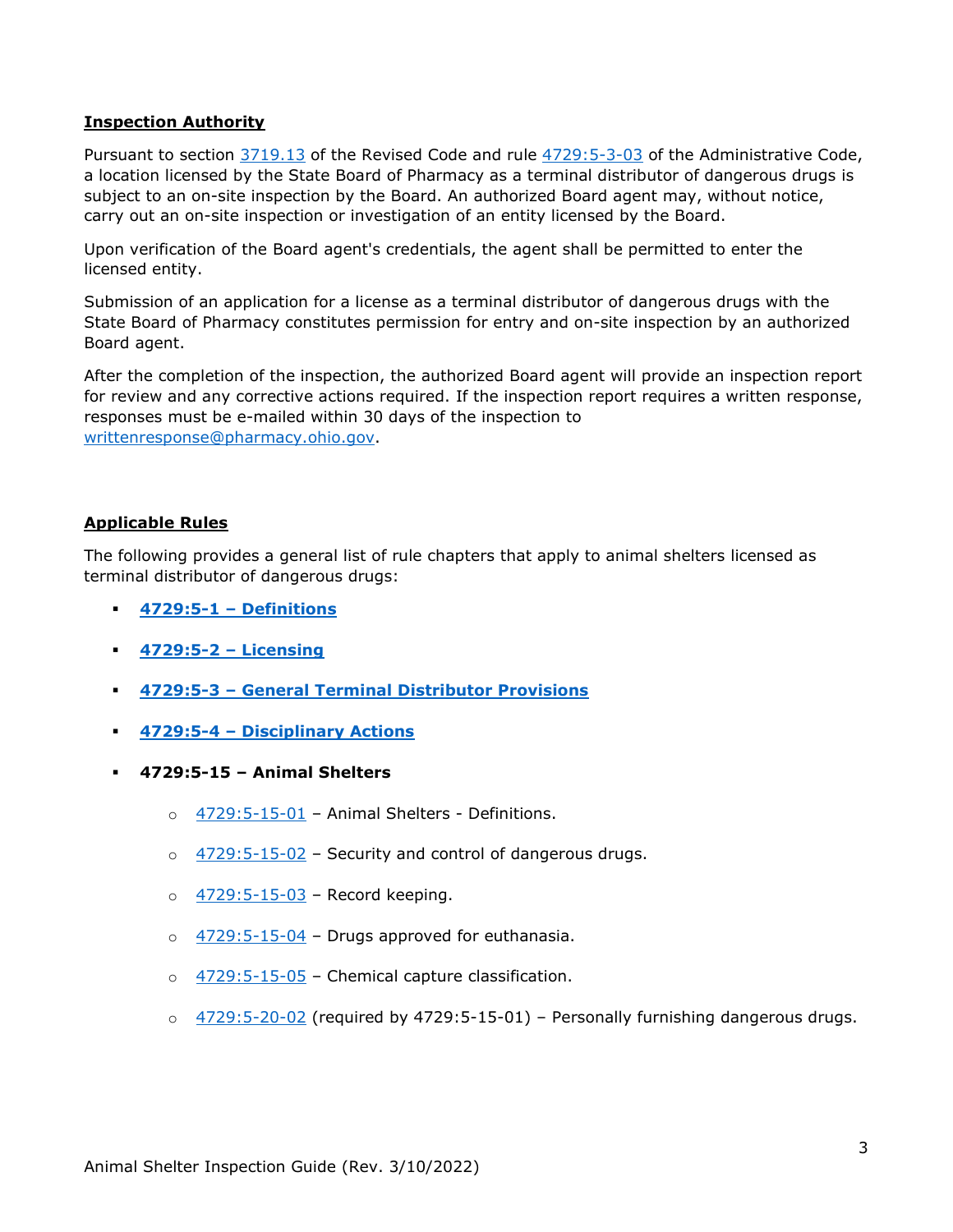## Inspection Authority

Pursuant to section 3719.13 of the Revised Code and rule 4729:5-3-03 of the Administrative Code, a location licensed by the State Board of Pharmacy as a terminal distributor of dangerous drugs is subject to an on-site inspection by the Board. An authorized Board agent may, without notice, carry out an on-site inspection or investigation of an entity licensed by the Board.

Upon verification of the Board agent's credentials, the agent shall be permitted to enter the licensed entity.

Submission of an application for a license as a terminal distributor of dangerous drugs with the State Board of Pharmacy constitutes permission for entry and on-site inspection by an authorized Board agent.

After the completion of the inspection, the authorized Board agent will provide an inspection report for review and any corrective actions required. If the inspection report requires a written response, responses must be e-mailed within 30 days of the inspection to writtenresponse@pharmacy.ohio.gov.

## Applicable Rules

The following provides a general list of rule chapters that apply to animal shelters licensed as terminal distributor of dangerous drugs:

- **4729:5-1 – Definitions**
- **4729:5-2 – Licensing**
- **4729:5-3 – General Terminal Distributor Provisions**
- **4729:5-4 – Disciplinary Actions**
- **4729:5-15 – Animal Shelters**
  - 4729:5-15-01 – Animal Shelters - Definitions.
  - 4729:5-15-02 – Security and control of dangerous drugs.
  - 4729:5-15-03 – Record keeping.
  - 4729:5-15-04 – Drugs approved for euthanasia.
  - 4729:5-15-05 – Chemical capture classification.
  - 4729:5-20-02 (required by 4729:5-15-01) – Personally furnishing dangerous drugs.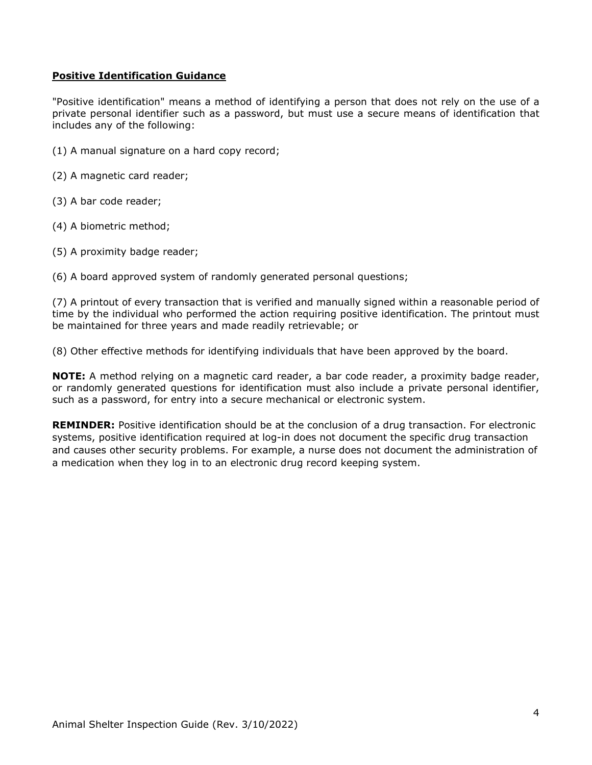## Positive Identification Guidance

"Positive identification" means a method of identifying a person that does not rely on the use of a private personal identifier such as a password, but must use a secure means of identification that includes any of the following:

(1) A manual signature on a hard copy record;

(2) A magnetic card reader;

(3) A bar code reader;

(4) A biometric method;

(5) A proximity badge reader;

(6) A board approved system of randomly generated personal questions;

(7) A printout of every transaction that is verified and manually signed within a reasonable period of time by the individual who performed the action requiring positive identification. The printout must be maintained for three years and made readily retrievable; or

(8) Other effective methods for identifying individuals that have been approved by the board.

**NOTE:** A method relying on a magnetic card reader, a bar code reader, a proximity badge reader, or randomly generated questions for identification must also include a private personal identifier, such as a password, for entry into a secure mechanical or electronic system.

**REMINDER:** Positive identification should be at the conclusion of a drug transaction. For electronic systems, positive identification required at log-in does not document the specific drug transaction and causes other security problems. For example, a nurse does not document the administration of a medication when they log in to an electronic drug record keeping system.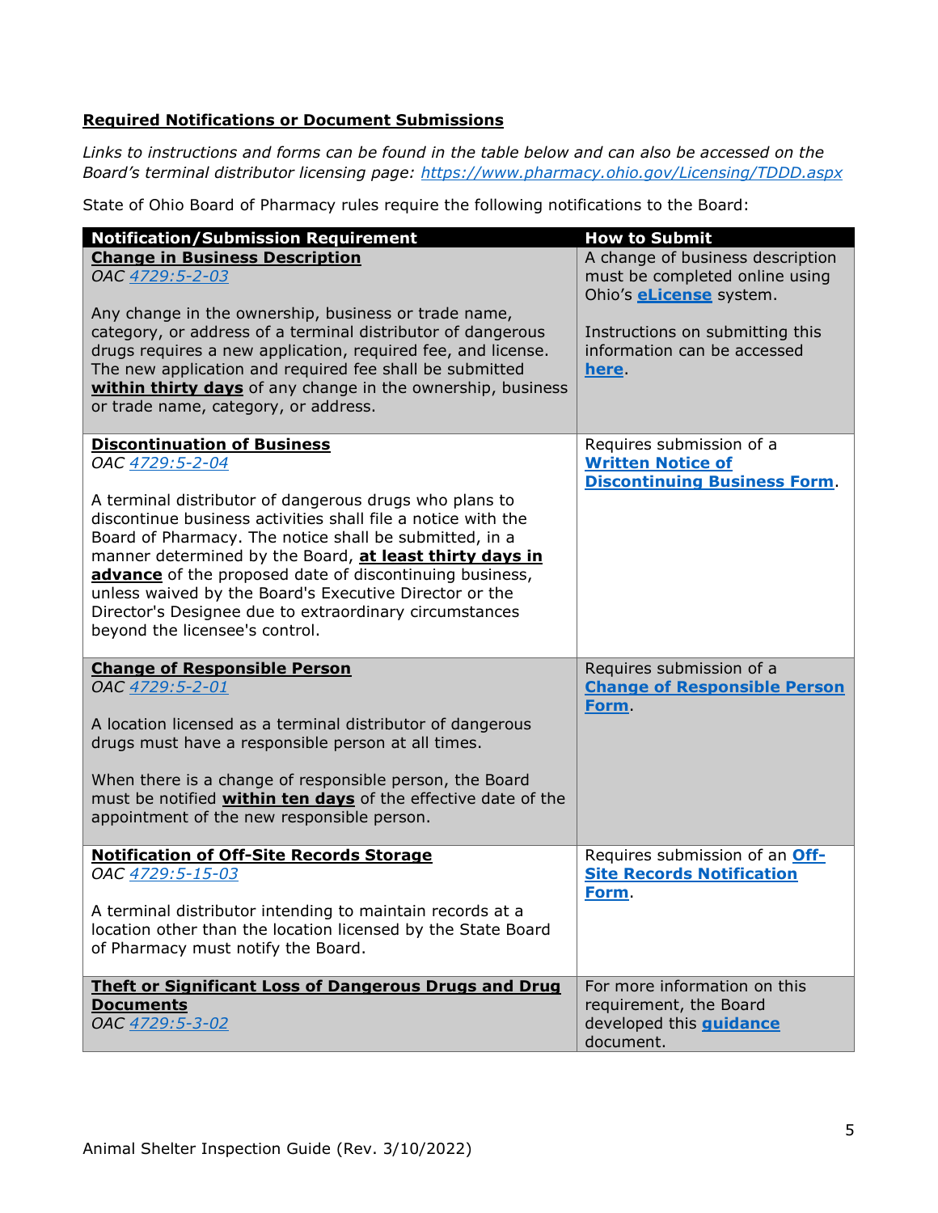**Required Notifications or Document Submissions**

*Links to instructions and forms can be found in the table below and can also be accessed on the Board's terminal distributor licensing page: https://www.pharmacy.ohio.gov/Licensing/TDDD.aspx*

State of Ohio Board of Pharmacy rules require the following notifications to the Board:

| Notification/Submission Requirement | How to Submit |
|---|---|
| **Change in Business Description**<br>*OAC 4729:5-2-03*<br><br>Any change in the ownership, business or trade name, category, or address of a terminal distributor of dangerous drugs requires a new application, required fee, and license. The new application and required fee shall be submitted **within thirty days** of any change in the ownership, business or trade name, category, or address. | A change of business description must be completed online using Ohio's **eLicense** system.<br><br>Instructions on submitting this information can be accessed **here**. |
| **Discontinuation of Business**<br>*OAC 4729:5-2-04*<br><br>A terminal distributor of dangerous drugs who plans to discontinue business activities shall file a notice with the Board of Pharmacy. The notice shall be submitted, in a manner determined by the Board, **at least thirty days in advance** of the proposed date of discontinuing business, unless waived by the Board's Executive Director or the Director's Designee due to extraordinary circumstances beyond the licensee's control. | Requires submission of a **Written Notice of Discontinuing Business Form**. |
| **Change of Responsible Person**<br>*OAC 4729:5-2-01*<br><br>A location licensed as a terminal distributor of dangerous drugs must have a responsible person at all times.<br><br>When there is a change of responsible person, the Board must be notified **within ten days** of the effective date of the appointment of the new responsible person. | Requires submission of a **Change of Responsible Person Form**. |
| **Notification of Off-Site Records Storage**<br>*OAC 4729:5-15-03*<br><br>A terminal distributor intending to maintain records at a location other than the location licensed by the State Board of Pharmacy must notify the Board. | Requires submission of an **Off-Site Records Notification Form**. |
| **Theft or Significant Loss of Dangerous Drugs and Drug Documents**<br>*OAC 4729:5-3-02* | For more information on this requirement, the Board developed this **guidance** document. |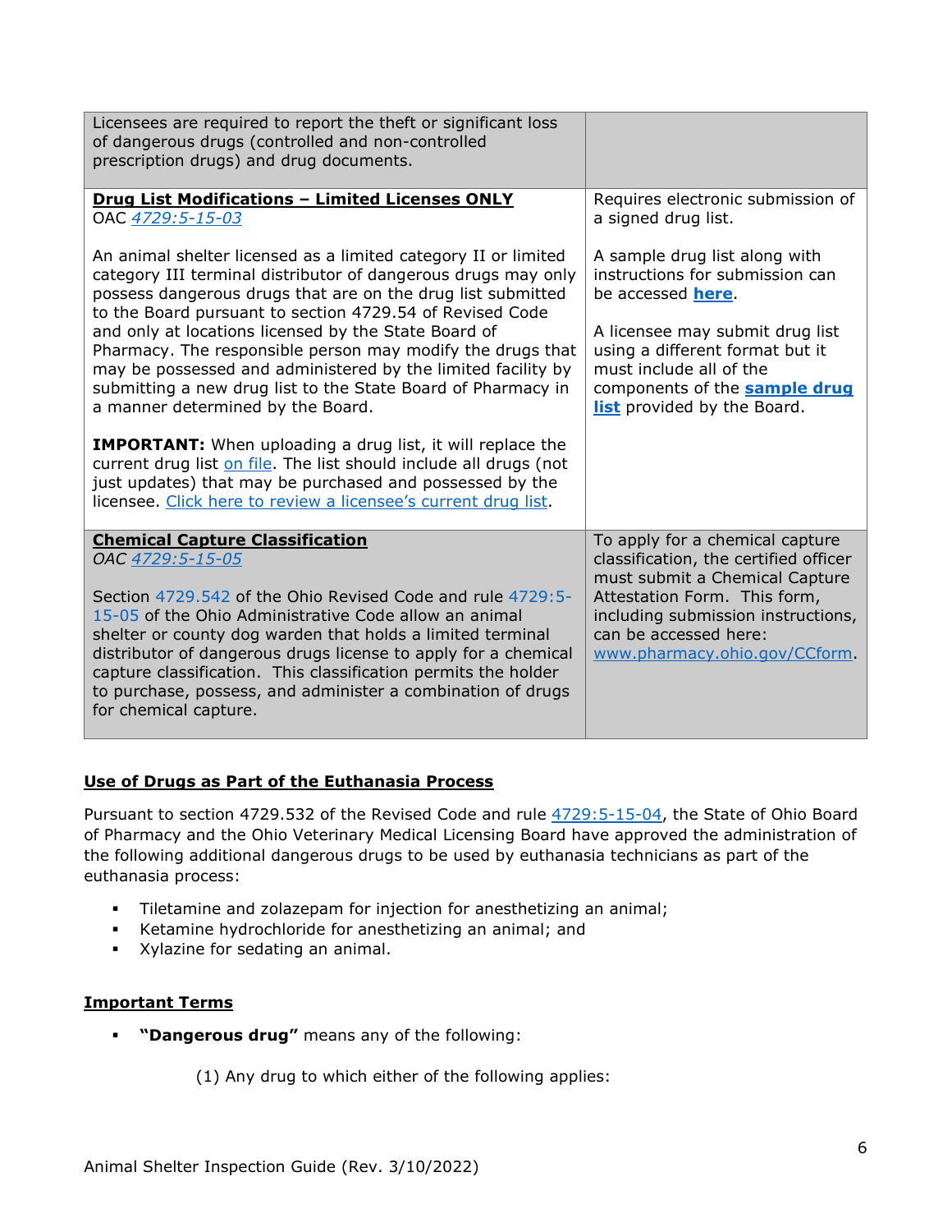| | |
|---|---|
| Licensees are required to report the theft or significant loss of dangerous drugs (controlled and non-controlled prescription drugs) and drug documents. | |
| **Drug List Modifications – Limited Licenses ONLY**<br>OAC *4729:5-15-03*<br><br>An animal shelter licensed as a limited category II or limited category III terminal distributor of dangerous drugs may only possess dangerous drugs that are on the drug list submitted to the Board pursuant to section 4729.54 of Revised Code and only at locations licensed by the State Board of Pharmacy. The responsible person may modify the drugs that may be possessed and administered by the limited facility by submitting a new drug list to the State Board of Pharmacy in a manner determined by the Board.<br><br>**IMPORTANT:** When uploading a drug list, it will replace the current drug list on file. The list should include all drugs (not just updates) that may be purchased and possessed by the licensee. Click here to review a licensee's current drug list. | Requires electronic submission of a signed drug list.<br><br>A sample drug list along with instructions for submission can be accessed **here**.<br><br>A licensee may submit drug list using a different format but it must include all of the components of the **sample drug list** provided by the Board. |
| **Chemical Capture Classification**<br>*OAC 4729:5-15-05*<br><br>Section 4729.542 of the Ohio Revised Code and rule 4729:5-15-05 of the Ohio Administrative Code allow an animal shelter or county dog warden that holds a limited terminal distributor of dangerous drugs license to apply for a chemical capture classification. This classification permits the holder to purchase, possess, and administer a combination of drugs for chemical capture. | To apply for a chemical capture classification, the certified officer must submit a Chemical Capture Attestation Form. This form, including submission instructions, can be accessed here: www.pharmacy.ohio.gov/CCform. |

## Use of Drugs as Part of the Euthanasia Process

Pursuant to section 4729.532 of the Revised Code and rule 4729:5-15-04, the State of Ohio Board of Pharmacy and the Ohio Veterinary Medical Licensing Board have approved the administration of the following additional dangerous drugs to be used by euthanasia technicians as part of the euthanasia process:

- Tiletamine and zolazepam for injection for anesthetizing an animal;
- Ketamine hydrochloride for anesthetizing an animal; and
- Xylazine for sedating an animal.

## Important Terms

- **"Dangerous drug"** means any of the following:

    (1) Any drug to which either of the following applies: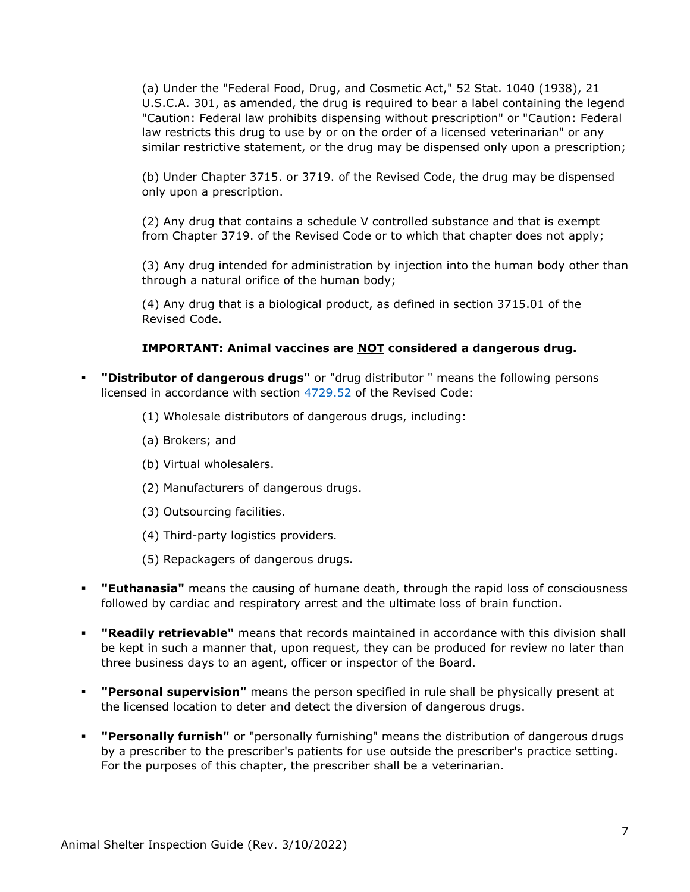(a) Under the "Federal Food, Drug, and Cosmetic Act," 52 Stat. 1040 (1938), 21 U.S.C.A. 301, as amended, the drug is required to bear a label containing the legend "Caution: Federal law prohibits dispensing without prescription" or "Caution: Federal law restricts this drug to use by or on the order of a licensed veterinarian" or any similar restrictive statement, or the drug may be dispensed only upon a prescription;

(b) Under Chapter 3715. or 3719. of the Revised Code, the drug may be dispensed only upon a prescription.

(2) Any drug that contains a schedule V controlled substance and that is exempt from Chapter 3719. of the Revised Code or to which that chapter does not apply;

(3) Any drug intended for administration by injection into the human body other than through a natural orifice of the human body;

(4) Any drug that is a biological product, as defined in section 3715.01 of the Revised Code.

**IMPORTANT: Animal vaccines are <u>NOT</u> considered a dangerous drug.**

- **"Distributor of dangerous drugs"** or "drug distributor " means the following persons licensed in accordance with section 4729.52 of the Revised Code:

  (1) Wholesale distributors of dangerous drugs, including:

  (a) Brokers; and

  (b) Virtual wholesalers.

  (2) Manufacturers of dangerous drugs.

  (3) Outsourcing facilities.

  (4) Third-party logistics providers.

  (5) Repackagers of dangerous drugs.

- **"Euthanasia"** means the causing of humane death, through the rapid loss of consciousness followed by cardiac and respiratory arrest and the ultimate loss of brain function.

- **"Readily retrievable"** means that records maintained in accordance with this division shall be kept in such a manner that, upon request, they can be produced for review no later than three business days to an agent, officer or inspector of the Board.

- **"Personal supervision"** means the person specified in rule shall be physically present at the licensed location to deter and detect the diversion of dangerous drugs.

- **"Personally furnish"** or "personally furnishing" means the distribution of dangerous drugs by a prescriber to the prescriber's patients for use outside the prescriber's practice setting. For the purposes of this chapter, the prescriber shall be a veterinarian.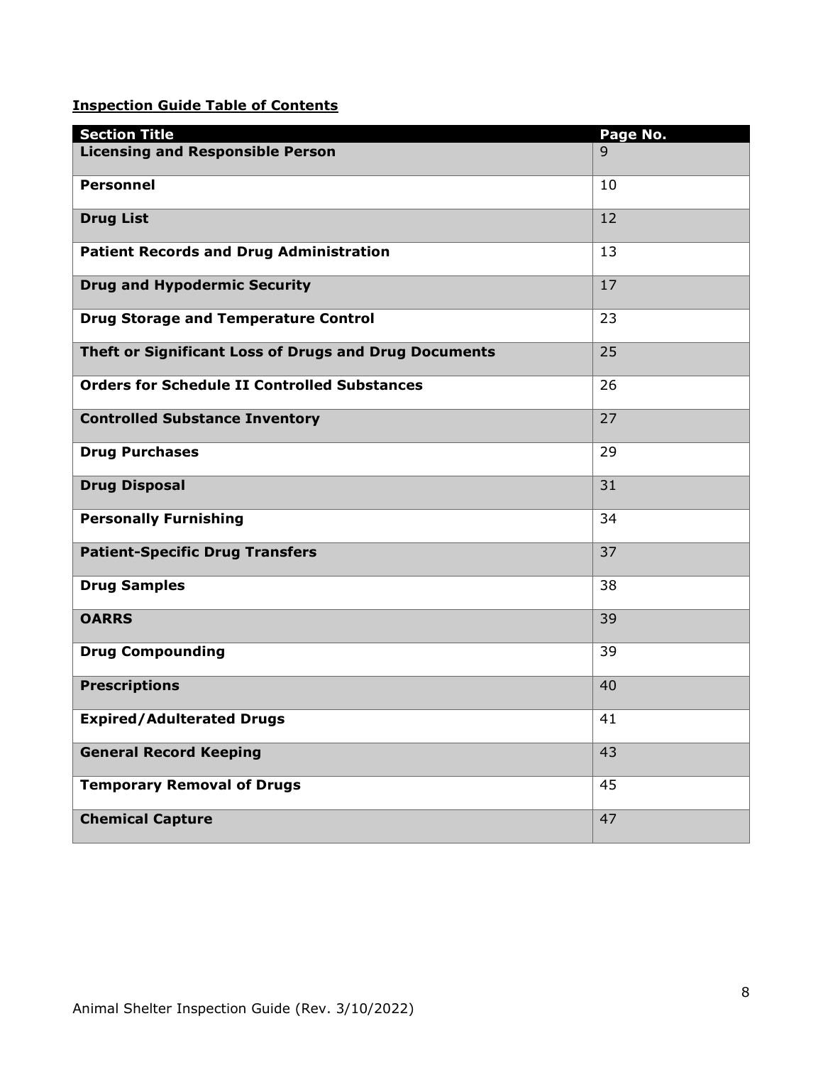**Inspection Guide Table of Contents**

| Section Title | Page No. |
| --- | --- |
| **Licensing and Responsible Person** | 9 |
| **Personnel** | 10 |
| **Drug List** | 12 |
| **Patient Records and Drug Administration** | 13 |
| **Drug and Hypodermic Security** | 17 |
| **Drug Storage and Temperature Control** | 23 |
| **Theft or Significant Loss of Drugs and Drug Documents** | 25 |
| **Orders for Schedule II Controlled Substances** | 26 |
| **Controlled Substance Inventory** | 27 |
| **Drug Purchases** | 29 |
| **Drug Disposal** | 31 |
| **Personally Furnishing** | 34 |
| **Patient-Specific Drug Transfers** | 37 |
| **Drug Samples** | 38 |
| **OARRS** | 39 |
| **Drug Compounding** | 39 |
| **Prescriptions** | 40 |
| **Expired/Adulterated Drugs** | 41 |
| **General Record Keeping** | 43 |
| **Temporary Removal of Drugs** | 45 |
| **Chemical Capture** | 47 |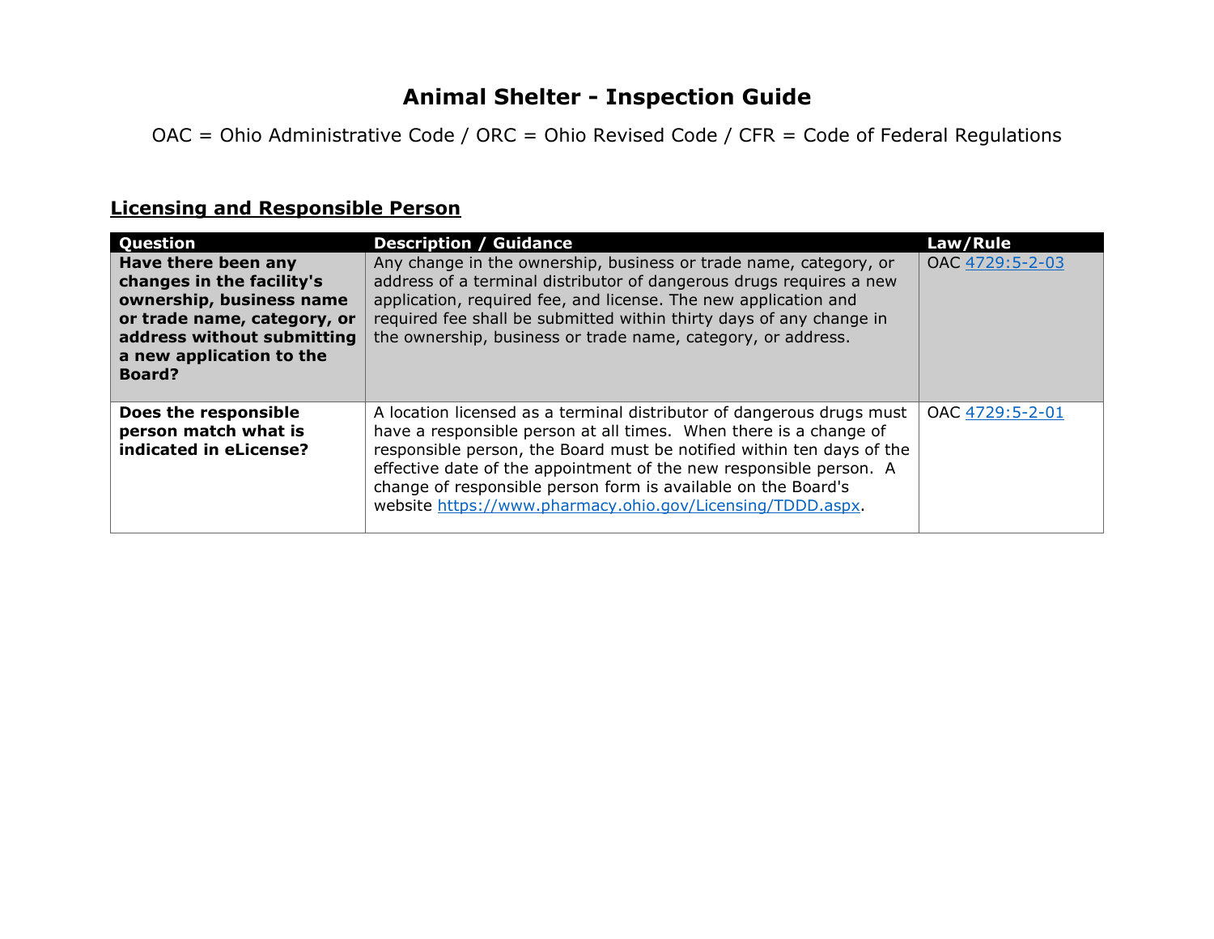# Animal Shelter - Inspection Guide

OAC = Ohio Administrative Code / ORC = Ohio Revised Code / CFR = Code of Federal Regulations

## Licensing and Responsible Person

| Question | Description / Guidance | Law/Rule |
| --- | --- | --- |
| **Have there been any changes in the facility's ownership, business name or trade name, category, or address without submitting a new application to the Board?** | Any change in the ownership, business or trade name, category, or address of a terminal distributor of dangerous drugs requires a new application, required fee, and license. The new application and required fee shall be submitted within thirty days of any change in the ownership, business or trade name, category, or address. | OAC [4729:5-2-03]() |
| **Does the responsible person match what is indicated in eLicense?** | A location licensed as a terminal distributor of dangerous drugs must have a responsible person at all times. When there is a change of responsible person, the Board must be notified within ten days of the effective date of the appointment of the new responsible person. A change of responsible person form is available on the Board's website [https://www.pharmacy.ohio.gov/Licensing/TDDD.aspx](https://www.pharmacy.ohio.gov/Licensing/TDDD.aspx). | OAC [4729:5-2-01]() |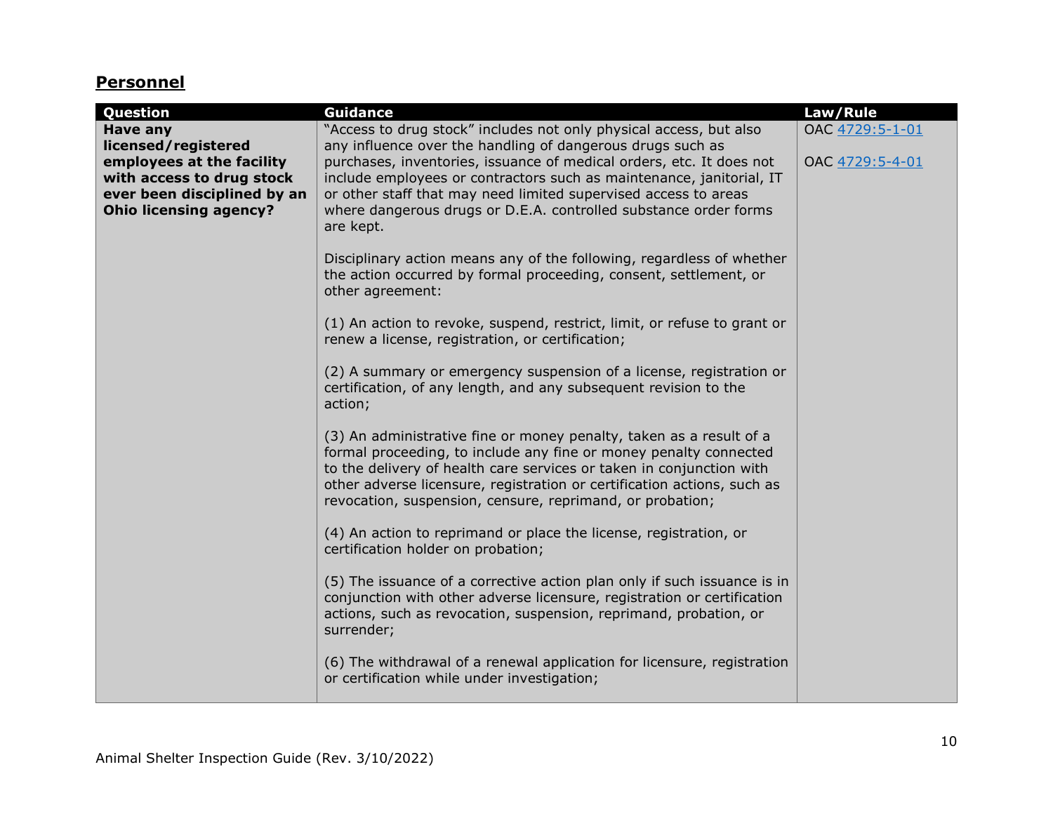## Personnel

| Question | Guidance | Law/Rule |
|---|---|---|
| **Have any licensed/registered employees at the facility with access to drug stock ever been disciplined by an Ohio licensing agency?** | "Access to drug stock" includes not only physical access, but also any influence over the handling of dangerous drugs such as purchases, inventories, issuance of medical orders, etc. It does not include employees or contractors such as maintenance, janitorial, IT or other staff that may need limited supervised access to areas where dangerous drugs or D.E.A. controlled substance order forms are kept.<br><br>Disciplinary action means any of the following, regardless of whether the action occurred by formal proceeding, consent, settlement, or other agreement:<br><br>(1) An action to revoke, suspend, restrict, limit, or refuse to grant or renew a license, registration, or certification;<br><br>(2) A summary or emergency suspension of a license, registration or certification, of any length, and any subsequent revision to the action;<br><br>(3) An administrative fine or money penalty, taken as a result of a formal proceeding, to include any fine or money penalty connected to the delivery of health care services or taken in conjunction with other adverse licensure, registration or certification actions, such as revocation, suspension, censure, reprimand, or probation;<br><br>(4) An action to reprimand or place the license, registration, or certification holder on probation;<br><br>(5) The issuance of a corrective action plan only if such issuance is in conjunction with other adverse licensure, registration or certification actions, such as revocation, suspension, reprimand, probation, or surrender;<br><br>(6) The withdrawal of a renewal application for licensure, registration or certification while under investigation; | OAC 4729:5-1-01<br><br>OAC 4729:5-4-01 |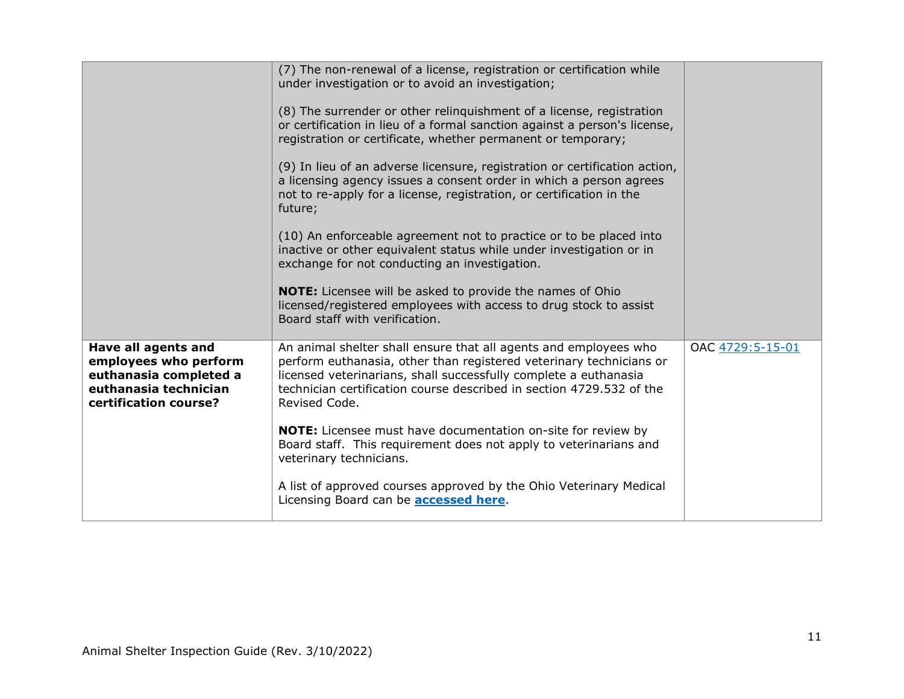| | | |
|---|---|---|
| | (7) The non-renewal of a license, registration or certification while under investigation or to avoid an investigation;<br><br>(8) The surrender or other relinquishment of a license, registration or certification in lieu of a formal sanction against a person's license, registration or certificate, whether permanent or temporary;<br><br>(9) In lieu of an adverse licensure, registration or certification action, a licensing agency issues a consent order in which a person agrees not to re-apply for a license, registration, or certification in the future;<br><br>(10) An enforceable agreement not to practice or to be placed into inactive or other equivalent status while under investigation or in exchange for not conducting an investigation.<br><br>**NOTE:** Licensee will be asked to provide the names of Ohio licensed/registered employees with access to drug stock to assist Board staff with verification. | |
| **Have all agents and employees who perform euthanasia completed a euthanasia technician certification course?** | An animal shelter shall ensure that all agents and employees who perform euthanasia, other than registered veterinary technicians or licensed veterinarians, shall successfully complete a euthanasia technician certification course described in section 4729.532 of the Revised Code.<br><br>**NOTE:** Licensee must have documentation on-site for review by Board staff. This requirement does not apply to veterinarians and veterinary technicians.<br><br>A list of approved courses approved by the Ohio Veterinary Medical Licensing Board can be **accessed here**. | OAC 4729:5-15-01 |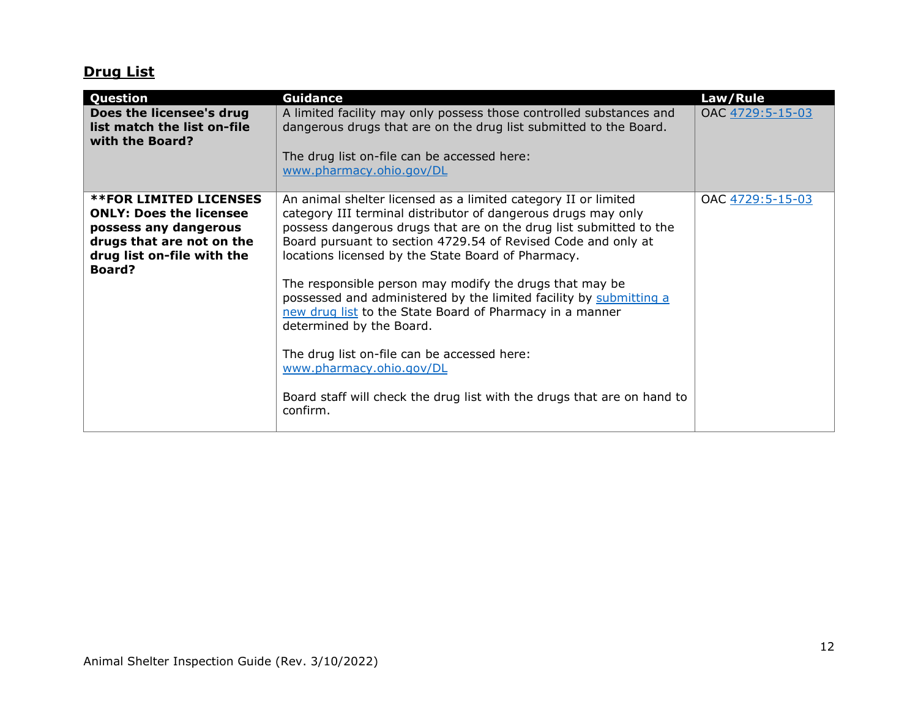## Drug List

| Question | Guidance | Law/Rule |
|---|---|---|
| **Does the licensee's drug list match the list on-file with the Board?** | A limited facility may only possess those controlled substances and dangerous drugs that are on the drug list submitted to the Board.<br><br>The drug list on-file can be accessed here: www.pharmacy.ohio.gov/DL | OAC 4729:5-15-03 |
| **\*\*FOR LIMITED LICENSES ONLY: Does the licensee possess any dangerous drugs that are not on the drug list on-file with the Board?** | An animal shelter licensed as a limited category II or limited category III terminal distributor of dangerous drugs may only possess dangerous drugs that are on the drug list submitted to the Board pursuant to section 4729.54 of Revised Code and only at locations licensed by the State Board of Pharmacy.<br><br>The responsible person may modify the drugs that may be possessed and administered by the limited facility by submitting a new drug list to the State Board of Pharmacy in a manner determined by the Board.<br><br>The drug list on-file can be accessed here: www.pharmacy.ohio.gov/DL<br><br>Board staff will check the drug list with the drugs that are on hand to confirm. | OAC 4729:5-15-03 |

Animal Shelter Inspection Guide (Rev. 3/10/2022)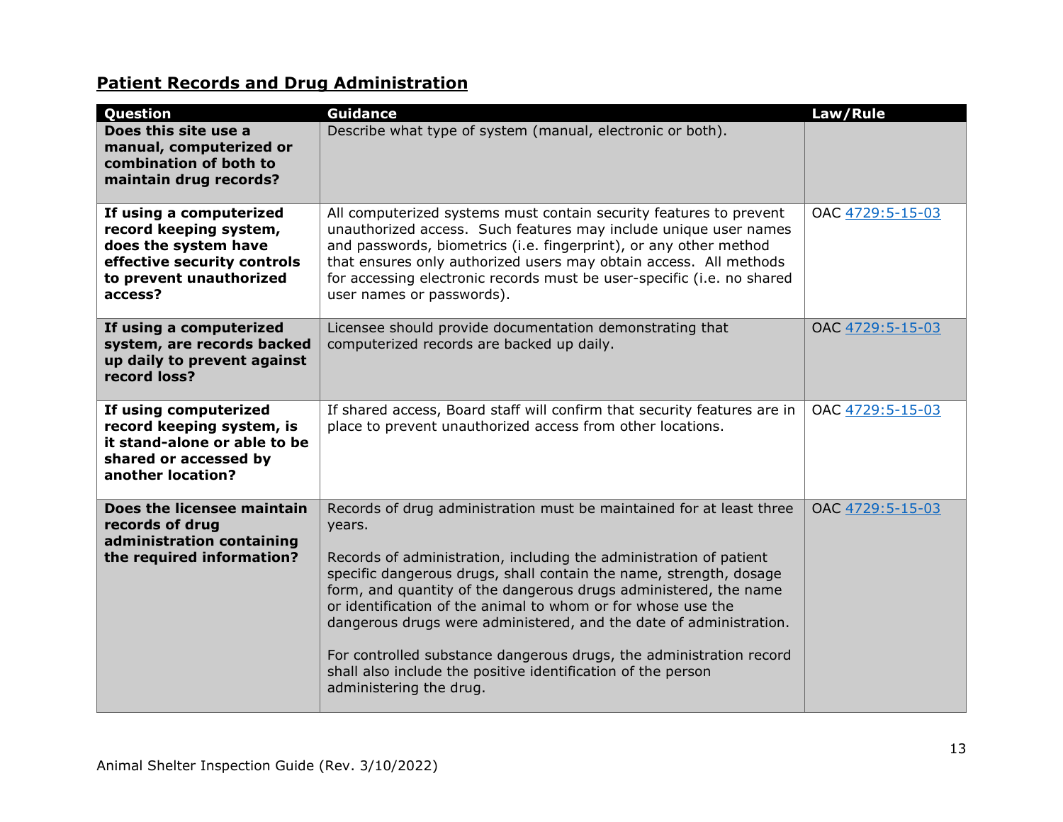## Patient Records and Drug Administration

| Question | Guidance | Law/Rule |
|---|---|---|
| **Does this site use a manual, computerized or combination of both to maintain drug records?** | Describe what type of system (manual, electronic or both). | |
| **If using a computerized record keeping system, does the system have effective security controls to prevent unauthorized access?** | All computerized systems must contain security features to prevent unauthorized access. Such features may include unique user names and passwords, biometrics (i.e. fingerprint), or any other method that ensures only authorized users may obtain access. All methods for accessing electronic records must be user-specific (i.e. no shared user names or passwords). | OAC 4729:5-15-03 |
| **If using a computerized system, are records backed up daily to prevent against record loss?** | Licensee should provide documentation demonstrating that computerized records are backed up daily. | OAC 4729:5-15-03 |
| **If using computerized record keeping system, is it stand-alone or able to be shared or accessed by another location?** | If shared access, Board staff will confirm that security features are in place to prevent unauthorized access from other locations. | OAC 4729:5-15-03 |
| **Does the licensee maintain records of drug administration containing the required information?** | Records of drug administration must be maintained for at least three years.<br><br>Records of administration, including the administration of patient specific dangerous drugs, shall contain the name, strength, dosage form, and quantity of the dangerous drugs administered, the name or identification of the animal to whom or for whose use the dangerous drugs were administered, and the date of administration.<br><br>For controlled substance dangerous drugs, the administration record shall also include the positive identification of the person administering the drug. | OAC 4729:5-15-03 |

Animal Shelter Inspection Guide (Rev. 3/10/2022)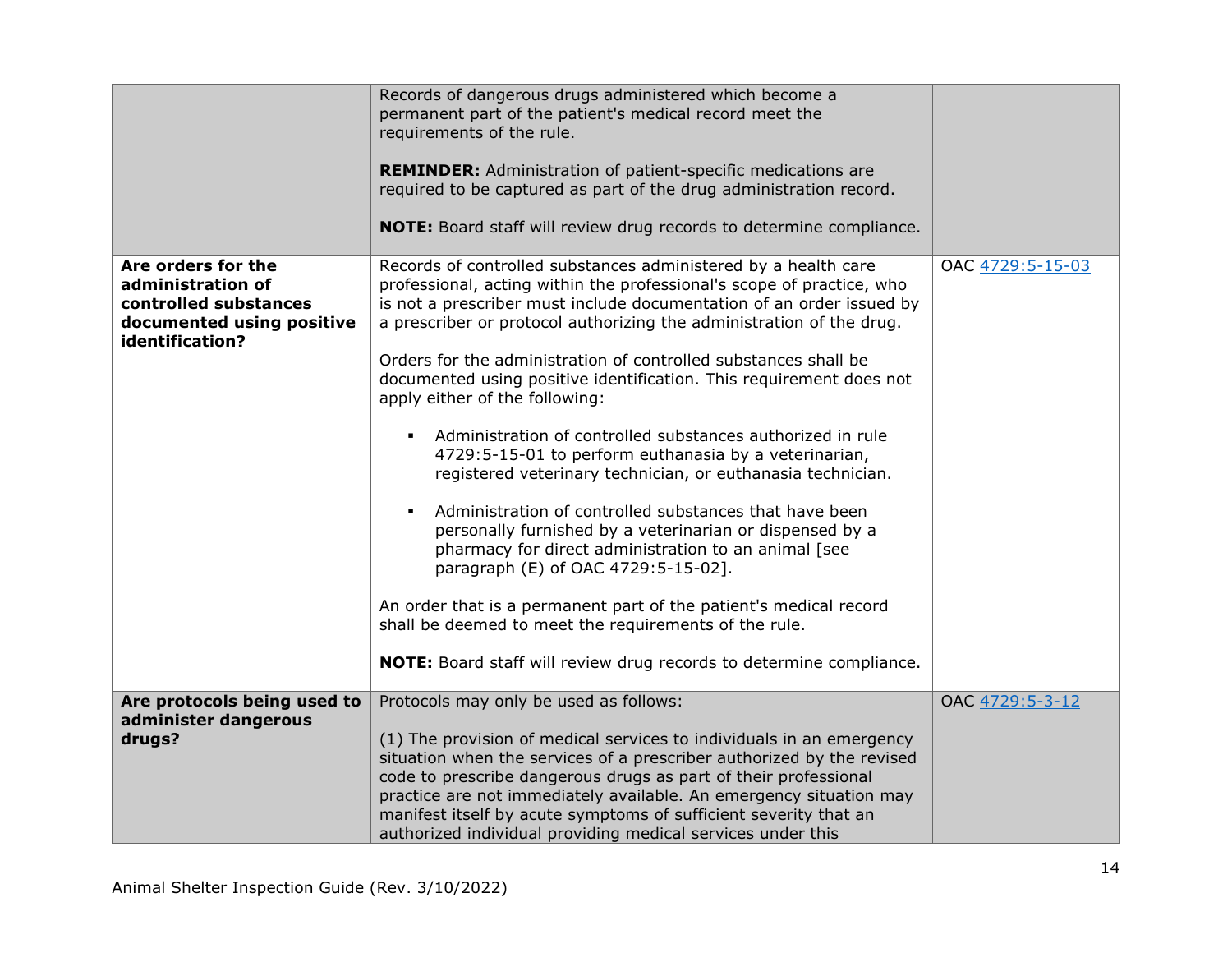| | | |
|---|---|---|
| | Records of dangerous drugs administered which become a permanent part of the patient's medical record meet the requirements of the rule.<br><br>**REMINDER:** Administration of patient-specific medications are required to be captured as part of the drug administration record.<br><br>**NOTE:** Board staff will review drug records to determine compliance. | |
| **Are orders for the administration of controlled substances documented using positive identification?** | Records of controlled substances administered by a health care professional, acting within the professional's scope of practice, who is not a prescriber must include documentation of an order issued by a prescriber or protocol authorizing the administration of the drug.<br><br>Orders for the administration of controlled substances shall be documented using positive identification. This requirement does not apply either of the following:<br><br>▪ Administration of controlled substances authorized in rule 4729:5-15-01 to perform euthanasia by a veterinarian, registered veterinary technician, or euthanasia technician.<br><br>▪ Administration of controlled substances that have been personally furnished by a veterinarian or dispensed by a pharmacy for direct administration to an animal [see paragraph (E) of OAC 4729:5-15-02].<br><br>An order that is a permanent part of the patient's medical record shall be deemed to meet the requirements of the rule.<br><br>**NOTE:** Board staff will review drug records to determine compliance. | OAC 4729:5-15-03 |
| **Are protocols being used to administer dangerous drugs?** | Protocols may only be used as follows:<br><br>(1) The provision of medical services to individuals in an emergency situation when the services of a prescriber authorized by the revised code to prescribe dangerous drugs as part of their professional practice are not immediately available. An emergency situation may manifest itself by acute symptoms of sufficient severity that an authorized individual providing medical services under this | OAC 4729:5-3-12 |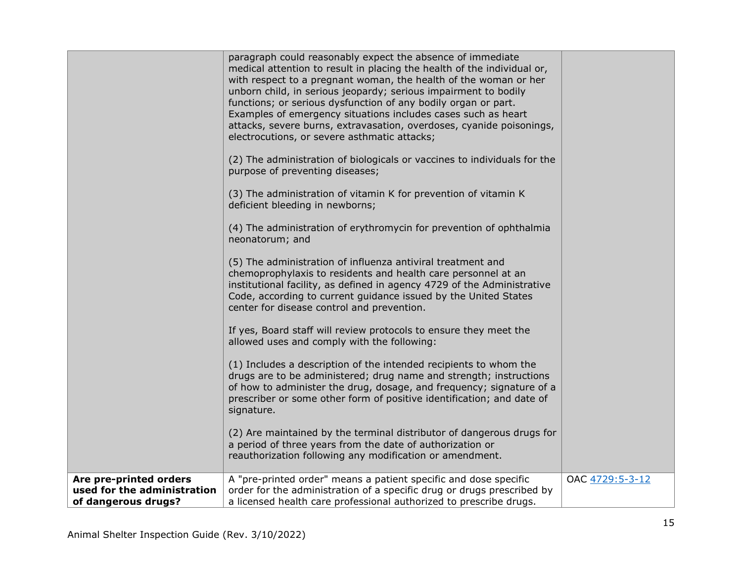| | | |
|---|---|---|
| | paragraph could reasonably expect the absence of immediate medical attention to result in placing the health of the individual or, with respect to a pregnant woman, the health of the woman or her unborn child, in serious jeopardy; serious impairment to bodily functions; or serious dysfunction of any bodily organ or part. Examples of emergency situations includes cases such as heart attacks, severe burns, extravasation, overdoses, cyanide poisonings, electrocutions, or severe asthmatic attacks;<br><br>(2) The administration of biologicals or vaccines to individuals for the purpose of preventing diseases;<br><br>(3) The administration of vitamin K for prevention of vitamin K deficient bleeding in newborns;<br><br>(4) The administration of erythromycin for prevention of ophthalmia neonatorum; and<br><br>(5) The administration of influenza antiviral treatment and chemoprophylaxis to residents and health care personnel at an institutional facility, as defined in agency 4729 of the Administrative Code, according to current guidance issued by the United States center for disease control and prevention.<br><br>If yes, Board staff will review protocols to ensure they meet the allowed uses and comply with the following:<br><br>(1) Includes a description of the intended recipients to whom the drugs are to be administered; drug name and strength; instructions of how to administer the drug, dosage, and frequency; signature of a prescriber or some other form of positive identification; and date of signature.<br><br>(2) Are maintained by the terminal distributor of dangerous drugs for a period of three years from the date of authorization or reauthorization following any modification or amendment. | |
| **Are pre-printed orders used for the administration of dangerous drugs?** | A "pre-printed order" means a patient specific and dose specific order for the administration of a specific drug or drugs prescribed by a licensed health care professional authorized to prescribe drugs. | OAC 4729:5-3-12 |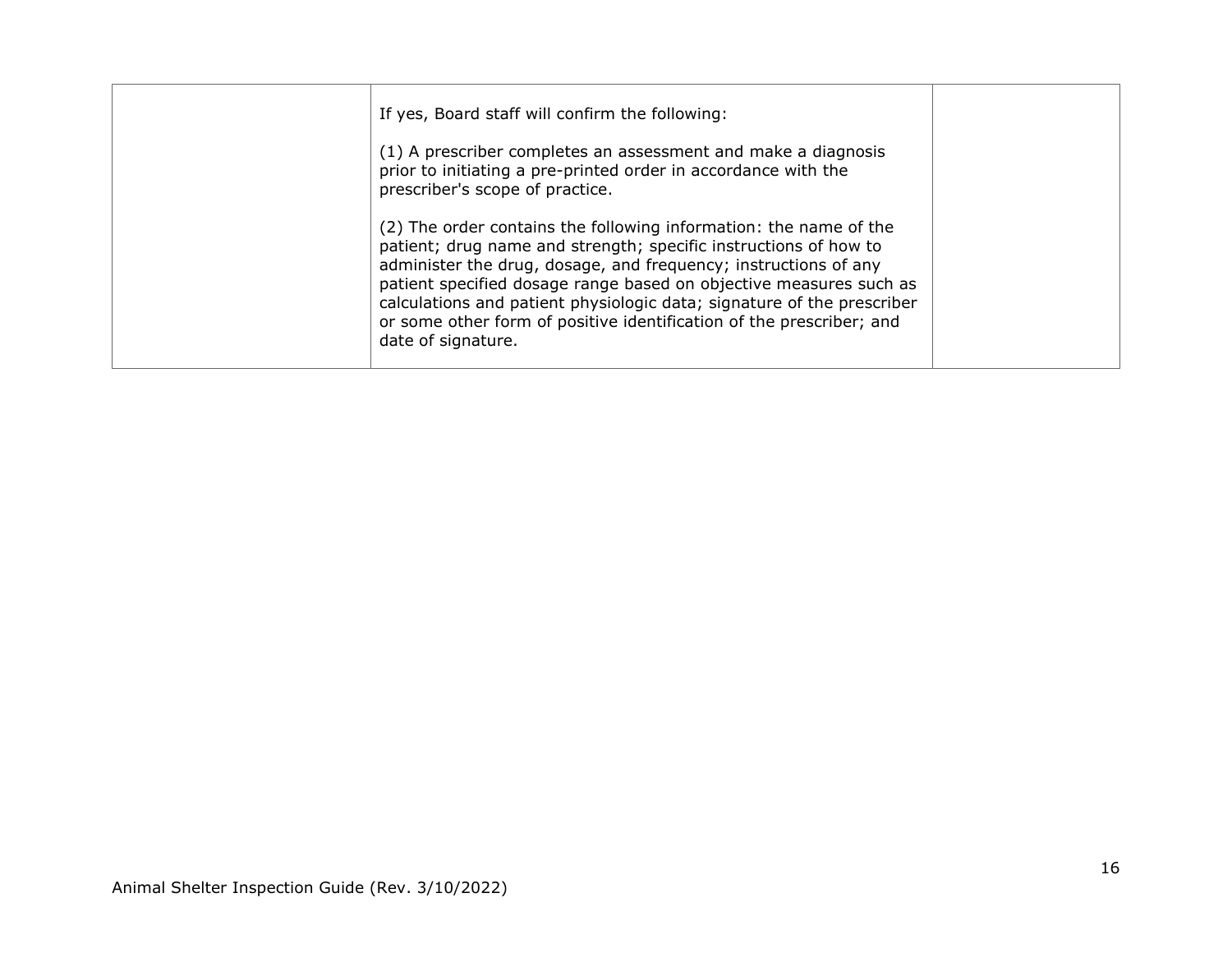|  | If yes, Board staff will confirm the following:<br><br>(1) A prescriber completes an assessment and make a diagnosis prior to initiating a pre-printed order in accordance with the prescriber's scope of practice.<br><br>(2) The order contains the following information: the name of the patient; drug name and strength; specific instructions of how to administer the drug, dosage, and frequency; instructions of any patient specified dosage range based on objective measures such as calculations and patient physiologic data; signature of the prescriber or some other form of positive identification of the prescriber; and date of signature. |  |
|---|---|---|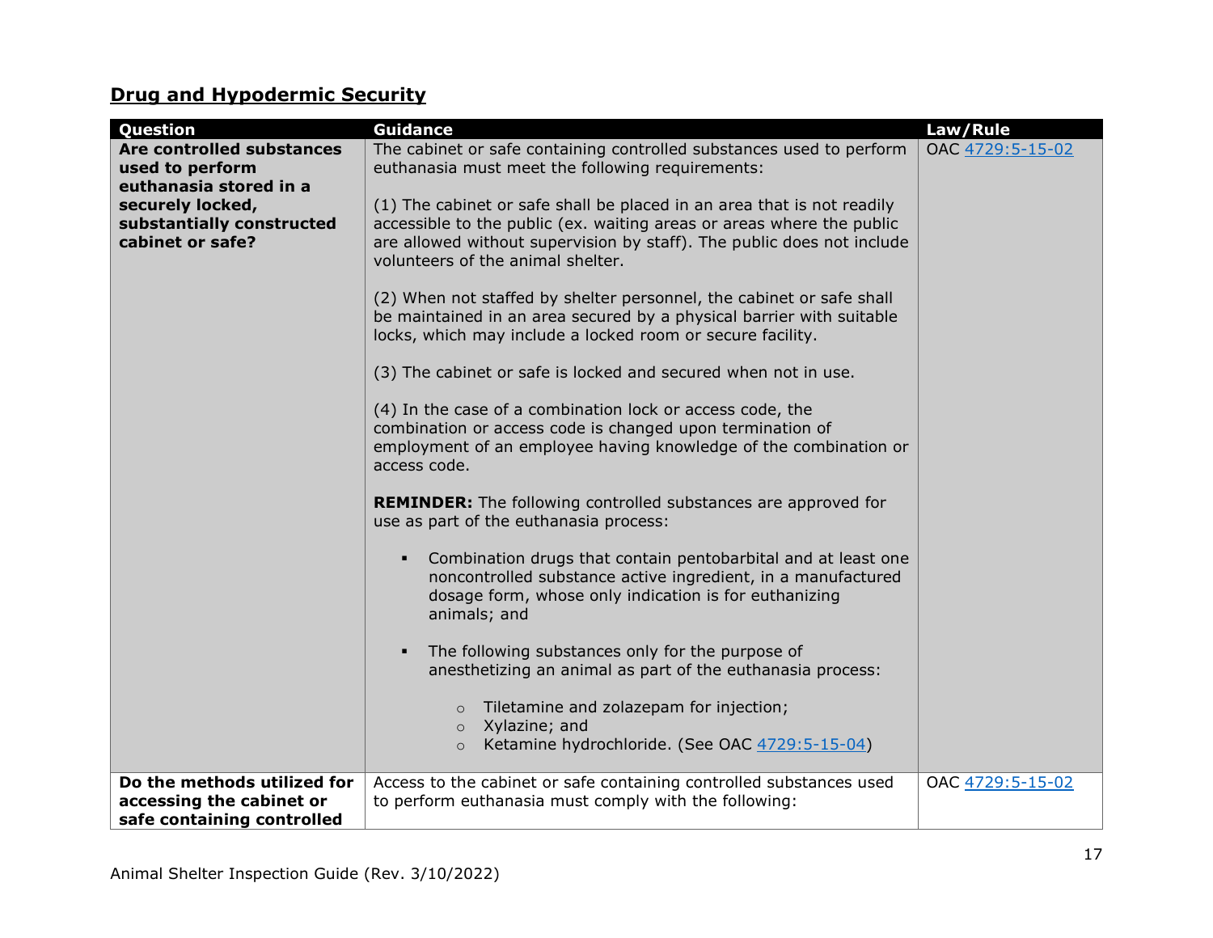## Drug and Hypodermic Security

| Question | Guidance | Law/Rule |
|---|---|---|
| **Are controlled substances used to perform euthanasia stored in a securely locked, substantially constructed cabinet or safe?** | The cabinet or safe containing controlled substances used to perform euthanasia must meet the following requirements:<br><br>(1) The cabinet or safe shall be placed in an area that is not readily accessible to the public (ex. waiting areas or areas where the public are allowed without supervision by staff). The public does not include volunteers of the animal shelter.<br><br>(2) When not staffed by shelter personnel, the cabinet or safe shall be maintained in an area secured by a physical barrier with suitable locks, which may include a locked room or secure facility.<br><br>(3) The cabinet or safe is locked and secured when not in use.<br><br>(4) In the case of a combination lock or access code, the combination or access code is changed upon termination of employment of an employee having knowledge of the combination or access code.<br><br>**REMINDER:** The following controlled substances are approved for use as part of the euthanasia process:<br><br>▪ Combination drugs that contain pentobarbital and at least one noncontrolled substance active ingredient, in a manufactured dosage form, whose only indication is for euthanizing animals; and<br><br>▪ The following substances only for the purpose of anesthetizing an animal as part of the euthanasia process:<br><br>○ Tiletamine and zolazepam for injection;<br>○ Xylazine; and<br>○ Ketamine hydrochloride. (See OAC 4729:5-15-04) | OAC 4729:5-15-02 |
| **Do the methods utilized for accessing the cabinet or safe containing controlled** | Access to the cabinet or safe containing controlled substances used to perform euthanasia must comply with the following: | OAC 4729:5-15-02 |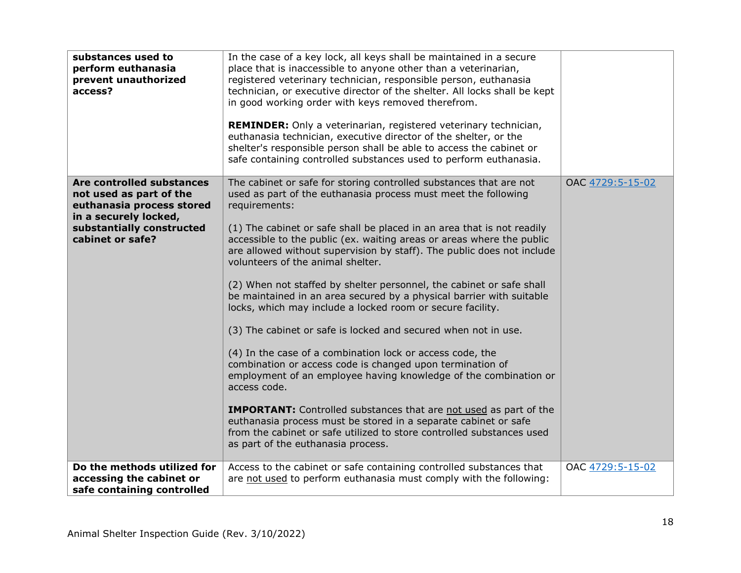| | | |
|---|---|---|
| **substances used to perform euthanasia prevent unauthorized access?** | In the case of a key lock, all keys shall be maintained in a secure place that is inaccessible to anyone other than a veterinarian, registered veterinary technician, responsible person, euthanasia technician, or executive director of the shelter. All locks shall be kept in good working order with keys removed therefrom.<br><br>**REMINDER:** Only a veterinarian, registered veterinary technician, euthanasia technician, executive director of the shelter, or the shelter's responsible person shall be able to access the cabinet or safe containing controlled substances used to perform euthanasia. | |
| **Are controlled substances not used as part of the euthanasia process stored in a securely locked, substantially constructed cabinet or safe?** | The cabinet or safe for storing controlled substances that are not used as part of the euthanasia process must meet the following requirements:<br><br>(1) The cabinet or safe shall be placed in an area that is not readily accessible to the public (ex. waiting areas or areas where the public are allowed without supervision by staff). The public does not include volunteers of the animal shelter.<br><br>(2) When not staffed by shelter personnel, the cabinet or safe shall be maintained in an area secured by a physical barrier with suitable locks, which may include a locked room or secure facility.<br><br>(3) The cabinet or safe is locked and secured when not in use.<br><br>(4) In the case of a combination lock or access code, the combination or access code is changed upon termination of employment of an employee having knowledge of the combination or access code.<br><br>**IMPORTANT:** Controlled substances that are <u>not used</u> as part of the euthanasia process must be stored in a separate cabinet or safe from the cabinet or safe utilized to store controlled substances used as part of the euthanasia process. | OAC 4729:5-15-02 |
| **Do the methods utilized for accessing the cabinet or safe containing controlled** | Access to the cabinet or safe containing controlled substances that are <u>not used</u> to perform euthanasia must comply with the following: | OAC 4729:5-15-02 |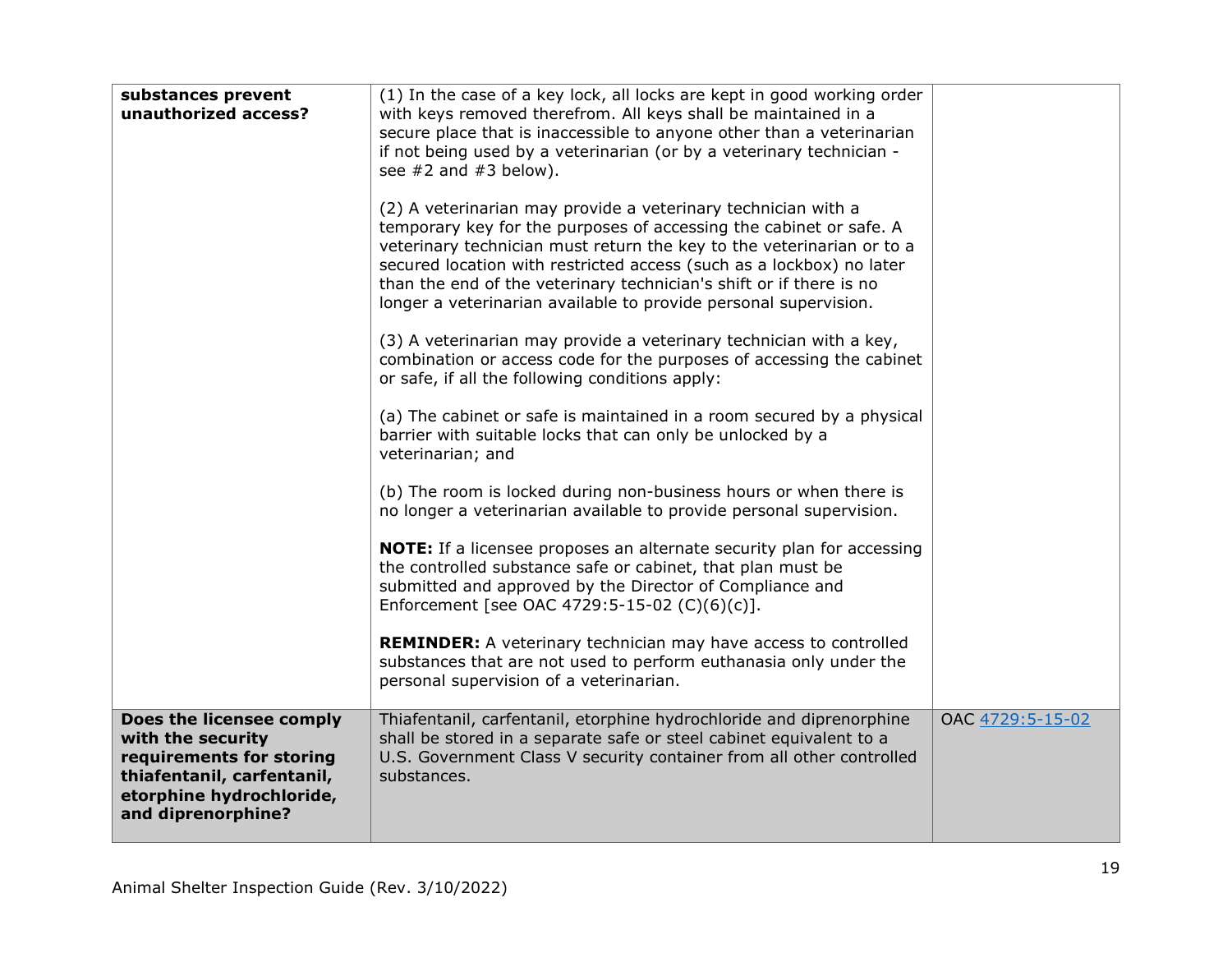| | | |
|---|---|---|
| **substances prevent unauthorized access?** | (1) In the case of a key lock, all locks are kept in good working order with keys removed therefrom. All keys shall be maintained in a secure place that is inaccessible to anyone other than a veterinarian if not being used by a veterinarian (or by a veterinary technician - see #2 and #3 below).<br><br>(2) A veterinarian may provide a veterinary technician with a temporary key for the purposes of accessing the cabinet or safe. A veterinary technician must return the key to the veterinarian or to a secured location with restricted access (such as a lockbox) no later than the end of the veterinary technician's shift or if there is no longer a veterinarian available to provide personal supervision.<br><br>(3) A veterinarian may provide a veterinary technician with a key, combination or access code for the purposes of accessing the cabinet or safe, if all the following conditions apply:<br><br>(a) The cabinet or safe is maintained in a room secured by a physical barrier with suitable locks that can only be unlocked by a veterinarian; and<br><br>(b) The room is locked during non-business hours or when there is no longer a veterinarian available to provide personal supervision.<br><br>**NOTE:** If a licensee proposes an alternate security plan for accessing the controlled substance safe or cabinet, that plan must be submitted and approved by the Director of Compliance and Enforcement [see OAC 4729:5-15-02 (C)(6)(c)].<br><br>**REMINDER:** A veterinary technician may have access to controlled substances that are not used to perform euthanasia only under the personal supervision of a veterinarian. | |
| **Does the licensee comply with the security requirements for storing thiafentanil, carfentanil, etorphine hydrochloride, and diprenorphine?** | Thiafentanil, carfentanil, etorphine hydrochloride and diprenorphine shall be stored in a separate safe or steel cabinet equivalent to a U.S. Government Class V security container from all other controlled substances. | OAC 4729:5-15-02 |

Animal Shelter Inspection Guide (Rev. 3/10/2022)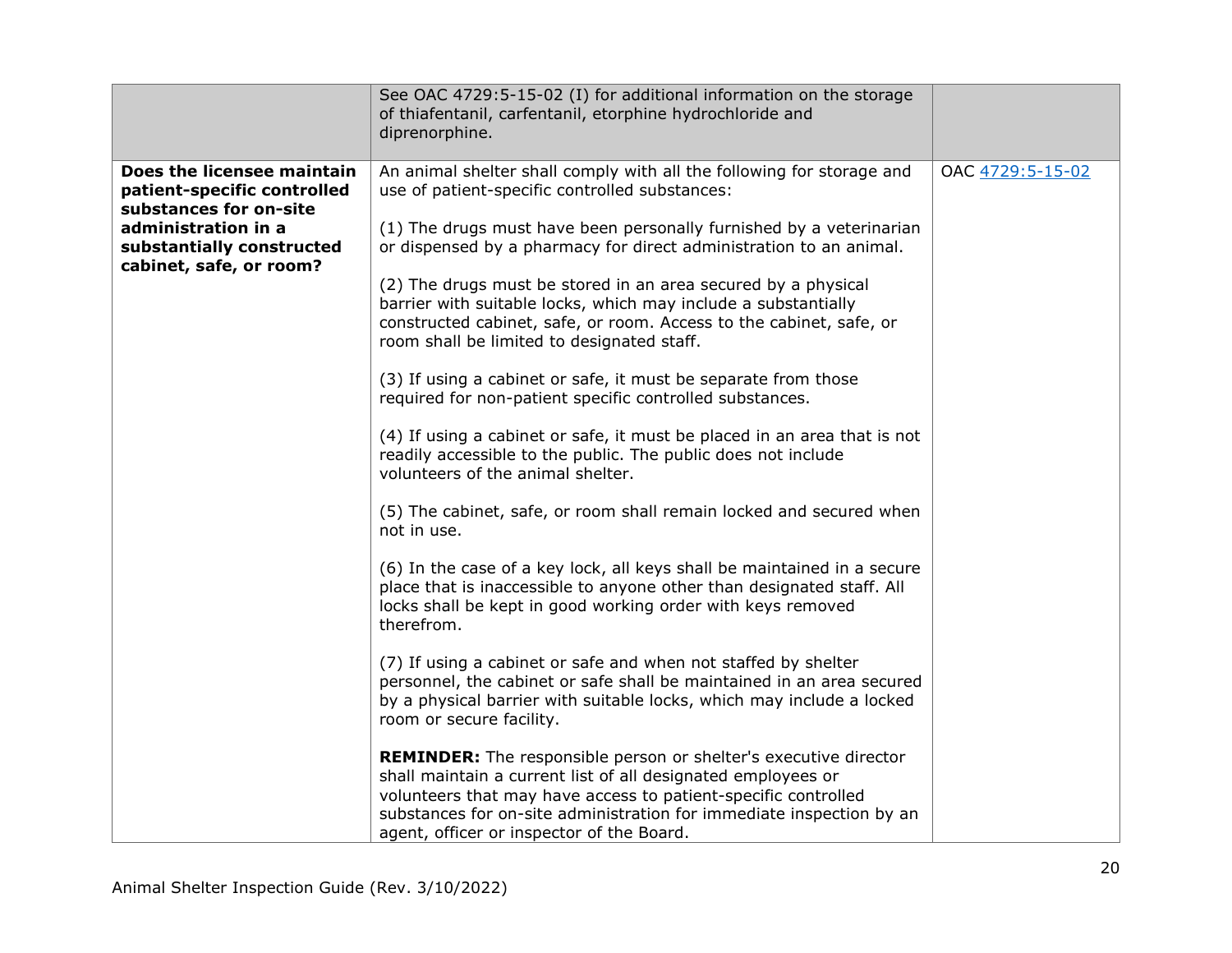| | | |
|---|---|---|
| | See OAC 4729:5-15-02 (I) for additional information on the storage of thiafentanil, carfentanil, etorphine hydrochloride and diprenorphine. | |
| **Does the licensee maintain patient-specific controlled substances for on-site administration in a substantially constructed cabinet, safe, or room?** | An animal shelter shall comply with all the following for storage and use of patient-specific controlled substances:<br><br>(1) The drugs must have been personally furnished by a veterinarian or dispensed by a pharmacy for direct administration to an animal.<br><br>(2) The drugs must be stored in an area secured by a physical barrier with suitable locks, which may include a substantially constructed cabinet, safe, or room. Access to the cabinet, safe, or room shall be limited to designated staff.<br><br>(3) If using a cabinet or safe, it must be separate from those required for non-patient specific controlled substances.<br><br>(4) If using a cabinet or safe, it must be placed in an area that is not readily accessible to the public. The public does not include volunteers of the animal shelter.<br><br>(5) The cabinet, safe, or room shall remain locked and secured when not in use.<br><br>(6) In the case of a key lock, all keys shall be maintained in a secure place that is inaccessible to anyone other than designated staff. All locks shall be kept in good working order with keys removed therefrom.<br><br>(7) If using a cabinet or safe and when not staffed by shelter personnel, the cabinet or safe shall be maintained in an area secured by a physical barrier with suitable locks, which may include a locked room or secure facility.<br><br>**REMINDER:** The responsible person or shelter's executive director shall maintain a current list of all designated employees or volunteers that may have access to patient-specific controlled substances for on-site administration for immediate inspection by an agent, officer or inspector of the Board. | OAC [4729:5-15-02]() |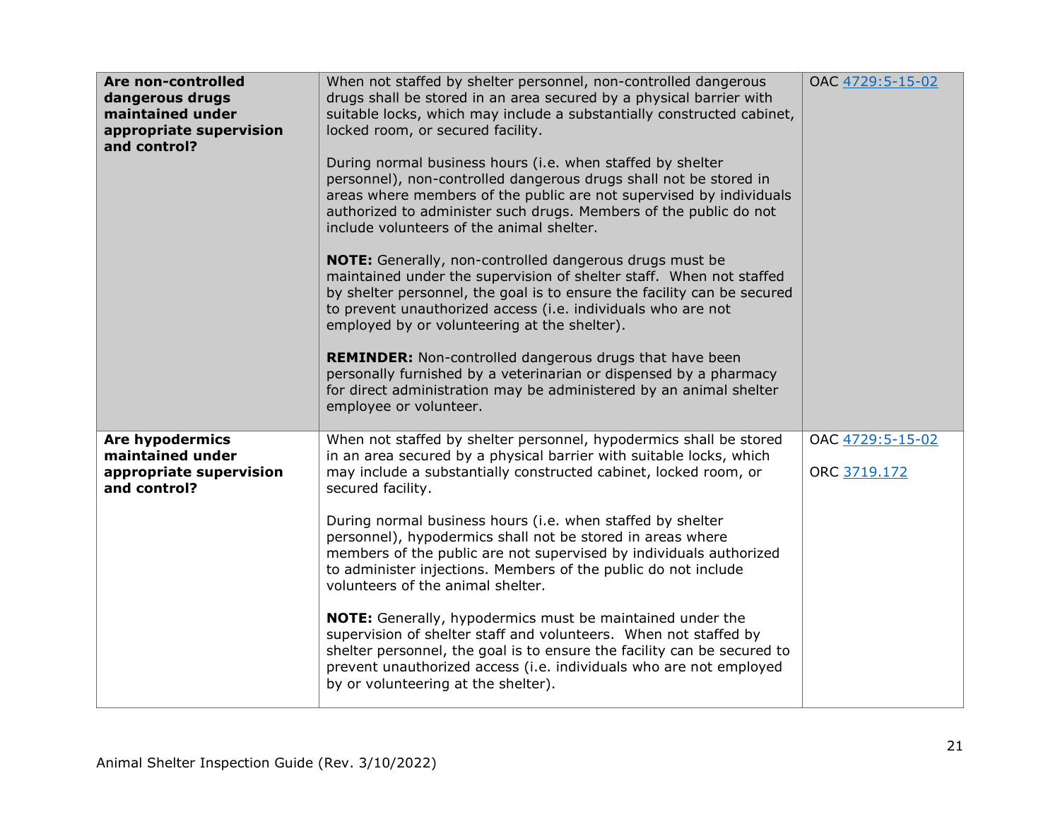| | | |
|---|---|---|
| **Are non-controlled dangerous drugs maintained under appropriate supervision and control?** | When not staffed by shelter personnel, non-controlled dangerous drugs shall be stored in an area secured by a physical barrier with suitable locks, which may include a substantially constructed cabinet, locked room, or secured facility.<br><br>During normal business hours (i.e. when staffed by shelter personnel), non-controlled dangerous drugs shall not be stored in areas where members of the public are not supervised by individuals authorized to administer such drugs. Members of the public do not include volunteers of the animal shelter.<br><br>**NOTE:** Generally, non-controlled dangerous drugs must be maintained under the supervision of shelter staff. When not staffed by shelter personnel, the goal is to ensure the facility can be secured to prevent unauthorized access (i.e. individuals who are not employed by or volunteering at the shelter).<br><br>**REMINDER:** Non-controlled dangerous drugs that have been personally furnished by a veterinarian or dispensed by a pharmacy for direct administration may be administered by an animal shelter employee or volunteer. | OAC 4729:5-15-02 |
| **Are hypodermics maintained under appropriate supervision and control?** | When not staffed by shelter personnel, hypodermics shall be stored in an area secured by a physical barrier with suitable locks, which may include a substantially constructed cabinet, locked room, or secured facility.<br><br>During normal business hours (i.e. when staffed by shelter personnel), hypodermics shall not be stored in areas where members of the public are not supervised by individuals authorized to administer injections. Members of the public do not include volunteers of the animal shelter.<br><br>**NOTE:** Generally, hypodermics must be maintained under the supervision of shelter staff and volunteers. When not staffed by shelter personnel, the goal is to ensure the facility can be secured to prevent unauthorized access (i.e. individuals who are not employed by or volunteering at the shelter). | OAC 4729:5-15-02<br><br>ORC 3719.172 |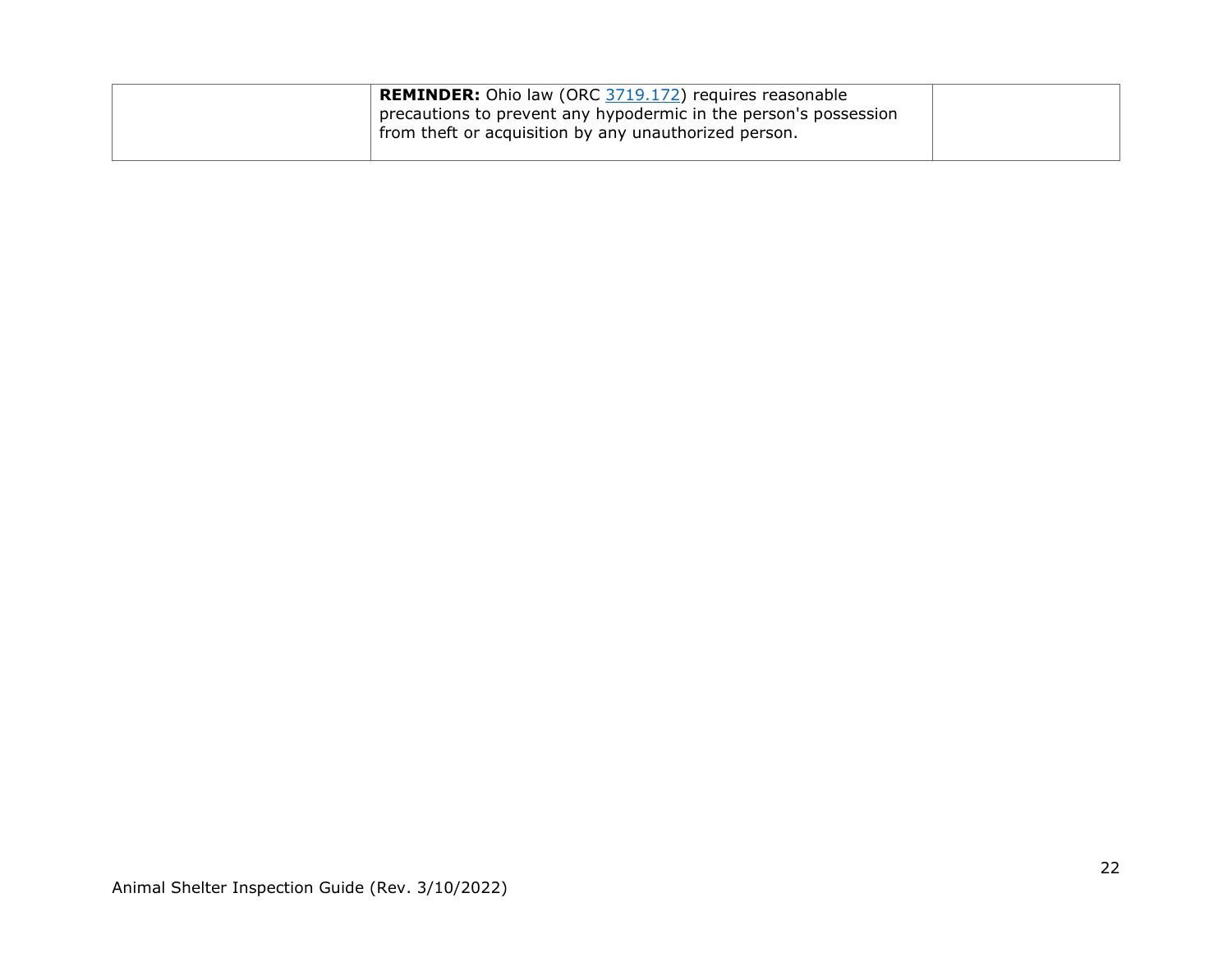| | | |
|---|---|---|
| | **REMINDER:** Ohio law (ORC 3719.172) requires reasonable precautions to prevent any hypodermic in the person's possession from theft or acquisition by any unauthorized person. | |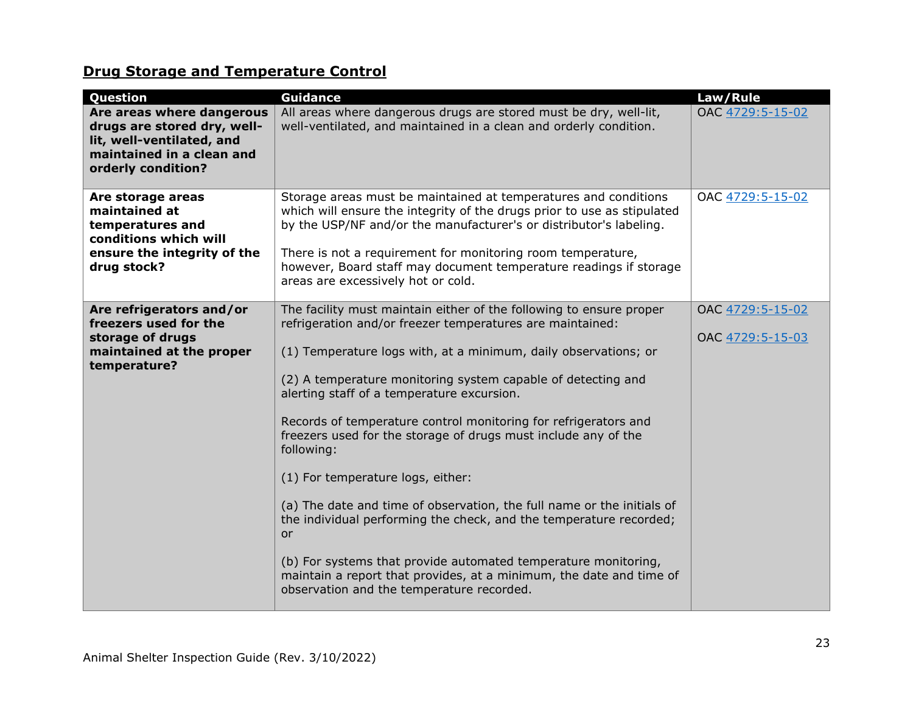## Drug Storage and Temperature Control

| Question | Guidance | Law/Rule |
|---|---|---|
| **Are areas where dangerous drugs are stored dry, well-lit, well-ventilated, and maintained in a clean and orderly condition?** | All areas where dangerous drugs are stored must be dry, well-lit, well-ventilated, and maintained in a clean and orderly condition. | OAC 4729:5-15-02 |
| **Are storage areas maintained at temperatures and conditions which will ensure the integrity of the drug stock?** | Storage areas must be maintained at temperatures and conditions which will ensure the integrity of the drugs prior to use as stipulated by the USP/NF and/or the manufacturer's or distributor's labeling.<br><br>There is not a requirement for monitoring room temperature, however, Board staff may document temperature readings if storage areas are excessively hot or cold. | OAC 4729:5-15-02 |
| **Are refrigerators and/or freezers used for the storage of drugs maintained at the proper temperature?** | The facility must maintain either of the following to ensure proper refrigeration and/or freezer temperatures are maintained:<br><br>(1) Temperature logs with, at a minimum, daily observations; or<br><br>(2) A temperature monitoring system capable of detecting and alerting staff of a temperature excursion.<br><br>Records of temperature control monitoring for refrigerators and freezers used for the storage of drugs must include any of the following:<br><br>(1) For temperature logs, either:<br><br>(a) The date and time of observation, the full name or the initials of the individual performing the check, and the temperature recorded; or<br><br>(b) For systems that provide automated temperature monitoring, maintain a report that provides, at a minimum, the date and time of observation and the temperature recorded. | OAC 4729:5-15-02<br><br>OAC 4729:5-15-03 |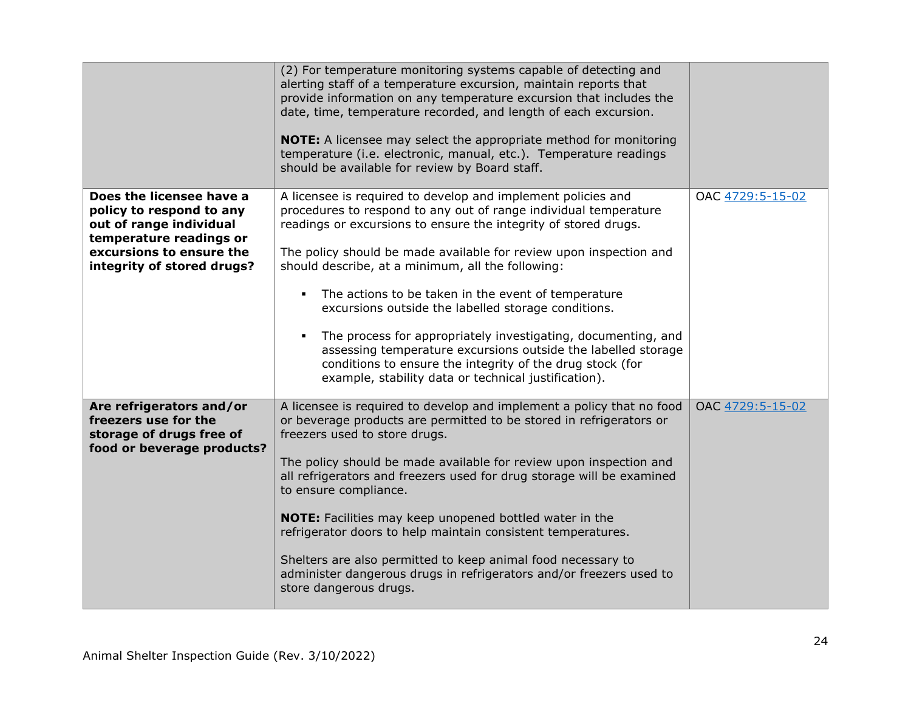| | | |
|---|---|---|
| | (2) For temperature monitoring systems capable of detecting and alerting staff of a temperature excursion, maintain reports that provide information on any temperature excursion that includes the date, time, temperature recorded, and length of each excursion.<br><br>**NOTE:** A licensee may select the appropriate method for monitoring temperature (i.e. electronic, manual, etc.). Temperature readings should be available for review by Board staff. | |
| **Does the licensee have a policy to respond to any out of range individual temperature readings or excursions to ensure the integrity of stored drugs?** | A licensee is required to develop and implement policies and procedures to respond to any out of range individual temperature readings or excursions to ensure the integrity of stored drugs.<br><br>The policy should be made available for review upon inspection and should describe, at a minimum, all the following:<br><br>▪ The actions to be taken in the event of temperature excursions outside the labelled storage conditions.<br><br>▪ The process for appropriately investigating, documenting, and assessing temperature excursions outside the labelled storage conditions to ensure the integrity of the drug stock (for example, stability data or technical justification). | OAC 4729:5-15-02 |
| **Are refrigerators and/or freezers use for the storage of drugs free of food or beverage products?** | A licensee is required to develop and implement a policy that no food or beverage products are permitted to be stored in refrigerators or freezers used to store drugs.<br><br>The policy should be made available for review upon inspection and all refrigerators and freezers used for drug storage will be examined to ensure compliance.<br><br>**NOTE:** Facilities may keep unopened bottled water in the refrigerator doors to help maintain consistent temperatures.<br><br>Shelters are also permitted to keep animal food necessary to administer dangerous drugs in refrigerators and/or freezers used to store dangerous drugs. | OAC 4729:5-15-02 |

Animal Shelter Inspection Guide (Rev. 3/10/2022)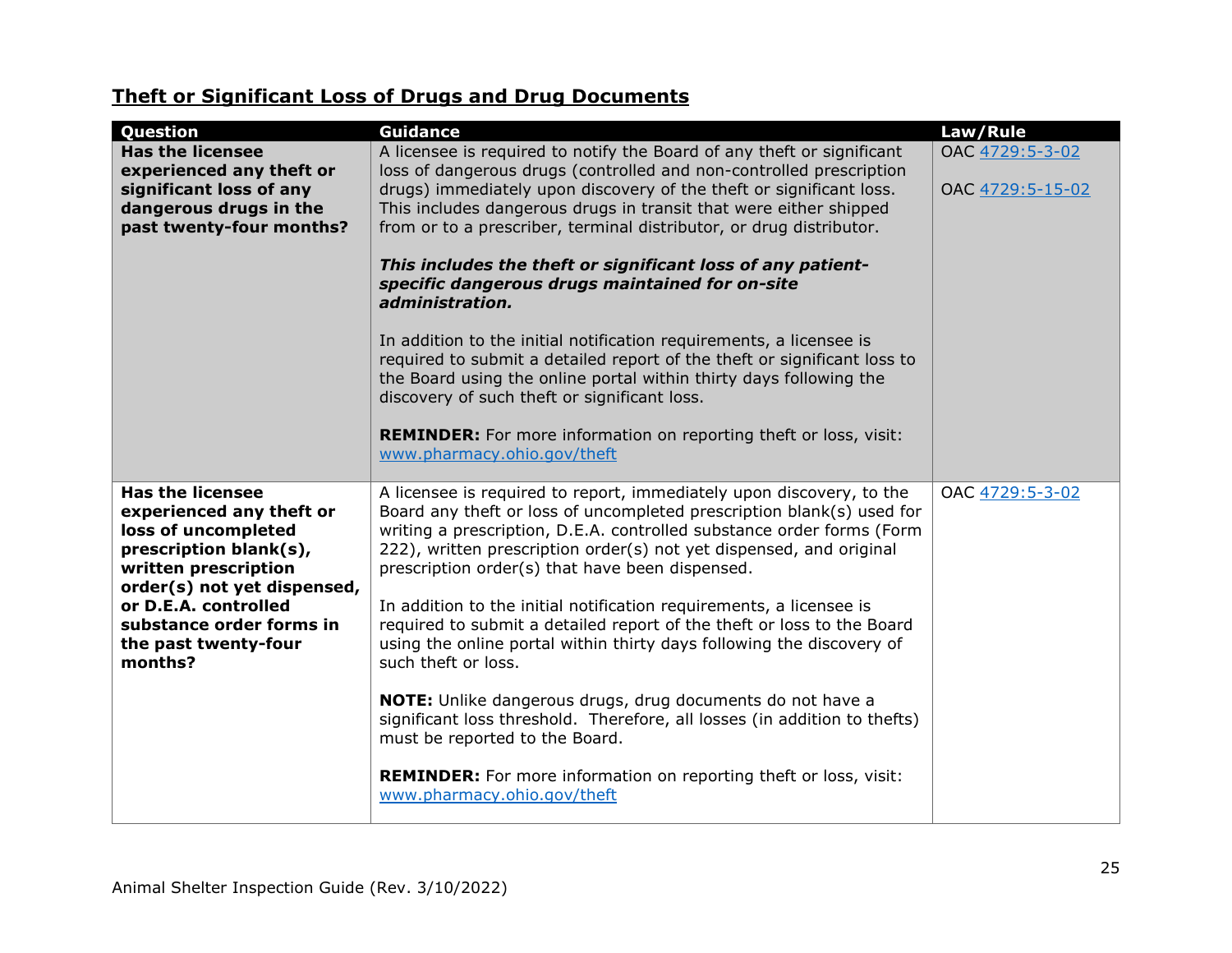## Theft or Significant Loss of Drugs and Drug Documents

| Question | Guidance | Law/Rule |
|---|---|---|
| **Has the licensee experienced any theft or significant loss of any dangerous drugs in the past twenty-four months?** | A licensee is required to notify the Board of any theft or significant loss of dangerous drugs (controlled and non-controlled prescription drugs) immediately upon discovery of the theft or significant loss. This includes dangerous drugs in transit that were either shipped from or to a prescriber, terminal distributor, or drug distributor.<br><br>***This includes the theft or significant loss of any patient-specific dangerous drugs maintained for on-site administration.***<br><br>In addition to the initial notification requirements, a licensee is required to submit a detailed report of the theft or significant loss to the Board using the online portal within thirty days following the discovery of such theft or significant loss.<br><br>**REMINDER:** For more information on reporting theft or loss, visit: www.pharmacy.ohio.gov/theft | OAC 4729:5-3-02<br><br>OAC 4729:5-15-02 |
| **Has the licensee experienced any theft or loss of uncompleted prescription blank(s), written prescription order(s) not yet dispensed, or D.E.A. controlled substance order forms in the past twenty-four months?** | A licensee is required to report, immediately upon discovery, to the Board any theft or loss of uncompleted prescription blank(s) used for writing a prescription, D.E.A. controlled substance order forms (Form 222), written prescription order(s) not yet dispensed, and original prescription order(s) that have been dispensed.<br><br>In addition to the initial notification requirements, a licensee is required to submit a detailed report of the theft or loss to the Board using the online portal within thirty days following the discovery of such theft or loss.<br><br>**NOTE:** Unlike dangerous drugs, drug documents do not have a significant loss threshold. Therefore, all losses (in addition to thefts) must be reported to the Board.<br><br>**REMINDER:** For more information on reporting theft or loss, visit: www.pharmacy.ohio.gov/theft | OAC 4729:5-3-02 |

Animal Shelter Inspection Guide (Rev. 3/10/2022)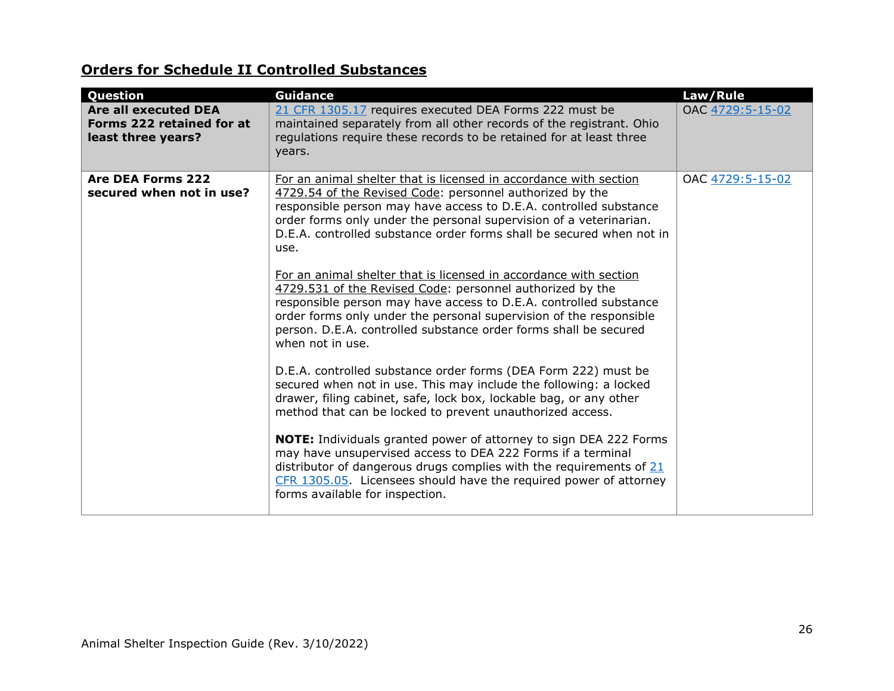## **Orders for Schedule II Controlled Substances**

| Question | Guidance | Law/Rule |
|---|---|---|
| **Are all executed DEA Forms 222 retained for at least three years?** | 21 CFR 1305.17 requires executed DEA Forms 222 must be maintained separately from all other records of the registrant. Ohio regulations require these records to be retained for at least three years. | OAC 4729:5-15-02 |
| **Are DEA Forms 222 secured when not in use?** | For an animal shelter that is licensed in accordance with section 4729.54 of the Revised Code: personnel authorized by the responsible person may have access to D.E.A. controlled substance order forms only under the personal supervision of a veterinarian. D.E.A. controlled substance order forms shall be secured when not in use.<br><br>For an animal shelter that is licensed in accordance with section 4729.531 of the Revised Code: personnel authorized by the responsible person may have access to D.E.A. controlled substance order forms only under the personal supervision of the responsible person. D.E.A. controlled substance order forms shall be secured when not in use.<br><br>D.E.A. controlled substance order forms (DEA Form 222) must be secured when not in use. This may include the following: a locked drawer, filing cabinet, safe, lock box, lockable bag, or any other method that can be locked to prevent unauthorized access.<br><br>**NOTE:** Individuals granted power of attorney to sign DEA 222 Forms may have unsupervised access to DEA 222 Forms if a terminal distributor of dangerous drugs complies with the requirements of 21 CFR 1305.05. Licensees should have the required power of attorney forms available for inspection. | OAC 4729:5-15-02 |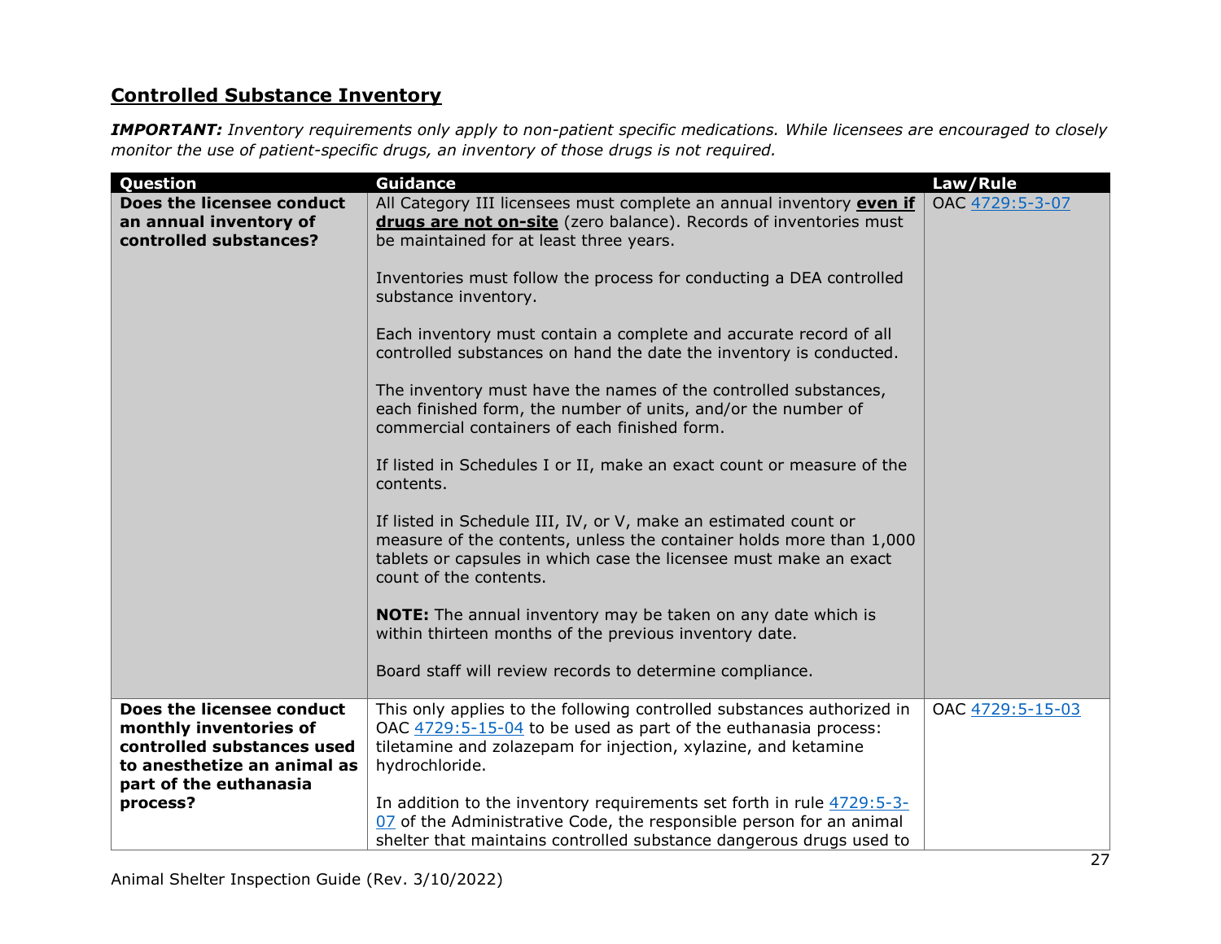## **Controlled Substance Inventory**

***IMPORTANT:*** *Inventory requirements only apply to non-patient specific medications. While licensees are encouraged to closely monitor the use of patient-specific drugs, an inventory of those drugs is not required.*

| Question | Guidance | Law/Rule |
|---|---|---|
| **Does the licensee conduct an annual inventory of controlled substances?** | All Category III licensees must complete an annual inventory **even if drugs are not on-site** (zero balance). Records of inventories must be maintained for at least three years.<br><br>Inventories must follow the process for conducting a DEA controlled substance inventory.<br><br>Each inventory must contain a complete and accurate record of all controlled substances on hand the date the inventory is conducted.<br><br>The inventory must have the names of the controlled substances, each finished form, the number of units, and/or the number of commercial containers of each finished form.<br><br>If listed in Schedules I or II, make an exact count or measure of the contents.<br><br>If listed in Schedule III, IV, or V, make an estimated count or measure of the contents, unless the container holds more than 1,000 tablets or capsules in which case the licensee must make an exact count of the contents.<br><br>**NOTE:** The annual inventory may be taken on any date which is within thirteen months of the previous inventory date.<br><br>Board staff will review records to determine compliance. | OAC 4729:5-3-07 |
| **Does the licensee conduct monthly inventories of controlled substances used to anesthetize an animal as part of the euthanasia process?** | This only applies to the following controlled substances authorized in OAC 4729:5-15-04 to be used as part of the euthanasia process: tiletamine and zolazepam for injection, xylazine, and ketamine hydrochloride.<br><br>In addition to the inventory requirements set forth in rule 4729:5-3-07 of the Administrative Code, the responsible person for an animal shelter that maintains controlled substance dangerous drugs used to | OAC 4729:5-15-03 |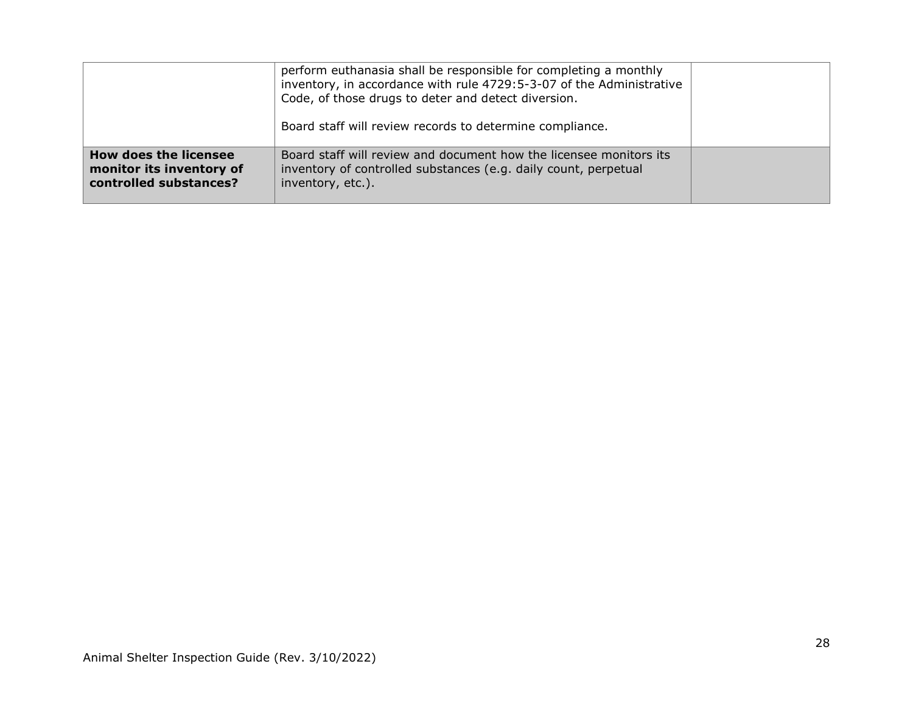| | | |
|---|---|---|
| | perform euthanasia shall be responsible for completing a monthly inventory, in accordance with rule 4729:5-3-07 of the Administrative Code, of those drugs to deter and detect diversion.<br><br>Board staff will review records to determine compliance. | |
| **How does the licensee monitor its inventory of controlled substances?** | Board staff will review and document how the licensee monitors its inventory of controlled substances (e.g. daily count, perpetual inventory, etc.). | |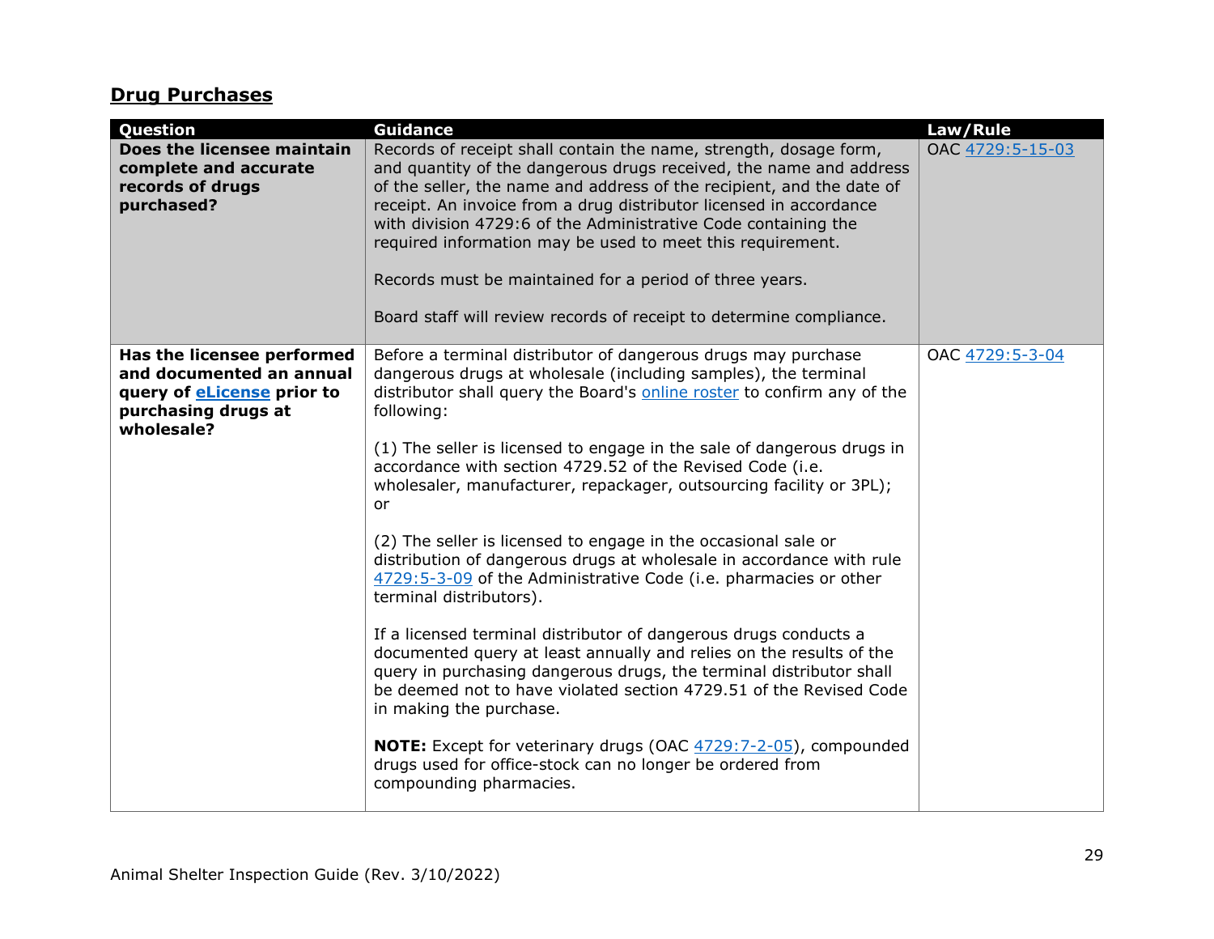## **Drug Purchases**

| Question | Guidance | Law/Rule |
|---|---|---|
| **Does the licensee maintain complete and accurate records of drugs purchased?** | Records of receipt shall contain the name, strength, dosage form, and quantity of the dangerous drugs received, the name and address of the seller, the name and address of the recipient, and the date of receipt. An invoice from a drug distributor licensed in accordance with division 4729:6 of the Administrative Code containing the required information may be used to meet this requirement.<br><br>Records must be maintained for a period of three years.<br><br>Board staff will review records of receipt to determine compliance. | OAC 4729:5-15-03 |
| **Has the licensee performed and documented an annual query of eLicense prior to purchasing drugs at wholesale?** | Before a terminal distributor of dangerous drugs may purchase dangerous drugs at wholesale (including samples), the terminal distributor shall query the Board's online roster to confirm any of the following:<br><br>(1) The seller is licensed to engage in the sale of dangerous drugs in accordance with section 4729.52 of the Revised Code (i.e. wholesaler, manufacturer, repackager, outsourcing facility or 3PL); or<br><br>(2) The seller is licensed to engage in the occasional sale or distribution of dangerous drugs at wholesale in accordance with rule 4729:5-3-09 of the Administrative Code (i.e. pharmacies or other terminal distributors).<br><br>If a licensed terminal distributor of dangerous drugs conducts a documented query at least annually and relies on the results of the query in purchasing dangerous drugs, the terminal distributor shall be deemed not to have violated section 4729.51 of the Revised Code in making the purchase.<br><br>**NOTE:** Except for veterinary drugs (OAC 4729:7-2-05), compounded drugs used for office-stock can no longer be ordered from compounding pharmacies. | OAC 4729:5-3-04 |

Animal Shelter Inspection Guide (Rev. 3/10/2022)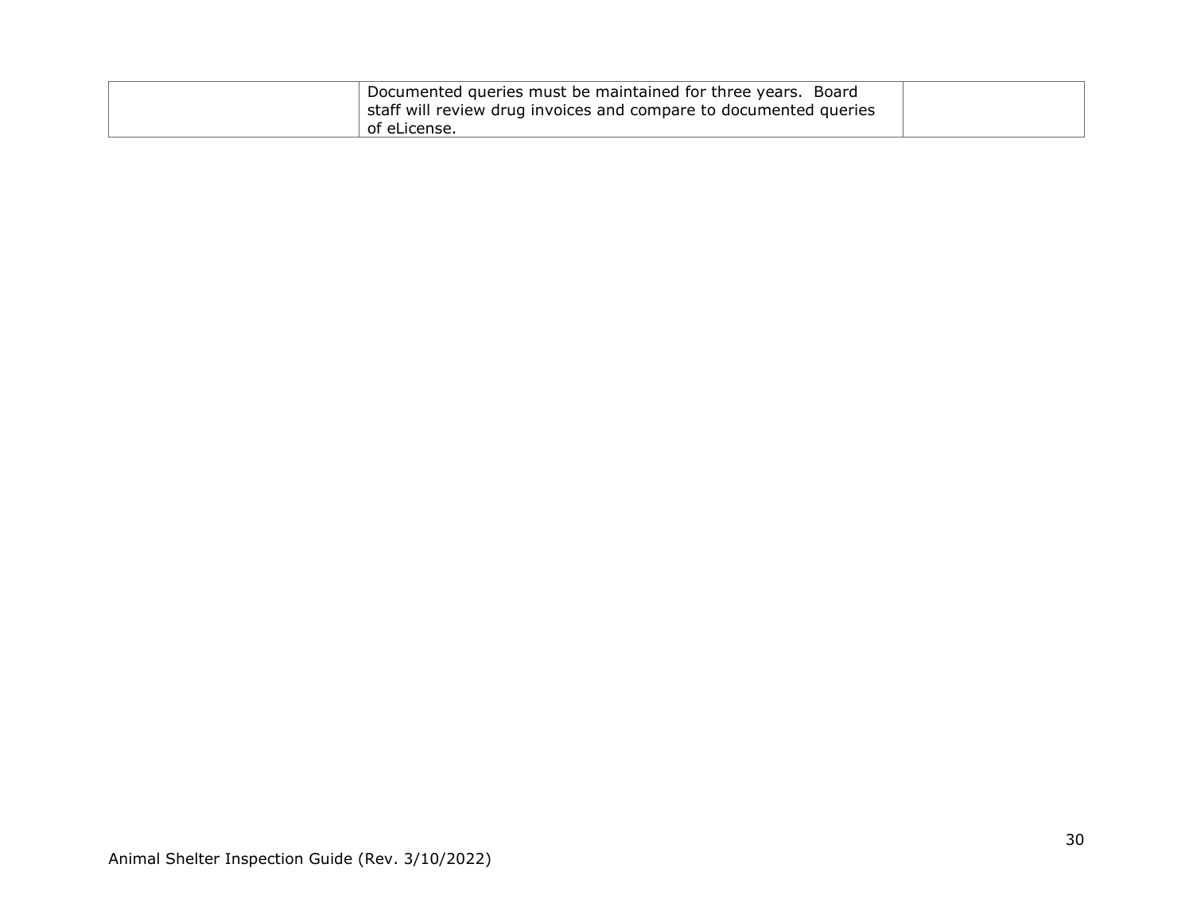| | | |
|---|---|---|
| | Documented queries must be maintained for three years. Board staff will review drug invoices and compare to documented queries of eLicense. | |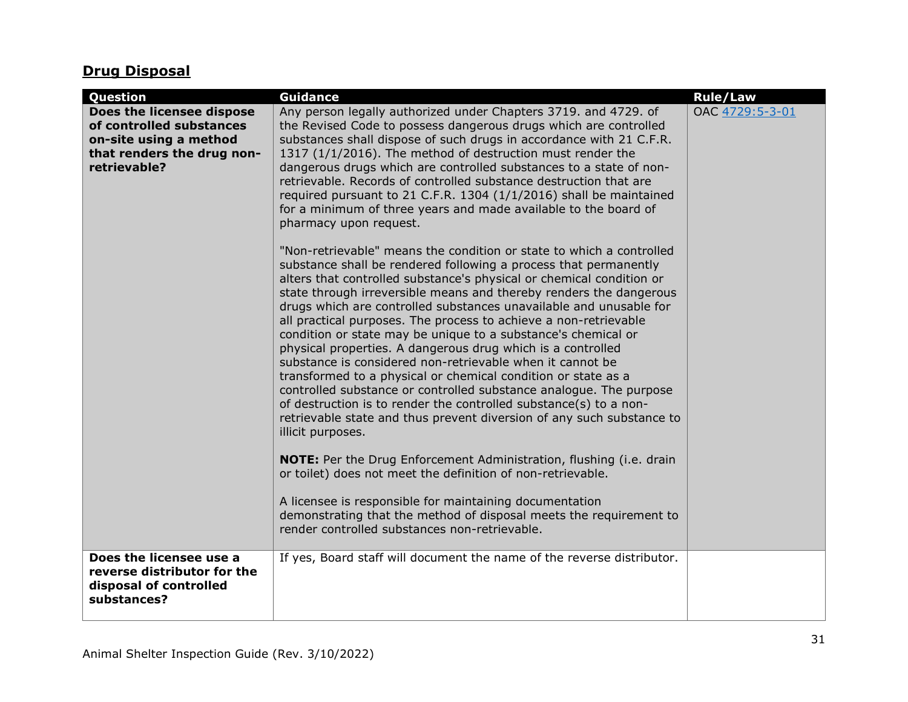## Drug Disposal

| Question | Guidance | Rule/Law |
|---|---|---|
| **Does the licensee dispose of controlled substances on-site using a method that renders the drug non-retrievable?** | Any person legally authorized under Chapters 3719. and 4729. of the Revised Code to possess dangerous drugs which are controlled substances shall dispose of such drugs in accordance with 21 C.F.R. 1317 (1/1/2016). The method of destruction must render the dangerous drugs which are controlled substances to a state of non-retrievable. Records of controlled substance destruction that are required pursuant to 21 C.F.R. 1304 (1/1/2016) shall be maintained for a minimum of three years and made available to the board of pharmacy upon request.<br><br>"Non-retrievable" means the condition or state to which a controlled substance shall be rendered following a process that permanently alters that controlled substance's physical or chemical condition or state through irreversible means and thereby renders the dangerous drugs which are controlled substances unavailable and unusable for all practical purposes. The process to achieve a non-retrievable condition or state may be unique to a substance's chemical or physical properties. A dangerous drug which is a controlled substance is considered non-retrievable when it cannot be transformed to a physical or chemical condition or state as a controlled substance or controlled substance analogue. The purpose of destruction is to render the controlled substance(s) to a non-retrievable state and thus prevent diversion of any such substance to illicit purposes.<br><br>**NOTE:** Per the Drug Enforcement Administration, flushing (i.e. drain or toilet) does not meet the definition of non-retrievable.<br><br>A licensee is responsible for maintaining documentation demonstrating that the method of disposal meets the requirement to render controlled substances non-retrievable. | OAC 4729:5-3-01 |
| **Does the licensee use a reverse distributor for the disposal of controlled substances?** | If yes, Board staff will document the name of the reverse distributor. | |

Animal Shelter Inspection Guide (Rev. 3/10/2022)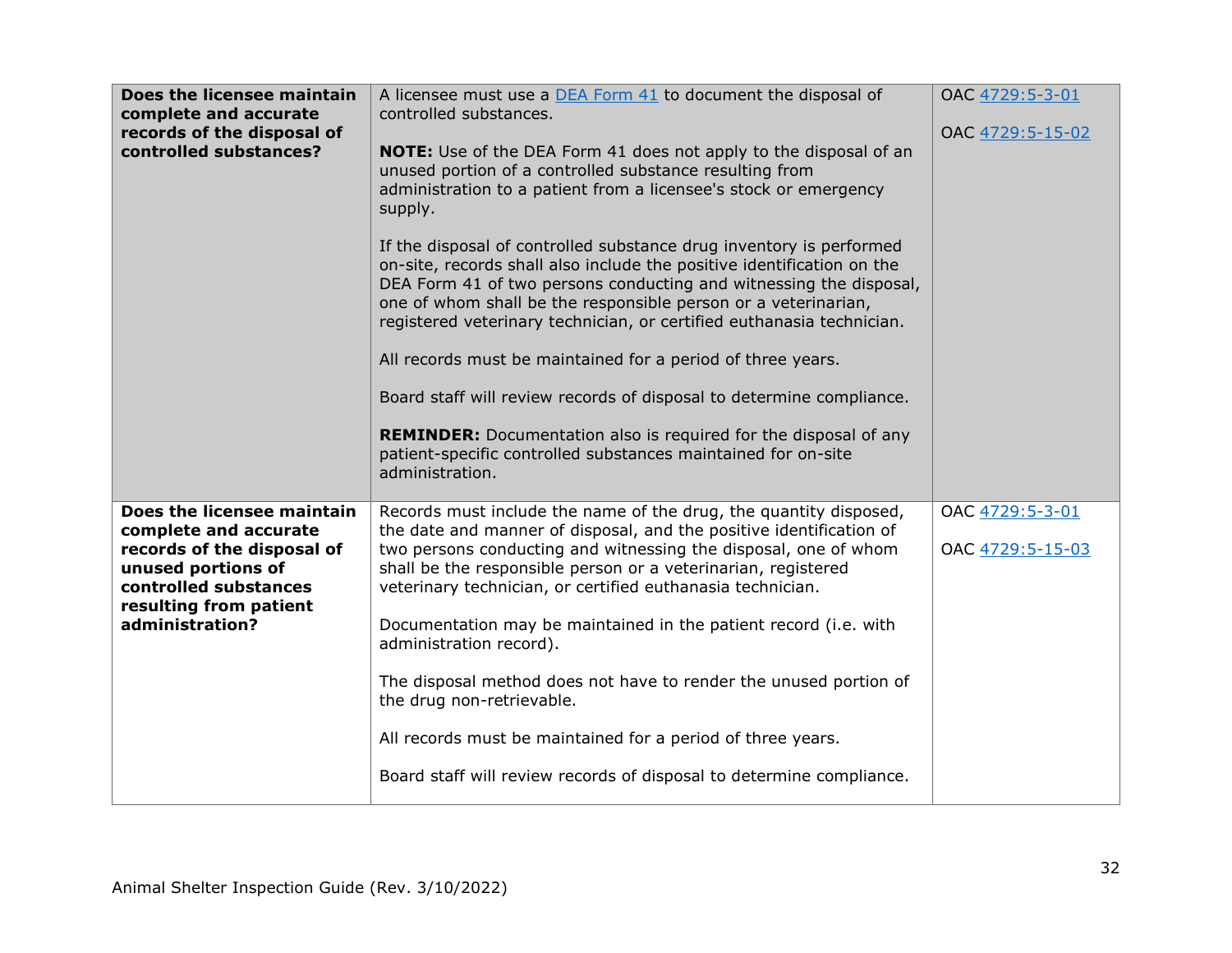| | | |
|---|---|---|
| **Does the licensee maintain complete and accurate records of the disposal of controlled substances?** | A licensee must use a [DEA Form 41](DEA Form 41) to document the disposal of controlled substances.<br><br>**NOTE:** Use of the DEA Form 41 does not apply to the disposal of an unused portion of a controlled substance resulting from administration to a patient from a licensee's stock or emergency supply.<br><br>If the disposal of controlled substance drug inventory is performed on-site, records shall also include the positive identification on the DEA Form 41 of two persons conducting and witnessing the disposal, one of whom shall be the responsible person or a veterinarian, registered veterinary technician, or certified euthanasia technician.<br><br>All records must be maintained for a period of three years.<br><br>Board staff will review records of disposal to determine compliance.<br><br>**REMINDER:** Documentation also is required for the disposal of any patient-specific controlled substances maintained for on-site administration. | OAC 4729:5-3-01<br><br>OAC 4729:5-15-02 |
| **Does the licensee maintain complete and accurate records of the disposal of unused portions of controlled substances resulting from patient administration?** | Records must include the name of the drug, the quantity disposed, the date and manner of disposal, and the positive identification of two persons conducting and witnessing the disposal, one of whom shall be the responsible person or a veterinarian, registered veterinary technician, or certified euthanasia technician.<br><br>Documentation may be maintained in the patient record (i.e. with administration record).<br><br>The disposal method does not have to render the unused portion of the drug non-retrievable.<br><br>All records must be maintained for a period of three years.<br><br>Board staff will review records of disposal to determine compliance. | OAC 4729:5-3-01<br><br>OAC 4729:5-15-03 |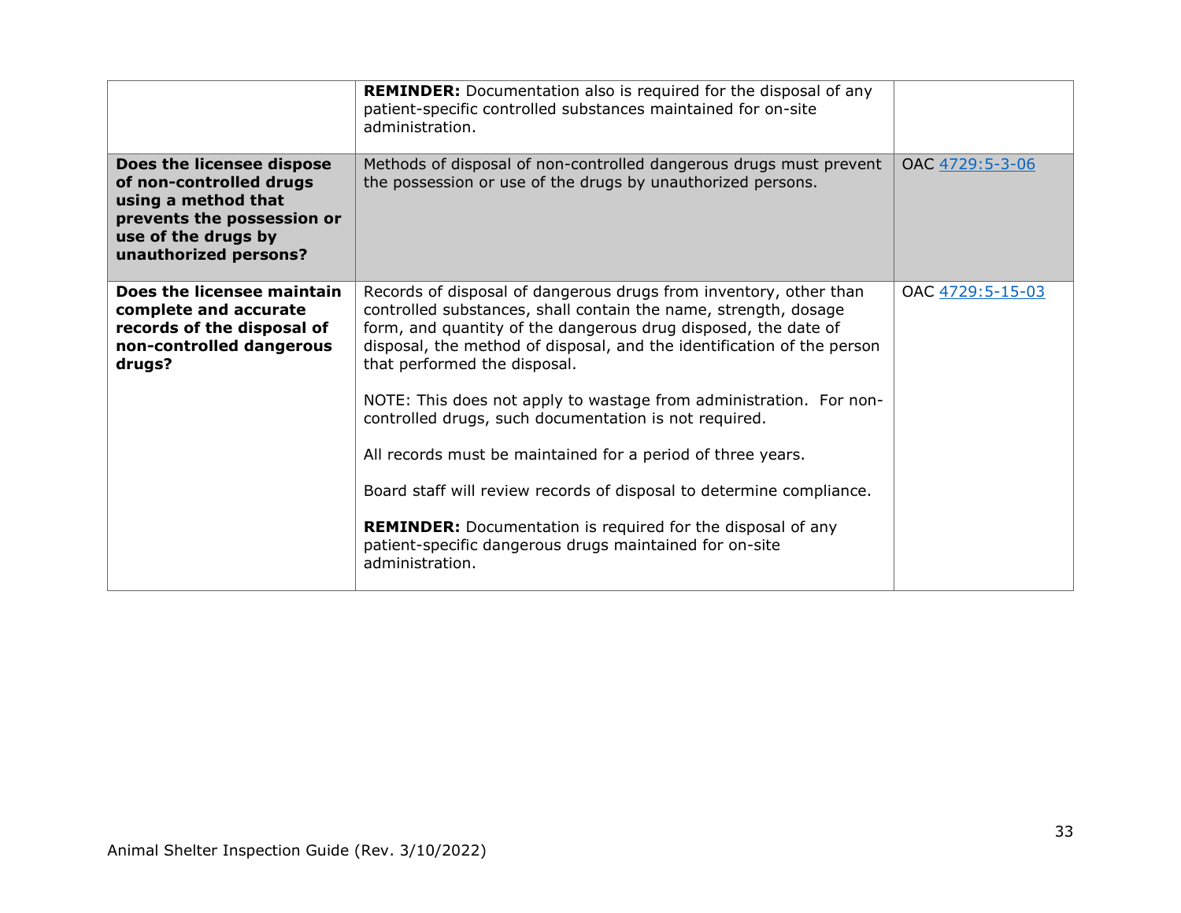| | | |
|---|---|---|
| | **REMINDER:** Documentation also is required for the disposal of any patient-specific controlled substances maintained for on-site administration. | |
| **Does the licensee dispose of non-controlled drugs using a method that prevents the possession or use of the drugs by unauthorized persons?** | Methods of disposal of non-controlled dangerous drugs must prevent the possession or use of the drugs by unauthorized persons. | OAC 4729:5-3-06 |
| **Does the licensee maintain complete and accurate records of the disposal of non-controlled dangerous drugs?** | Records of disposal of dangerous drugs from inventory, other than controlled substances, shall contain the name, strength, dosage form, and quantity of the dangerous drug disposed, the date of disposal, the method of disposal, and the identification of the person that performed the disposal.<br><br>NOTE: This does not apply to wastage from administration. For non-controlled drugs, such documentation is not required.<br><br>All records must be maintained for a period of three years.<br><br>Board staff will review records of disposal to determine compliance.<br><br>**REMINDER:** Documentation is required for the disposal of any patient-specific dangerous drugs maintained for on-site administration. | OAC 4729:5-15-03 |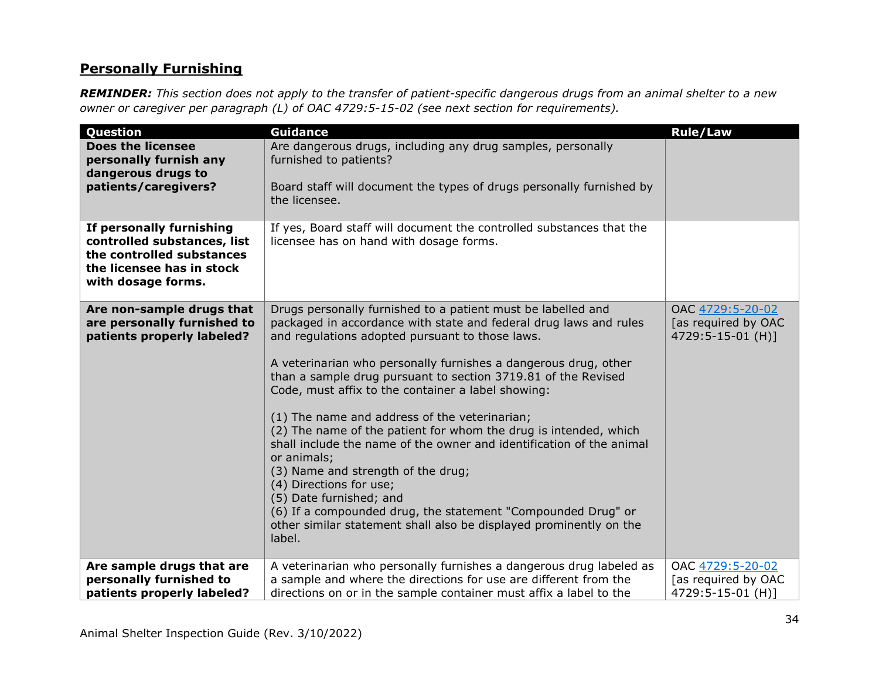## Personally Furnishing

***REMINDER:*** *This section does not apply to the transfer of patient-specific dangerous drugs from an animal shelter to a new owner or caregiver per paragraph (L) of OAC 4729:5-15-02 (see next section for requirements).*

| Question | Guidance | Rule/Law |
|---|---|---|
| **Does the licensee personally furnish any dangerous drugs to patients/caregivers?** | Are dangerous drugs, including any drug samples, personally furnished to patients?<br><br>Board staff will document the types of drugs personally furnished by the licensee. | |
| **If personally furnishing controlled substances, list the controlled substances the licensee has in stock with dosage forms.** | If yes, Board staff will document the controlled substances that the licensee has on hand with dosage forms. | |
| **Are non-sample drugs that are personally furnished to patients properly labeled?** | Drugs personally furnished to a patient must be labelled and packaged in accordance with state and federal drug laws and rules and regulations adopted pursuant to those laws.<br><br>A veterinarian who personally furnishes a dangerous drug, other than a sample drug pursuant to section 3719.81 of the Revised Code, must affix to the container a label showing:<br><br>(1) The name and address of the veterinarian;<br>(2) The name of the patient for whom the drug is intended, which shall include the name of the owner and identification of the animal or animals;<br>(3) Name and strength of the drug;<br>(4) Directions for use;<br>(5) Date furnished; and<br>(6) If a compounded drug, the statement "Compounded Drug" or other similar statement shall also be displayed prominently on the label. | OAC 4729:5-20-02 [as required by OAC 4729:5-15-01 (H)] |
| **Are sample drugs that are personally furnished to patients properly labeled?** | A veterinarian who personally furnishes a dangerous drug labeled as a sample and where the directions for use are different from the directions on or in the sample container must affix a label to the | OAC 4729:5-20-02 [as required by OAC 4729:5-15-01 (H)] |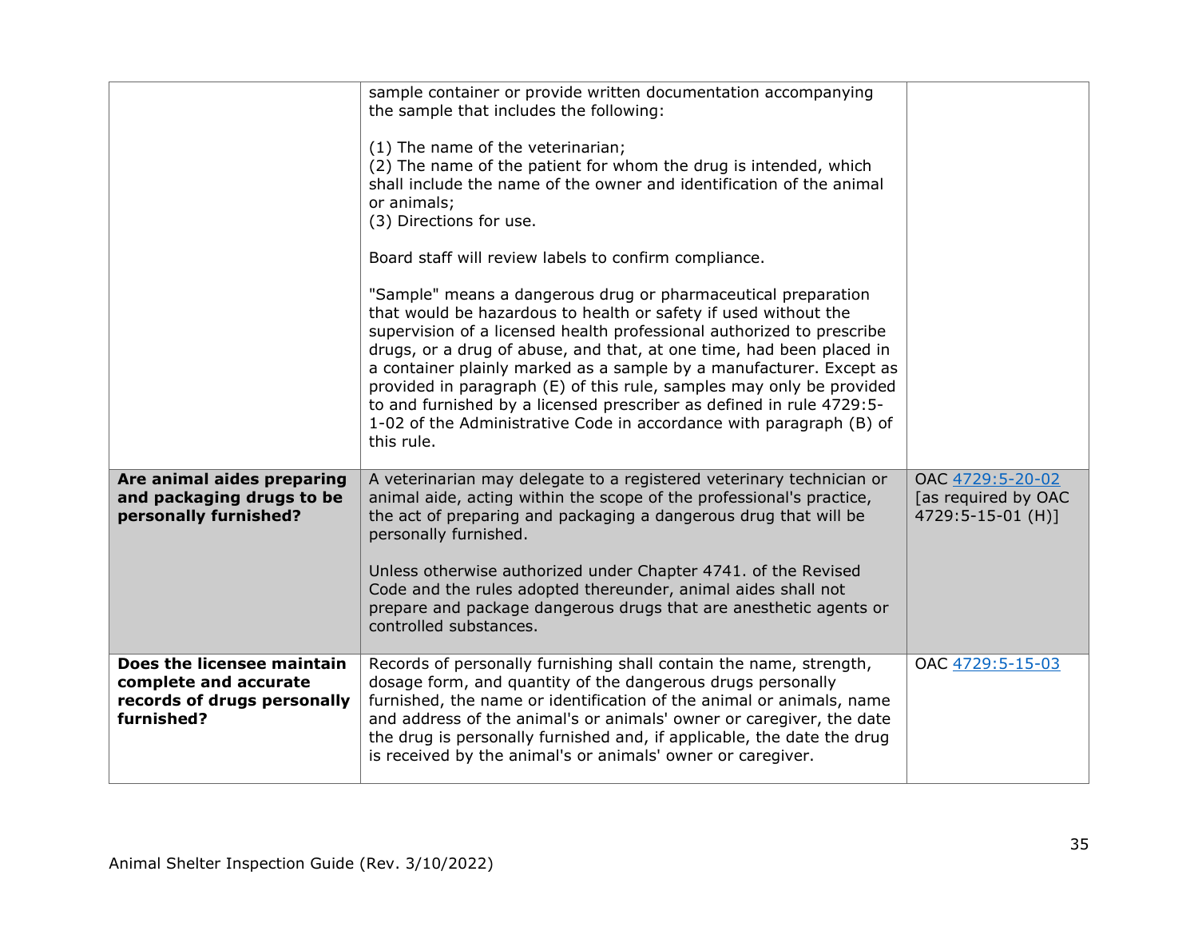| | | |
|---|---|---|
| | sample container or provide written documentation accompanying the sample that includes the following:<br><br>(1) The name of the veterinarian;<br>(2) The name of the patient for whom the drug is intended, which shall include the name of the owner and identification of the animal or animals;<br>(3) Directions for use.<br><br>Board staff will review labels to confirm compliance.<br><br>"Sample" means a dangerous drug or pharmaceutical preparation that would be hazardous to health or safety if used without the supervision of a licensed health professional authorized to prescribe drugs, or a drug of abuse, and that, at one time, had been placed in a container plainly marked as a sample by a manufacturer. Except as provided in paragraph (E) of this rule, samples may only be provided to and furnished by a licensed prescriber as defined in rule 4729:5-1-02 of the Administrative Code in accordance with paragraph (B) of this rule. | |
| **Are animal aides preparing and packaging drugs to be personally furnished?** | A veterinarian may delegate to a registered veterinary technician or animal aide, acting within the scope of the professional's practice, the act of preparing and packaging a dangerous drug that will be personally furnished.<br><br>Unless otherwise authorized under Chapter 4741. of the Revised Code and the rules adopted thereunder, animal aides shall not prepare and package dangerous drugs that are anesthetic agents or controlled substances. | OAC 4729:5-20-02 [as required by OAC 4729:5-15-01 (H)] |
| **Does the licensee maintain complete and accurate records of drugs personally furnished?** | Records of personally furnishing shall contain the name, strength, dosage form, and quantity of the dangerous drugs personally furnished, the name or identification of the animal or animals, name and address of the animal's or animals' owner or caregiver, the date the drug is personally furnished and, if applicable, the date the drug is received by the animal's or animals' owner or caregiver. | OAC 4729:5-15-03 |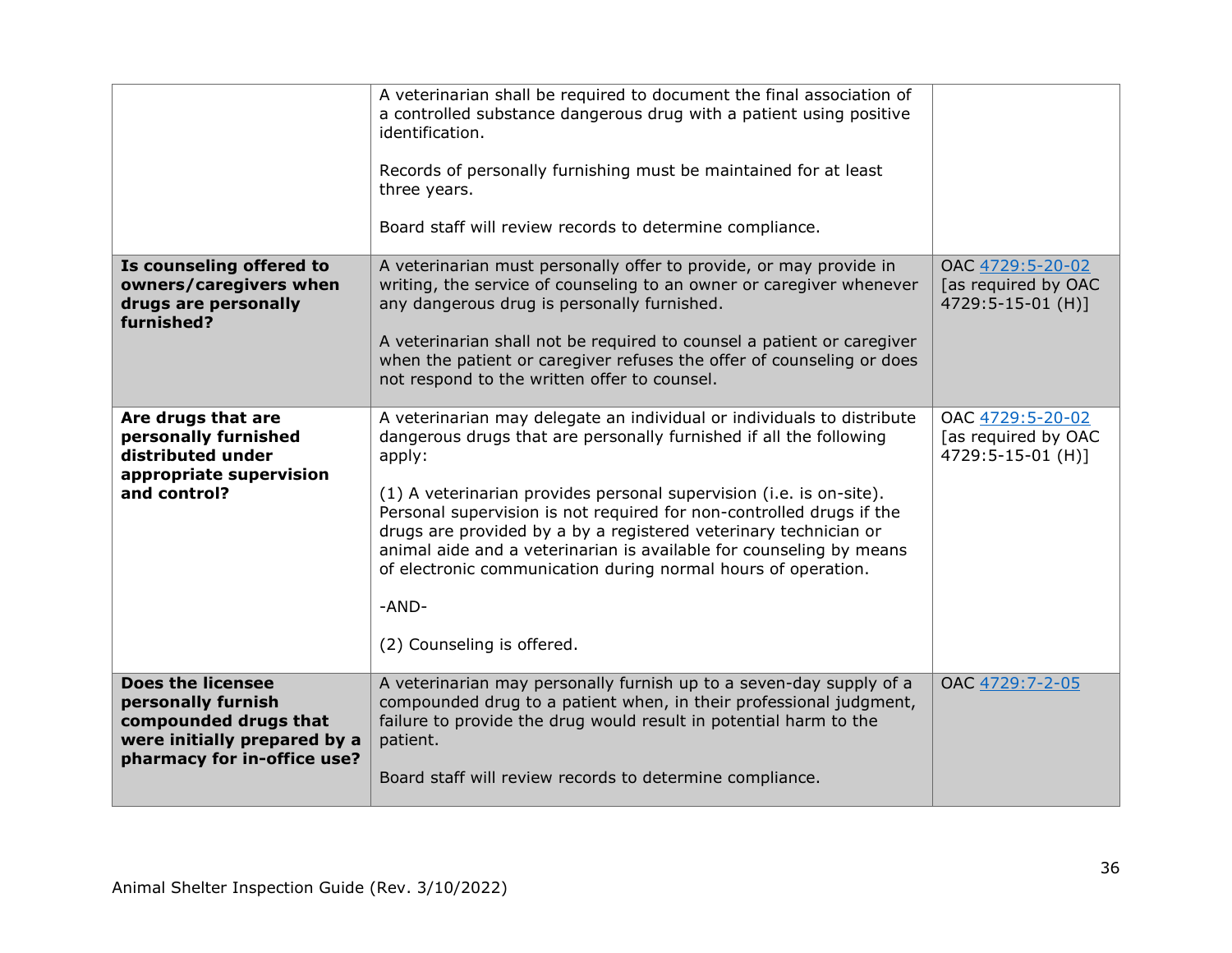| | | |
|---|---|---|
| | A veterinarian shall be required to document the final association of a controlled substance dangerous drug with a patient using positive identification.<br><br>Records of personally furnishing must be maintained for at least three years.<br><br>Board staff will review records to determine compliance. | |
| **Is counseling offered to owners/caregivers when drugs are personally furnished?** | A veterinarian must personally offer to provide, or may provide in writing, the service of counseling to an owner or caregiver whenever any dangerous drug is personally furnished.<br><br>A veterinarian shall not be required to counsel a patient or caregiver when the patient or caregiver refuses the offer of counseling or does not respond to the written offer to counsel. | OAC 4729:5-20-02 [as required by OAC 4729:5-15-01 (H)] |
| **Are drugs that are personally furnished distributed under appropriate supervision and control?** | A veterinarian may delegate an individual or individuals to distribute dangerous drugs that are personally furnished if all the following apply:<br><br>(1) A veterinarian provides personal supervision (i.e. is on-site). Personal supervision is not required for non-controlled drugs if the drugs are provided by a by a registered veterinary technician or animal aide and a veterinarian is available for counseling by means of electronic communication during normal hours of operation.<br><br>-AND-<br><br>(2) Counseling is offered. | OAC 4729:5-20-02 [as required by OAC 4729:5-15-01 (H)] |
| **Does the licensee personally furnish compounded drugs that were initially prepared by a pharmacy for in-office use?** | A veterinarian may personally furnish up to a seven-day supply of a compounded drug to a patient when, in their professional judgment, failure to provide the drug would result in potential harm to the patient.<br><br>Board staff will review records to determine compliance. | OAC 4729:7-2-05 |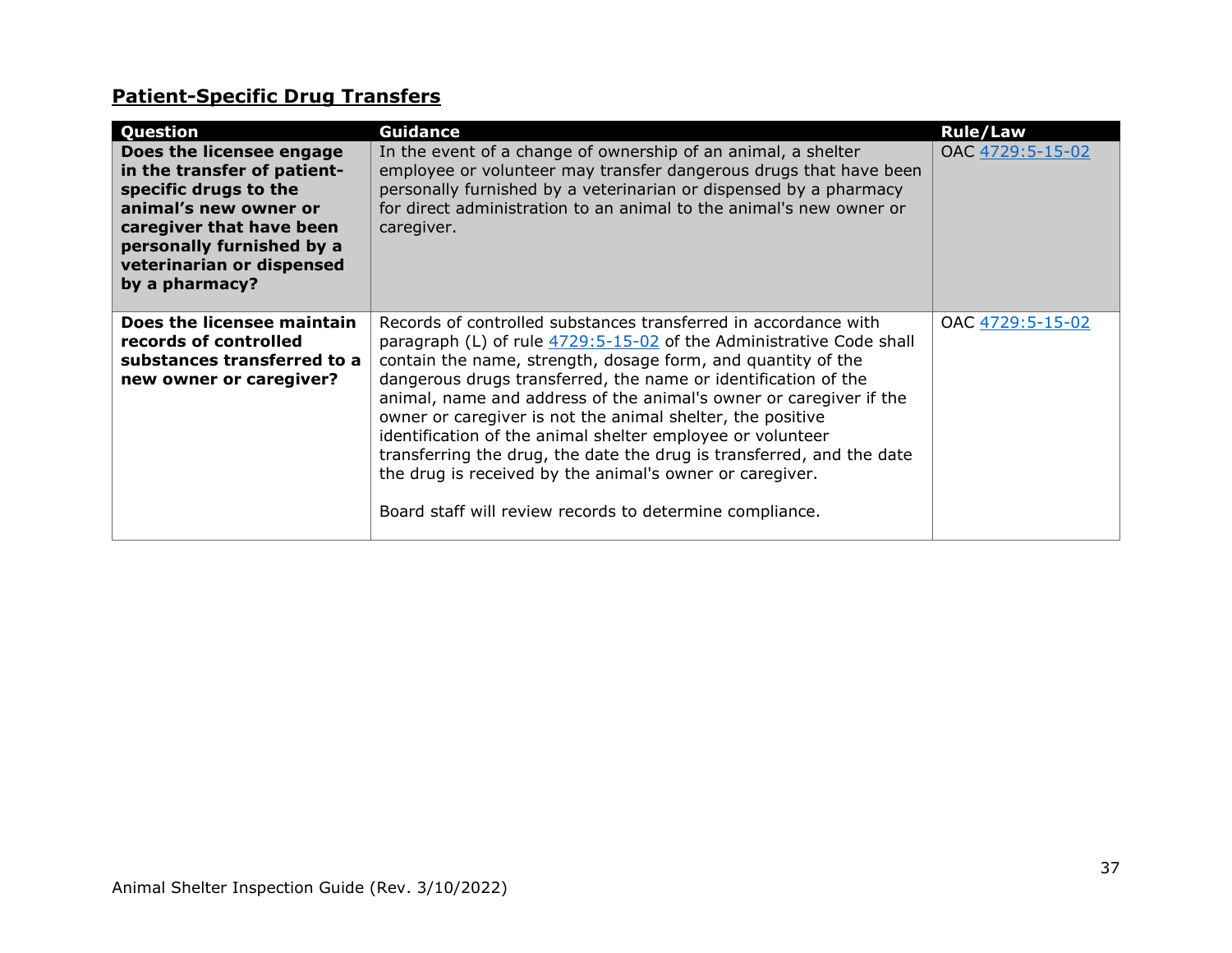## Patient-Specific Drug Transfers

| Question | Guidance | Rule/Law |
| --- | --- | --- |
| **Does the licensee engage in the transfer of patient-specific drugs to the animal's new owner or caregiver that have been personally furnished by a veterinarian or dispensed by a pharmacy?** | In the event of a change of ownership of an animal, a shelter employee or volunteer may transfer dangerous drugs that have been personally furnished by a veterinarian or dispensed by a pharmacy for direct administration to an animal to the animal's new owner or caregiver. | OAC 4729:5-15-02 |
| **Does the licensee maintain records of controlled substances transferred to a new owner or caregiver?** | Records of controlled substances transferred in accordance with paragraph (L) of rule 4729:5-15-02 of the Administrative Code shall contain the name, strength, dosage form, and quantity of the dangerous drugs transferred, the name or identification of the animal, name and address of the animal's owner or caregiver if the owner or caregiver is not the animal shelter, the positive identification of the animal shelter employee or volunteer transferring the drug, the date the drug is transferred, and the date the drug is received by the animal's owner or caregiver.<br><br>Board staff will review records to determine compliance. | OAC 4729:5-15-02 |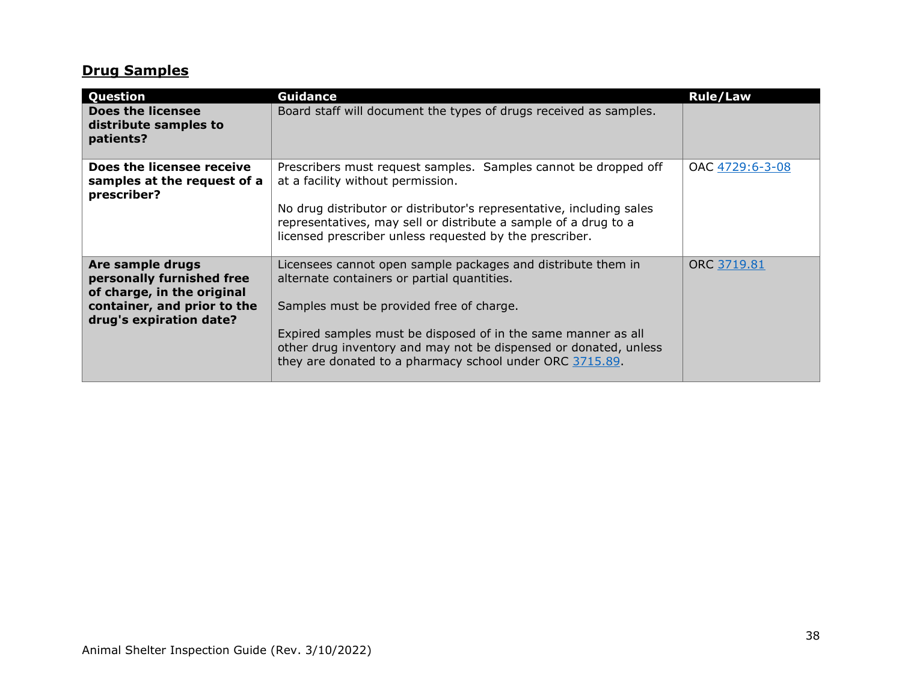## Drug Samples

| Question | Guidance | Rule/Law |
|---|---|---|
| **Does the licensee distribute samples to patients?** | Board staff will document the types of drugs received as samples. | |
| **Does the licensee receive samples at the request of a prescriber?** | Prescribers must request samples. Samples cannot be dropped off at a facility without permission.<br><br>No drug distributor or distributor's representative, including sales representatives, may sell or distribute a sample of a drug to a licensed prescriber unless requested by the prescriber. | OAC 4729:6-3-08 |
| **Are sample drugs personally furnished free of charge, in the original container, and prior to the drug's expiration date?** | Licensees cannot open sample packages and distribute them in alternate containers or partial quantities.<br><br>Samples must be provided free of charge.<br><br>Expired samples must be disposed of in the same manner as all other drug inventory and may not be dispensed or donated, unless they are donated to a pharmacy school under ORC 3715.89. | ORC 3719.81 |

Animal Shelter Inspection Guide (Rev. 3/10/2022)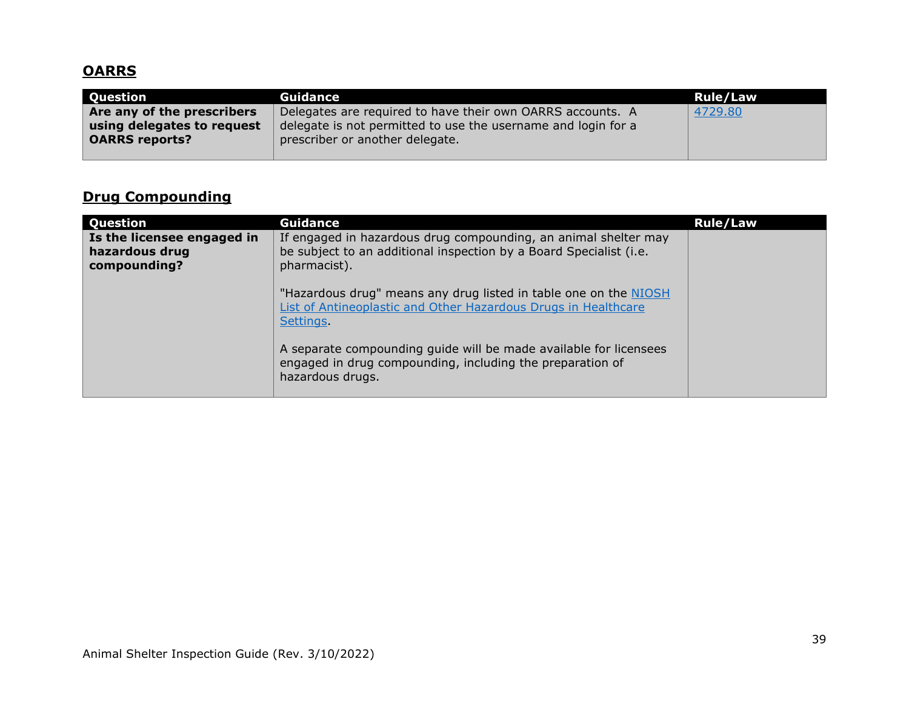## OARRS

| Question | Guidance | Rule/Law |
| --- | --- | --- |
| **Are any of the prescribers using delegates to request OARRS reports?** | Delegates are required to have their own OARRS accounts. A delegate is not permitted to use the username and login for a prescriber or another delegate. | 4729.80 |

## Drug Compounding

| Question | Guidance | Rule/Law |
| --- | --- | --- |
| **Is the licensee engaged in hazardous drug compounding?** | If engaged in hazardous drug compounding, an animal shelter may be subject to an additional inspection by a Board Specialist (i.e. pharmacist).<br><br>"Hazardous drug" means any drug listed in table one on the NIOSH List of Antineoplastic and Other Hazardous Drugs in Healthcare Settings.<br><br>A separate compounding guide will be made available for licensees engaged in drug compounding, including the preparation of hazardous drugs. | |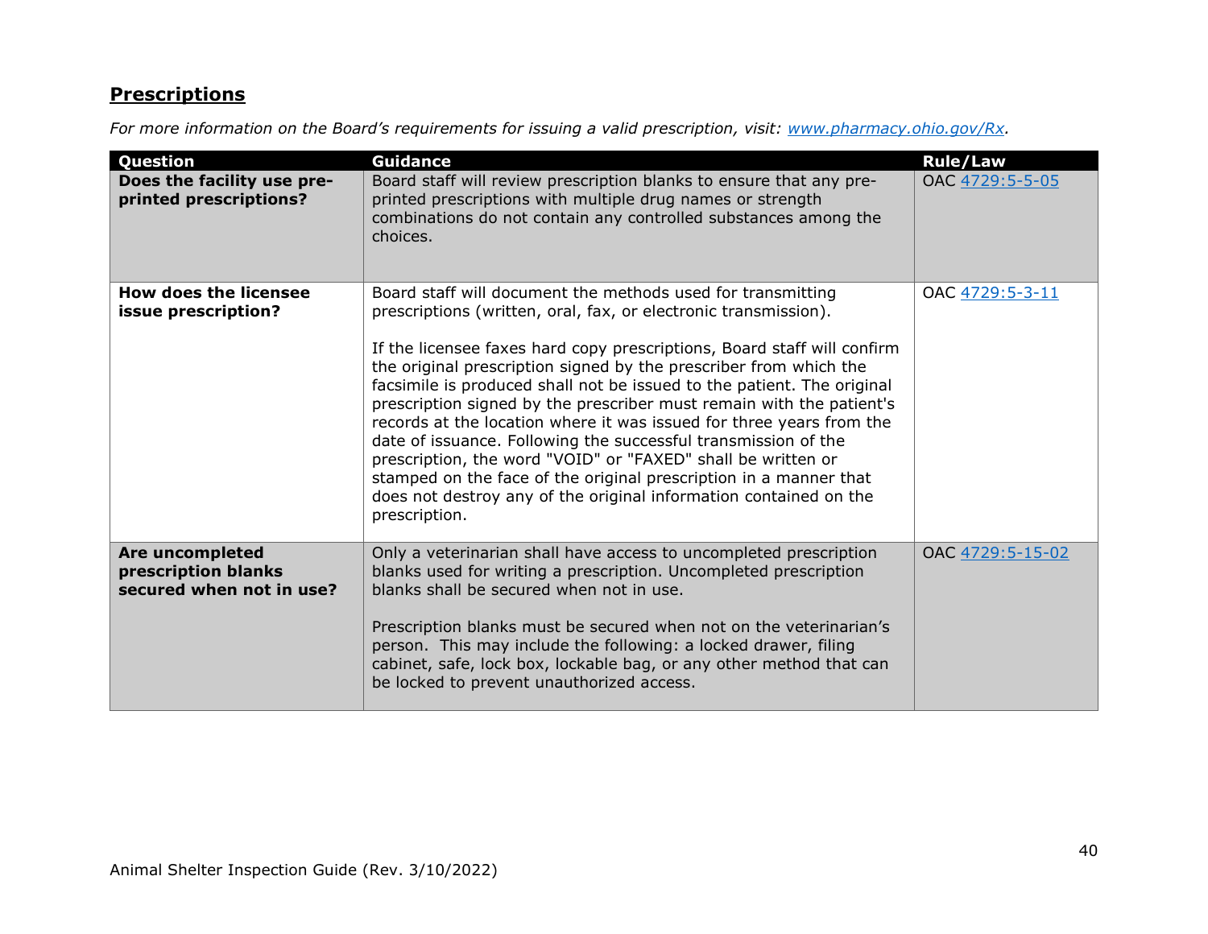## Prescriptions

*For more information on the Board's requirements for issuing a valid prescription, visit: www.pharmacy.ohio.gov/Rx.*

| Question | Guidance | Rule/Law |
|---|---|---|
| **Does the facility use pre-printed prescriptions?** | Board staff will review prescription blanks to ensure that any pre-printed prescriptions with multiple drug names or strength combinations do not contain any controlled substances among the choices. | OAC 4729:5-5-05 |
| **How does the licensee issue prescription?** | Board staff will document the methods used for transmitting prescriptions (written, oral, fax, or electronic transmission).<br><br>If the licensee faxes hard copy prescriptions, Board staff will confirm the original prescription signed by the prescriber from which the facsimile is produced shall not be issued to the patient. The original prescription signed by the prescriber must remain with the patient's records at the location where it was issued for three years from the date of issuance. Following the successful transmission of the prescription, the word "VOID" or "FAXED" shall be written or stamped on the face of the original prescription in a manner that does not destroy any of the original information contained on the prescription. | OAC 4729:5-3-11 |
| **Are uncompleted prescription blanks secured when not in use?** | Only a veterinarian shall have access to uncompleted prescription blanks used for writing a prescription. Uncompleted prescription blanks shall be secured when not in use.<br><br>Prescription blanks must be secured when not on the veterinarian's person. This may include the following: a locked drawer, filing cabinet, safe, lock box, lockable bag, or any other method that can be locked to prevent unauthorized access. | OAC 4729:5-15-02 |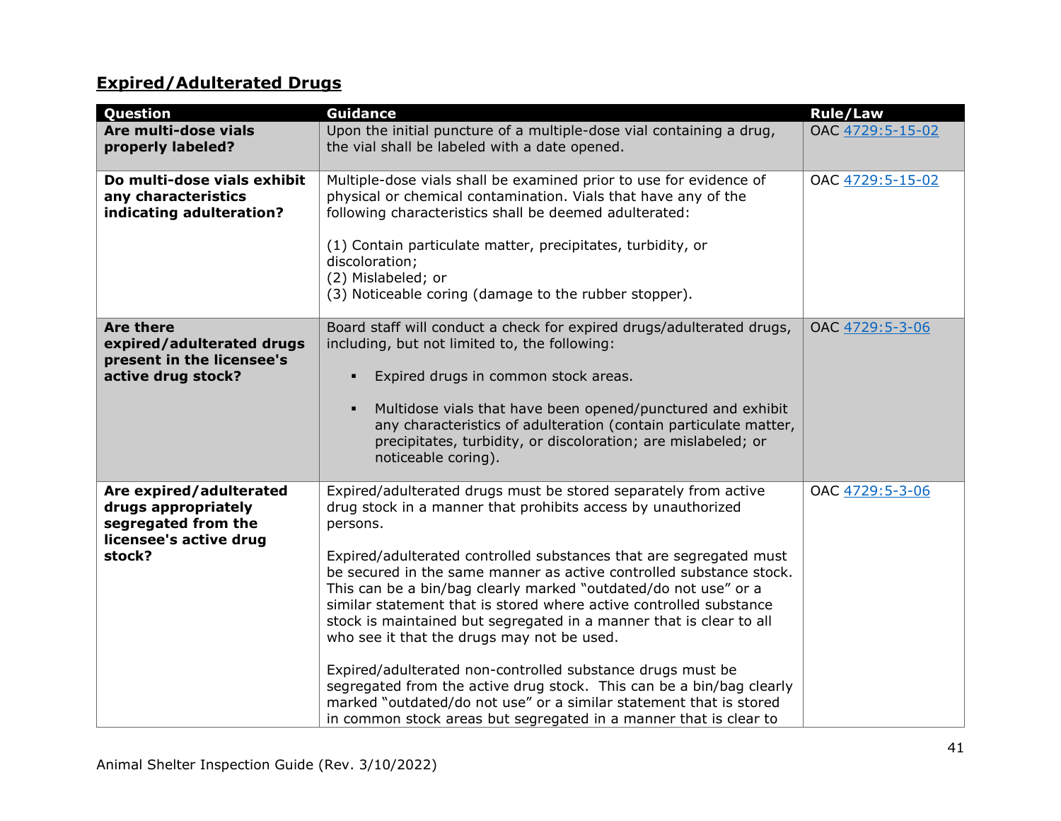## Expired/Adulterated Drugs

| Question | Guidance | Rule/Law |
|---|---|---|
| **Are multi-dose vials properly labeled?** | Upon the initial puncture of a multiple-dose vial containing a drug, the vial shall be labeled with a date opened. | OAC 4729:5-15-02 |
| **Do multi-dose vials exhibit any characteristics indicating adulteration?** | Multiple-dose vials shall be examined prior to use for evidence of physical or chemical contamination. Vials that have any of the following characteristics shall be deemed adulterated:<br><br>(1) Contain particulate matter, precipitates, turbidity, or discoloration;<br>(2) Mislabeled; or<br>(3) Noticeable coring (damage to the rubber stopper). | OAC 4729:5-15-02 |
| **Are there expired/adulterated drugs present in the licensee's active drug stock?** | Board staff will conduct a check for expired drugs/adulterated drugs, including, but not limited to, the following:<br><br>▪ Expired drugs in common stock areas.<br><br>▪ Multidose vials that have been opened/punctured and exhibit any characteristics of adulteration (contain particulate matter, precipitates, turbidity, or discoloration; are mislabeled; or noticeable coring). | OAC 4729:5-3-06 |
| **Are expired/adulterated drugs appropriately segregated from the licensee's active drug stock?** | Expired/adulterated drugs must be stored separately from active drug stock in a manner that prohibits access by unauthorized persons.<br><br>Expired/adulterated controlled substances that are segregated must be secured in the same manner as active controlled substance stock. This can be a bin/bag clearly marked "outdated/do not use" or a similar statement that is stored where active controlled substance stock is maintained but segregated in a manner that is clear to all who see it that the drugs may not be used.<br><br>Expired/adulterated non-controlled substance drugs must be segregated from the active drug stock. This can be a bin/bag clearly marked "outdated/do not use" or a similar statement that is stored in common stock areas but segregated in a manner that is clear to | OAC 4729:5-3-06 |

Animal Shelter Inspection Guide (Rev. 3/10/2022)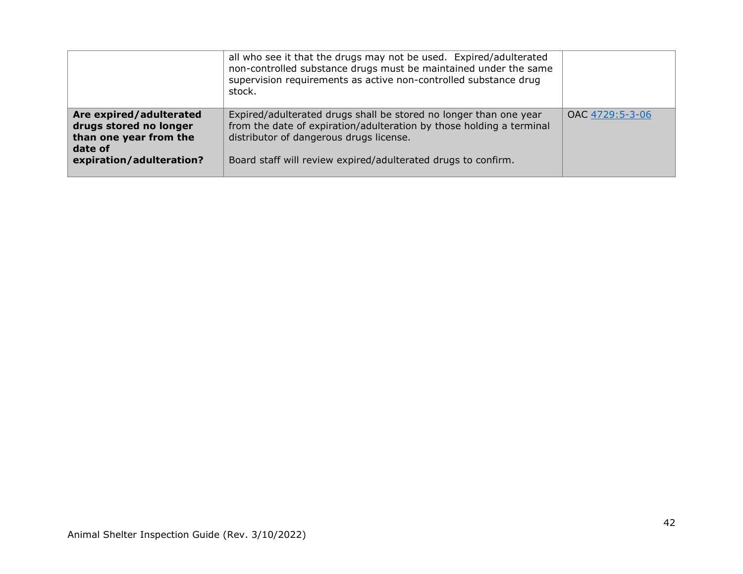| | | |
|---|---|---|
| | all who see it that the drugs may not be used. Expired/adulterated non-controlled substance drugs must be maintained under the same supervision requirements as active non-controlled substance drug stock. | |
| **Are expired/adulterated drugs stored no longer than one year from the date of expiration/adulteration?** | Expired/adulterated drugs shall be stored no longer than one year from the date of expiration/adulteration by those holding a terminal distributor of dangerous drugs license.<br><br>Board staff will review expired/adulterated drugs to confirm. | OAC 4729:5-3-06 |

Animal Shelter Inspection Guide (Rev. 3/10/2022)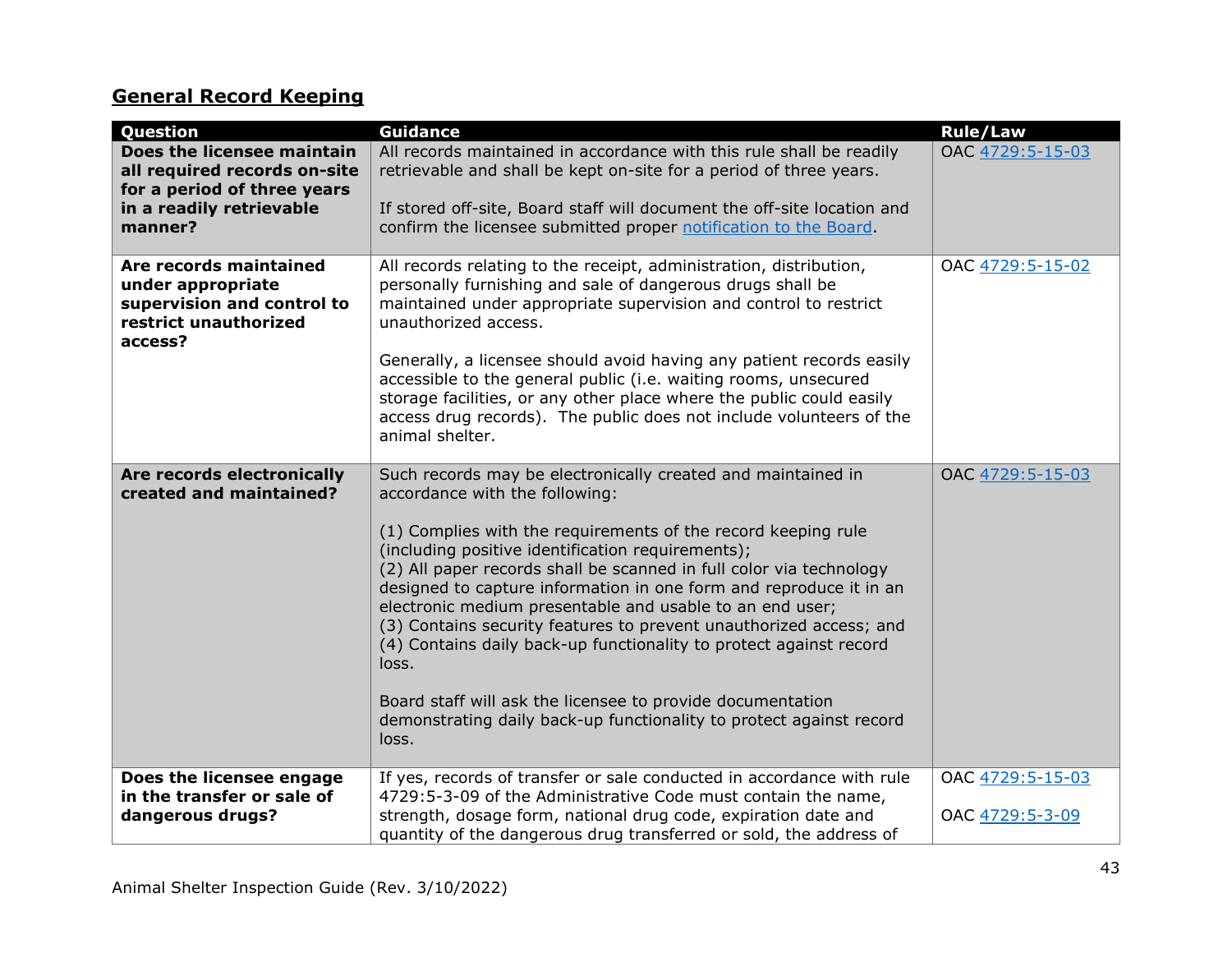## General Record Keeping

| Question | Guidance | Rule/Law |
|---|---|---|
| **Does the licensee maintain all required records on-site for a period of three years in a readily retrievable manner?** | All records maintained in accordance with this rule shall be readily retrievable and shall be kept on-site for a period of three years.<br><br>If stored off-site, Board staff will document the off-site location and confirm the licensee submitted proper notification to the Board. | OAC 4729:5-15-03 |
| **Are records maintained under appropriate supervision and control to restrict unauthorized access?** | All records relating to the receipt, administration, distribution, personally furnishing and sale of dangerous drugs shall be maintained under appropriate supervision and control to restrict unauthorized access.<br><br>Generally, a licensee should avoid having any patient records easily accessible to the general public (i.e. waiting rooms, unsecured storage facilities, or any other place where the public could easily access drug records). The public does not include volunteers of the animal shelter. | OAC 4729:5-15-02 |
| **Are records electronically created and maintained?** | Such records may be electronically created and maintained in accordance with the following:<br><br>(1) Complies with the requirements of the record keeping rule (including positive identification requirements);<br>(2) All paper records shall be scanned in full color via technology designed to capture information in one form and reproduce it in an electronic medium presentable and usable to an end user;<br>(3) Contains security features to prevent unauthorized access; and<br>(4) Contains daily back-up functionality to protect against record loss.<br><br>Board staff will ask the licensee to provide documentation demonstrating daily back-up functionality to protect against record loss. | OAC 4729:5-15-03 |
| **Does the licensee engage in the transfer or sale of dangerous drugs?** | If yes, records of transfer or sale conducted in accordance with rule 4729:5-3-09 of the Administrative Code must contain the name, strength, dosage form, national drug code, expiration date and quantity of the dangerous drug transferred or sold, the address of | OAC 4729:5-15-03<br><br>OAC 4729:5-3-09 |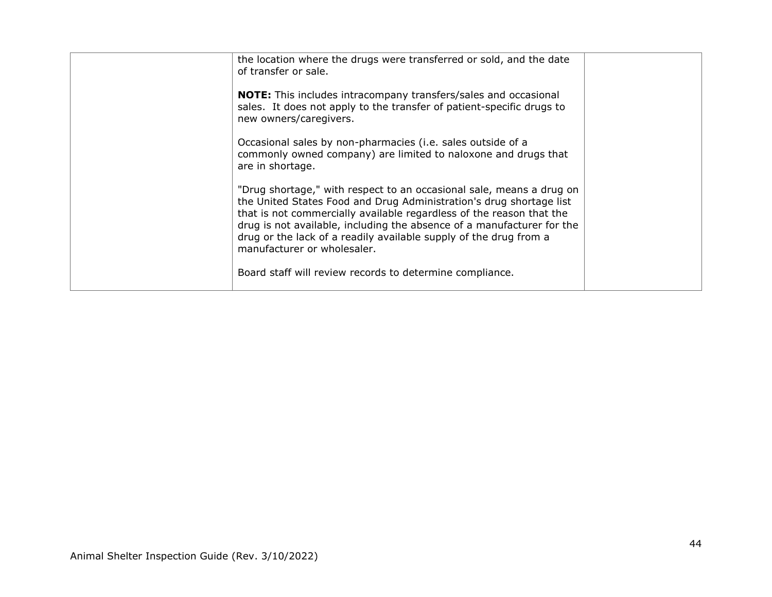| | | |
|---|---|---|
| | the location where the drugs were transferred or sold, and the date of transfer or sale.<br><br>**NOTE:** This includes intracompany transfers/sales and occasional sales. It does not apply to the transfer of patient-specific drugs to new owners/caregivers.<br><br>Occasional sales by non-pharmacies (i.e. sales outside of a commonly owned company) are limited to naloxone and drugs that are in shortage.<br><br>"Drug shortage," with respect to an occasional sale, means a drug on the United States Food and Drug Administration's drug shortage list that is not commercially available regardless of the reason that the drug is not available, including the absence of a manufacturer for the drug or the lack of a readily available supply of the drug from a manufacturer or wholesaler.<br><br>Board staff will review records to determine compliance. | |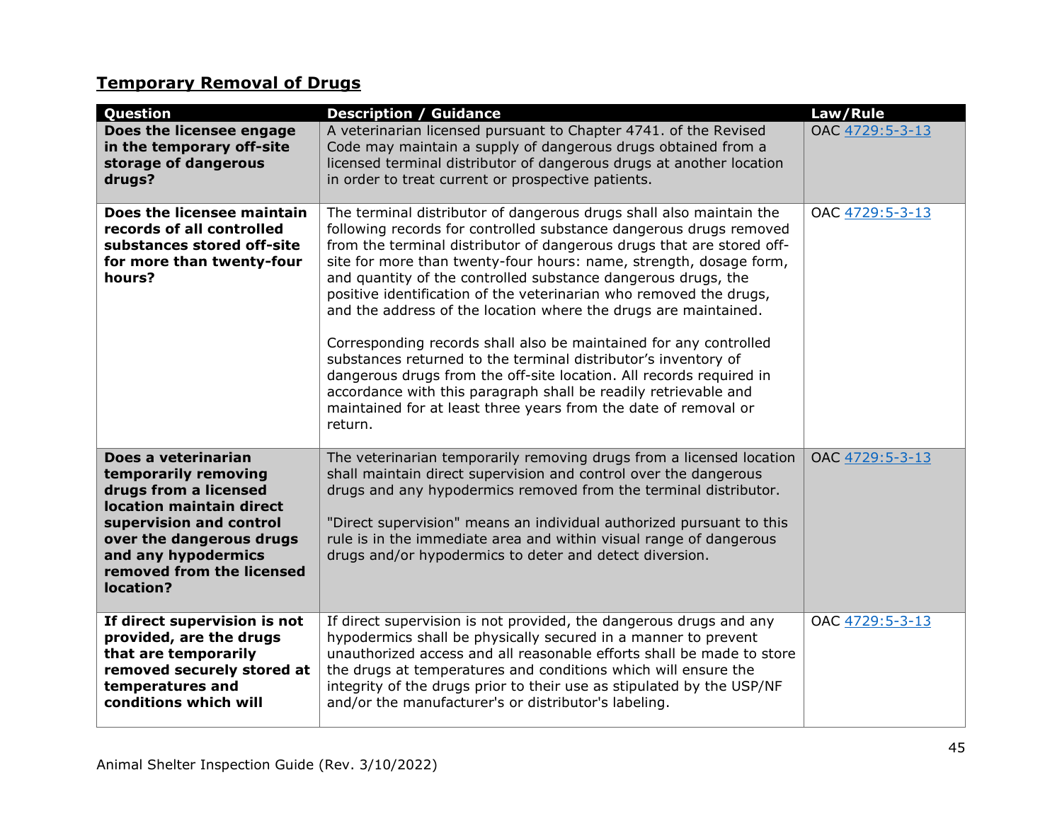## **Temporary Removal of Drugs**

| Question | Description / Guidance | Law/Rule |
|---|---|---|
| **Does the licensee engage in the temporary off-site storage of dangerous drugs?** | A veterinarian licensed pursuant to Chapter 4741. of the Revised Code may maintain a supply of dangerous drugs obtained from a licensed terminal distributor of dangerous drugs at another location in order to treat current or prospective patients. | OAC 4729:5-3-13 |
| **Does the licensee maintain records of all controlled substances stored off-site for more than twenty-four hours?** | The terminal distributor of dangerous drugs shall also maintain the following records for controlled substance dangerous drugs removed from the terminal distributor of dangerous drugs that are stored off-site for more than twenty-four hours: name, strength, dosage form, and quantity of the controlled substance dangerous drugs, the positive identification of the veterinarian who removed the drugs, and the address of the location where the drugs are maintained.<br><br>Corresponding records shall also be maintained for any controlled substances returned to the terminal distributor's inventory of dangerous drugs from the off-site location. All records required in accordance with this paragraph shall be readily retrievable and maintained for at least three years from the date of removal or return. | OAC 4729:5-3-13 |
| **Does a veterinarian temporarily removing drugs from a licensed location maintain direct supervision and control over the dangerous drugs and any hypodermics removed from the licensed location?** | The veterinarian temporarily removing drugs from a licensed location shall maintain direct supervision and control over the dangerous drugs and any hypodermics removed from the terminal distributor.<br><br>"Direct supervision" means an individual authorized pursuant to this rule is in the immediate area and within visual range of dangerous drugs and/or hypodermics to deter and detect diversion. | OAC 4729:5-3-13 |
| **If direct supervision is not provided, are the drugs that are temporarily removed securely stored at temperatures and conditions which will** | If direct supervision is not provided, the dangerous drugs and any hypodermics shall be physically secured in a manner to prevent unauthorized access and all reasonable efforts shall be made to store the drugs at temperatures and conditions which will ensure the integrity of the drugs prior to their use as stipulated by the USP/NF and/or the manufacturer's or distributor's labeling. | OAC 4729:5-3-13 |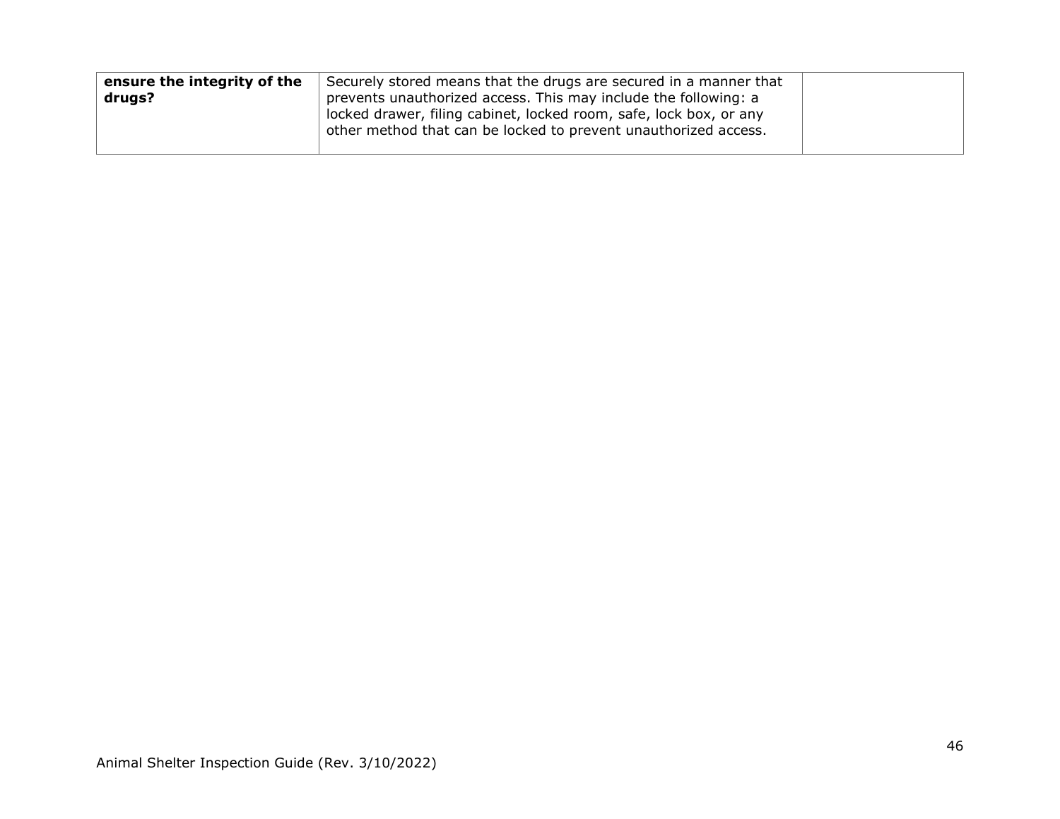| | | |
|---|---|---|
| **ensure the integrity of the drugs?** | Securely stored means that the drugs are secured in a manner that prevents unauthorized access. This may include the following: a locked drawer, filing cabinet, locked room, safe, lock box, or any other method that can be locked to prevent unauthorized access. | |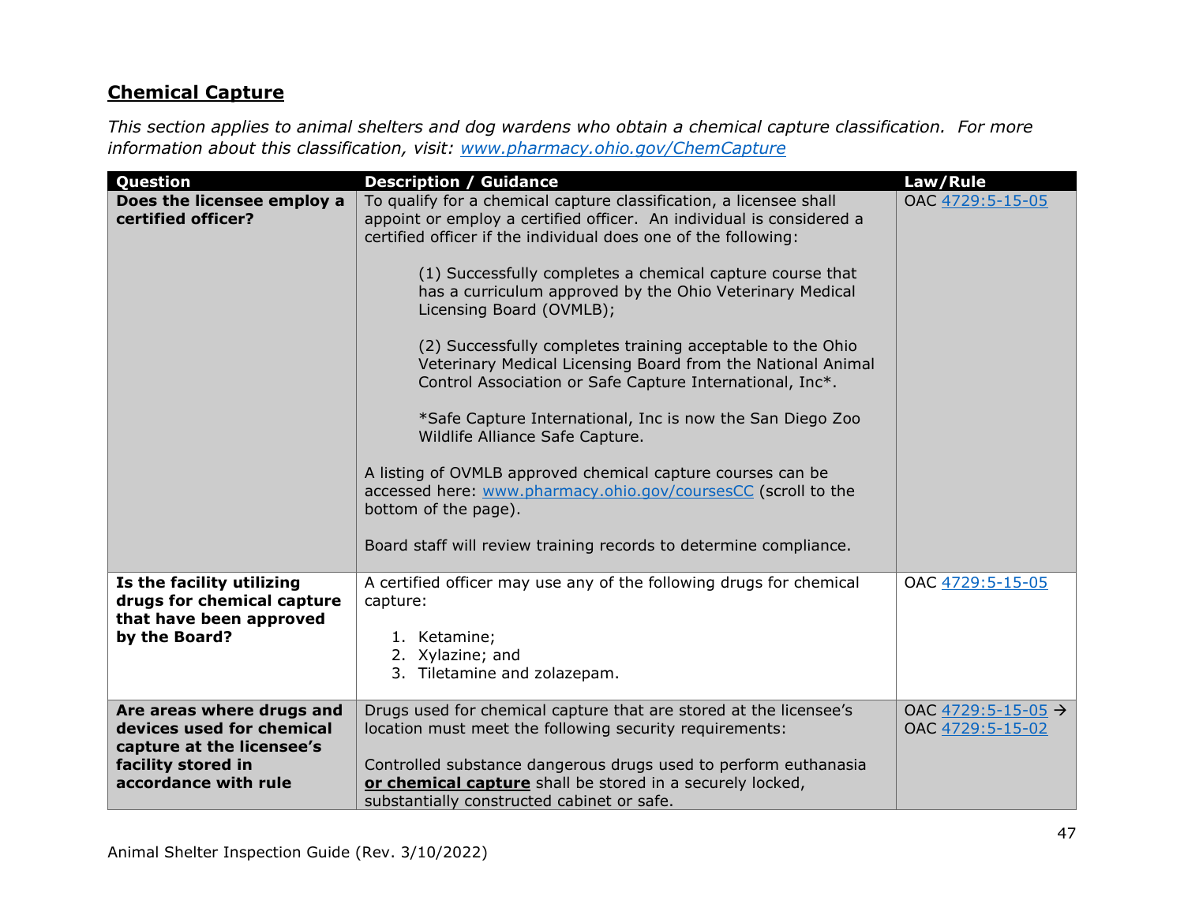## **Chemical Capture**

*This section applies to animal shelters and dog wardens who obtain a chemical capture classification. For more information about this classification, visit: [www.pharmacy.ohio.gov/ChemCapture](www.pharmacy.ohio.gov/ChemCapture)*

| Question | Description / Guidance | Law/Rule |
|---|---|---|
| **Does the licensee employ a certified officer?** | To qualify for a chemical capture classification, a licensee shall appoint or employ a certified officer. An individual is considered a certified officer if the individual does one of the following:<br><br>(1) Successfully completes a chemical capture course that has a curriculum approved by the Ohio Veterinary Medical Licensing Board (OVMLB);<br><br>(2) Successfully completes training acceptable to the Ohio Veterinary Medical Licensing Board from the National Animal Control Association or Safe Capture International, Inc*.<br><br>*Safe Capture International, Inc is now the San Diego Zoo Wildlife Alliance Safe Capture.<br><br>A listing of OVMLB approved chemical capture courses can be accessed here: [www.pharmacy.ohio.gov/coursesCC](www.pharmacy.ohio.gov/coursesCC) (scroll to the bottom of the page).<br><br>Board staff will review training records to determine compliance. | OAC 4729:5-15-05 |
| **Is the facility utilizing drugs for chemical capture that have been approved by the Board?** | A certified officer may use any of the following drugs for chemical capture:<br><br>1. Ketamine;<br>2. Xylazine; and<br>3. Tiletamine and zolazepam. | OAC 4729:5-15-05 |
| **Are areas where drugs and devices used for chemical capture at the licensee's facility stored in accordance with rule** | Drugs used for chemical capture that are stored at the licensee's location must meet the following security requirements:<br><br>Controlled substance dangerous drugs used to perform euthanasia **or chemical capture** shall be stored in a securely locked, substantially constructed cabinet or safe. | OAC 4729:5-15-05 → OAC 4729:5-15-02 |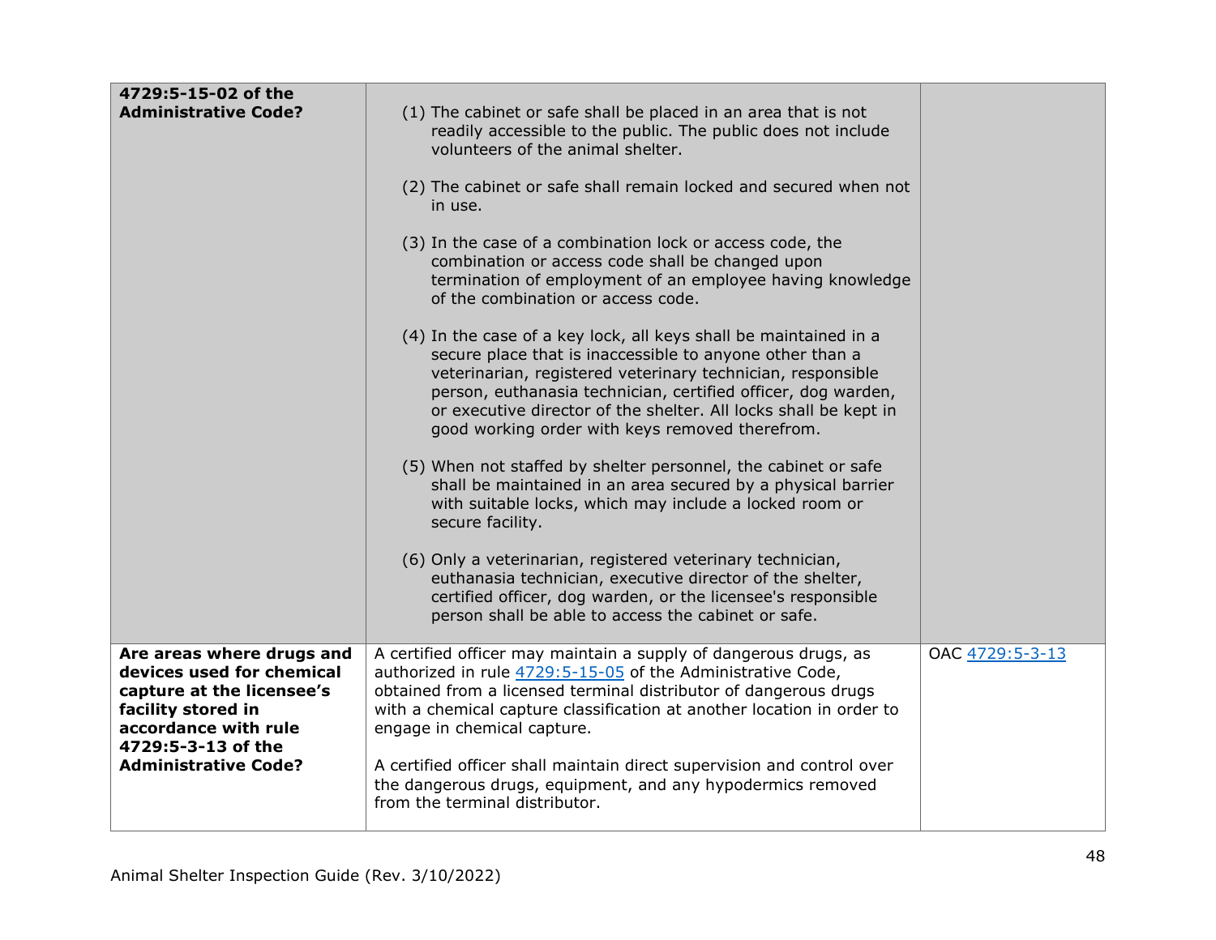| | | |
|---|---|---|
| **4729:5-15-02 of the Administrative Code?** | (1) The cabinet or safe shall be placed in an area that is not readily accessible to the public. The public does not include volunteers of the animal shelter.<br><br>(2) The cabinet or safe shall remain locked and secured when not in use.<br><br>(3) In the case of a combination lock or access code, the combination or access code shall be changed upon termination of employment of an employee having knowledge of the combination or access code.<br><br>(4) In the case of a key lock, all keys shall be maintained in a secure place that is inaccessible to anyone other than a veterinarian, registered veterinary technician, responsible person, euthanasia technician, certified officer, dog warden, or executive director of the shelter. All locks shall be kept in good working order with keys removed therefrom.<br><br>(5) When not staffed by shelter personnel, the cabinet or safe shall be maintained in an area secured by a physical barrier with suitable locks, which may include a locked room or secure facility.<br><br>(6) Only a veterinarian, registered veterinary technician, euthanasia technician, executive director of the shelter, certified officer, dog warden, or the licensee's responsible person shall be able to access the cabinet or safe. | |
| **Are areas where drugs and devices used for chemical capture at the licensee's facility stored in accordance with rule 4729:5-3-13 of the Administrative Code?** | A certified officer may maintain a supply of dangerous drugs, as authorized in rule 4729:5-15-05 of the Administrative Code, obtained from a licensed terminal distributor of dangerous drugs with a chemical capture classification at another location in order to engage in chemical capture.<br><br>A certified officer shall maintain direct supervision and control over the dangerous drugs, equipment, and any hypodermics removed from the terminal distributor. | OAC 4729:5-3-13 |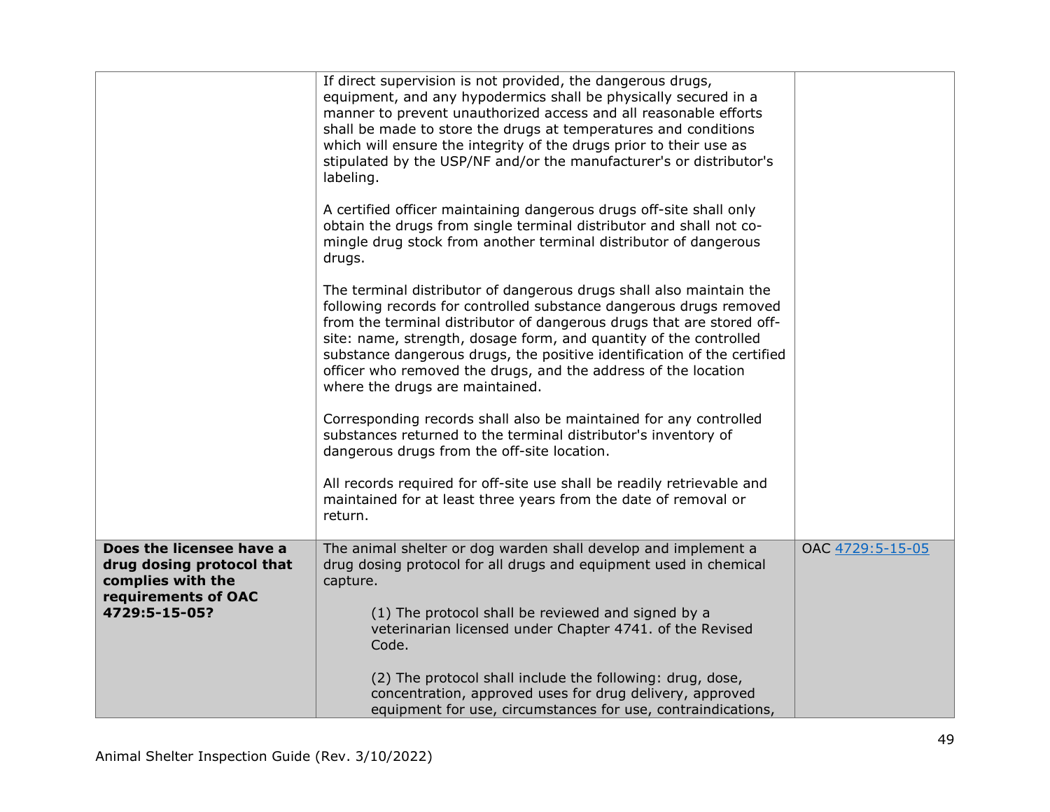| | | |
|---|---|---|
| | If direct supervision is not provided, the dangerous drugs, equipment, and any hypodermics shall be physically secured in a manner to prevent unauthorized access and all reasonable efforts shall be made to store the drugs at temperatures and conditions which will ensure the integrity of the drugs prior to their use as stipulated by the USP/NF and/or the manufacturer's or distributor's labeling.<br><br>A certified officer maintaining dangerous drugs off-site shall only obtain the drugs from single terminal distributor and shall not co-mingle drug stock from another terminal distributor of dangerous drugs.<br><br>The terminal distributor of dangerous drugs shall also maintain the following records for controlled substance dangerous drugs removed from the terminal distributor of dangerous drugs that are stored off-site: name, strength, dosage form, and quantity of the controlled substance dangerous drugs, the positive identification of the certified officer who removed the drugs, and the address of the location where the drugs are maintained.<br><br>Corresponding records shall also be maintained for any controlled substances returned to the terminal distributor's inventory of dangerous drugs from the off-site location.<br><br>All records required for off-site use shall be readily retrievable and maintained for at least three years from the date of removal or return. | |
| **Does the licensee have a drug dosing protocol that complies with the requirements of OAC 4729:5-15-05?** | The animal shelter or dog warden shall develop and implement a drug dosing protocol for all drugs and equipment used in chemical capture.<br><br>(1) The protocol shall be reviewed and signed by a veterinarian licensed under Chapter 4741. of the Revised Code.<br><br>(2) The protocol shall include the following: drug, dose, concentration, approved uses for drug delivery, approved equipment for use, circumstances for use, contraindications, | OAC 4729:5-15-05 |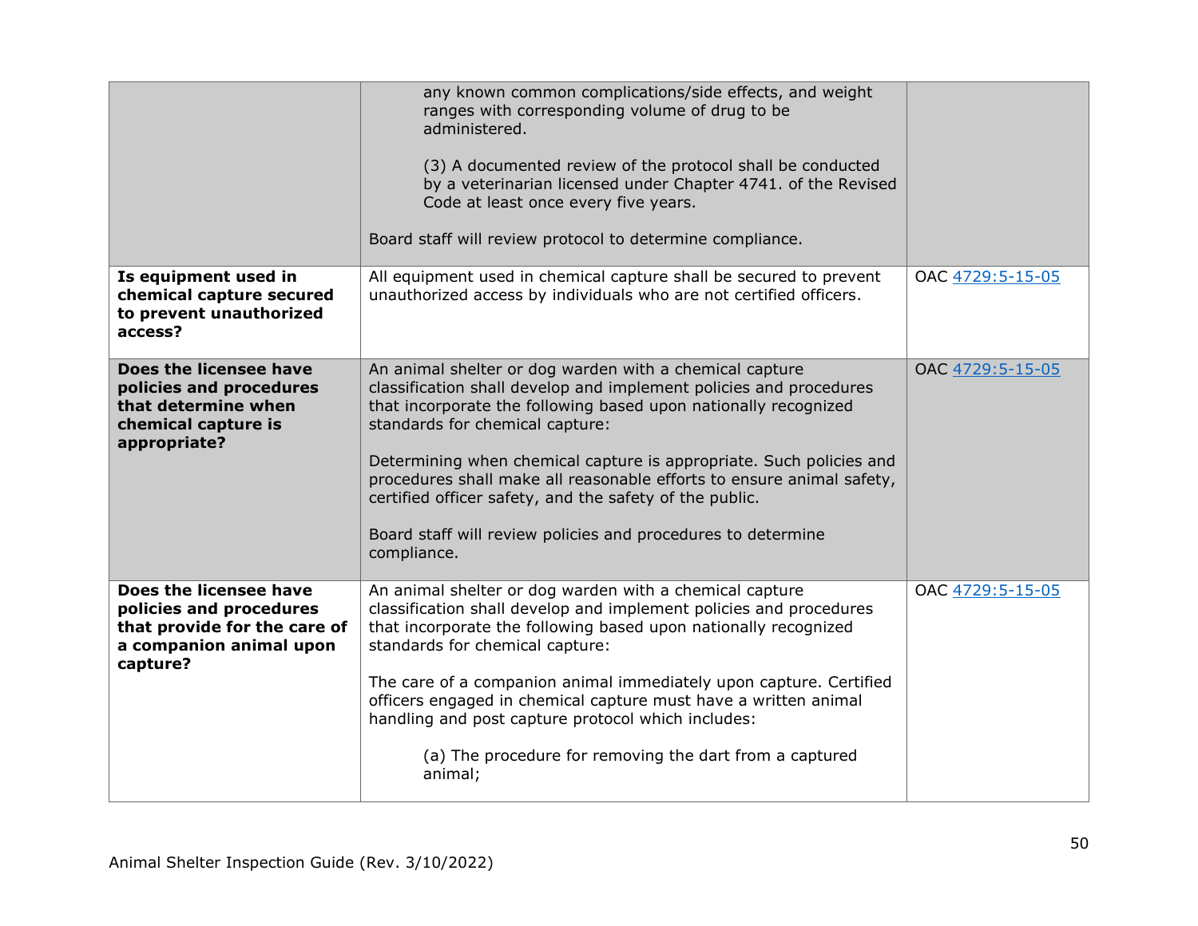| | | |
|---|---|---|
| | any known common complications/side effects, and weight ranges with corresponding volume of drug to be administered.<br><br>(3) A documented review of the protocol shall be conducted by a veterinarian licensed under Chapter 4741. of the Revised Code at least once every five years.<br><br>Board staff will review protocol to determine compliance. | |
| **Is equipment used in chemical capture secured to prevent unauthorized access?** | All equipment used in chemical capture shall be secured to prevent unauthorized access by individuals who are not certified officers. | OAC 4729:5-15-05 |
| **Does the licensee have policies and procedures that determine when chemical capture is appropriate?** | An animal shelter or dog warden with a chemical capture classification shall develop and implement policies and procedures that incorporate the following based upon nationally recognized standards for chemical capture:<br><br>Determining when chemical capture is appropriate. Such policies and procedures shall make all reasonable efforts to ensure animal safety, certified officer safety, and the safety of the public.<br><br>Board staff will review policies and procedures to determine compliance. | OAC 4729:5-15-05 |
| **Does the licensee have policies and procedures that provide for the care of a companion animal upon capture?** | An animal shelter or dog warden with a chemical capture classification shall develop and implement policies and procedures that incorporate the following based upon nationally recognized standards for chemical capture:<br><br>The care of a companion animal immediately upon capture. Certified officers engaged in chemical capture must have a written animal handling and post capture protocol which includes:<br><br>(a) The procedure for removing the dart from a captured animal; | OAC 4729:5-15-05 |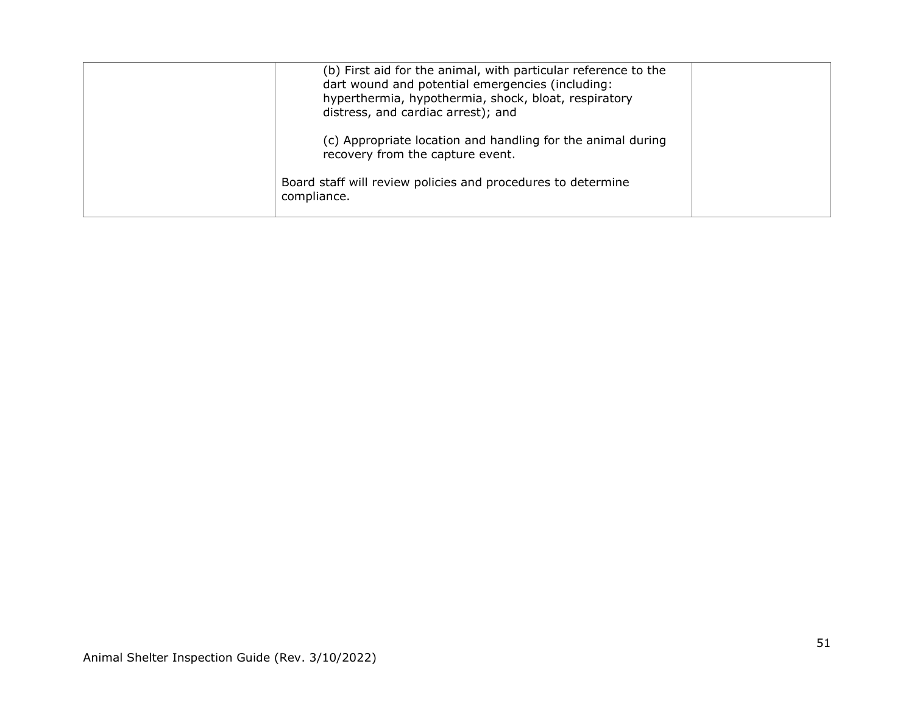|  | (b) First aid for the animal, with particular reference to the dart wound and potential emergencies (including: hyperthermia, hypothermia, shock, bloat, respiratory distress, and cardiac arrest); and<br><br>(c) Appropriate location and handling for the animal during recovery from the capture event.<br><br>Board staff will review policies and procedures to determine compliance. |  |
|---|---|---|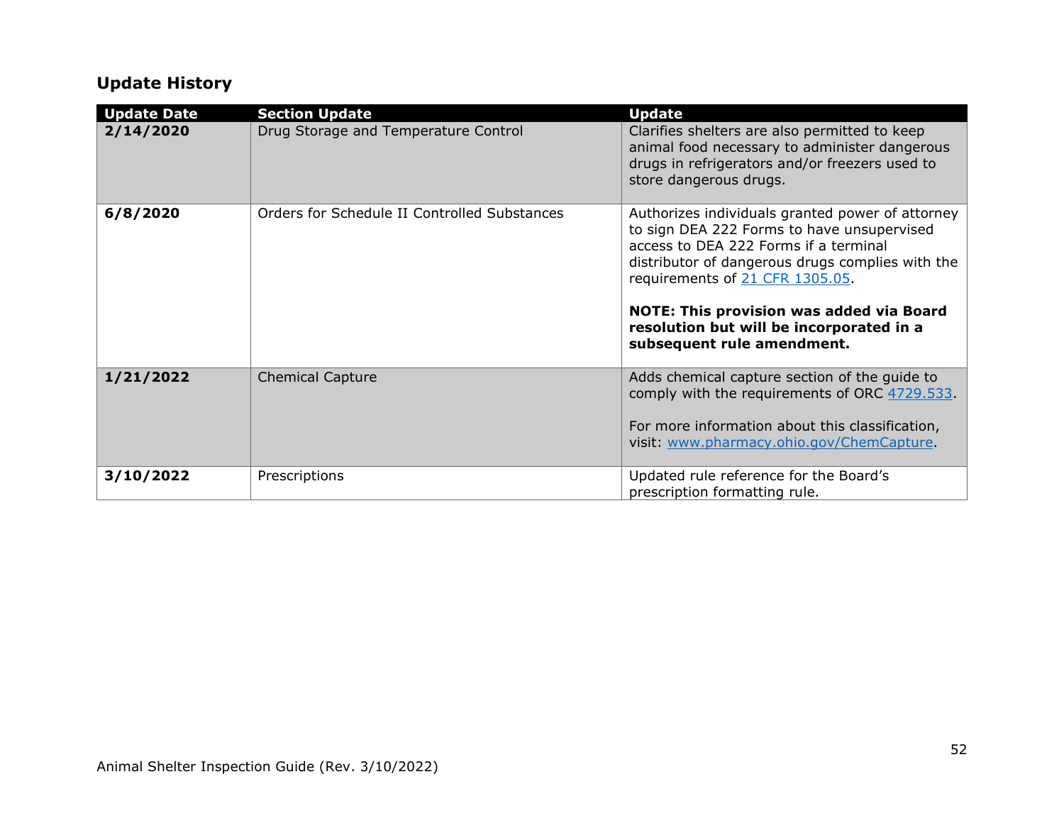## Update History

| Update Date | Section Update | Update |
|---|---|---|
| **2/14/2020** | Drug Storage and Temperature Control | Clarifies shelters are also permitted to keep animal food necessary to administer dangerous drugs in refrigerators and/or freezers used to store dangerous drugs. |
| **6/8/2020** | Orders for Schedule II Controlled Substances | Authorizes individuals granted power of attorney to sign DEA 222 Forms to have unsupervised access to DEA 222 Forms if a terminal distributor of dangerous drugs complies with the requirements of 21 CFR 1305.05.<br><br>**NOTE: This provision was added via Board resolution but will be incorporated in a subsequent rule amendment.** |
| **1/21/2022** | Chemical Capture | Adds chemical capture section of the guide to comply with the requirements of ORC 4729.533.<br><br>For more information about this classification, visit: www.pharmacy.ohio.gov/ChemCapture. |
| **3/10/2022** | Prescriptions | Updated rule reference for the Board's prescription formatting rule. |

Animal Shelter Inspection Guide (Rev. 3/10/2022)